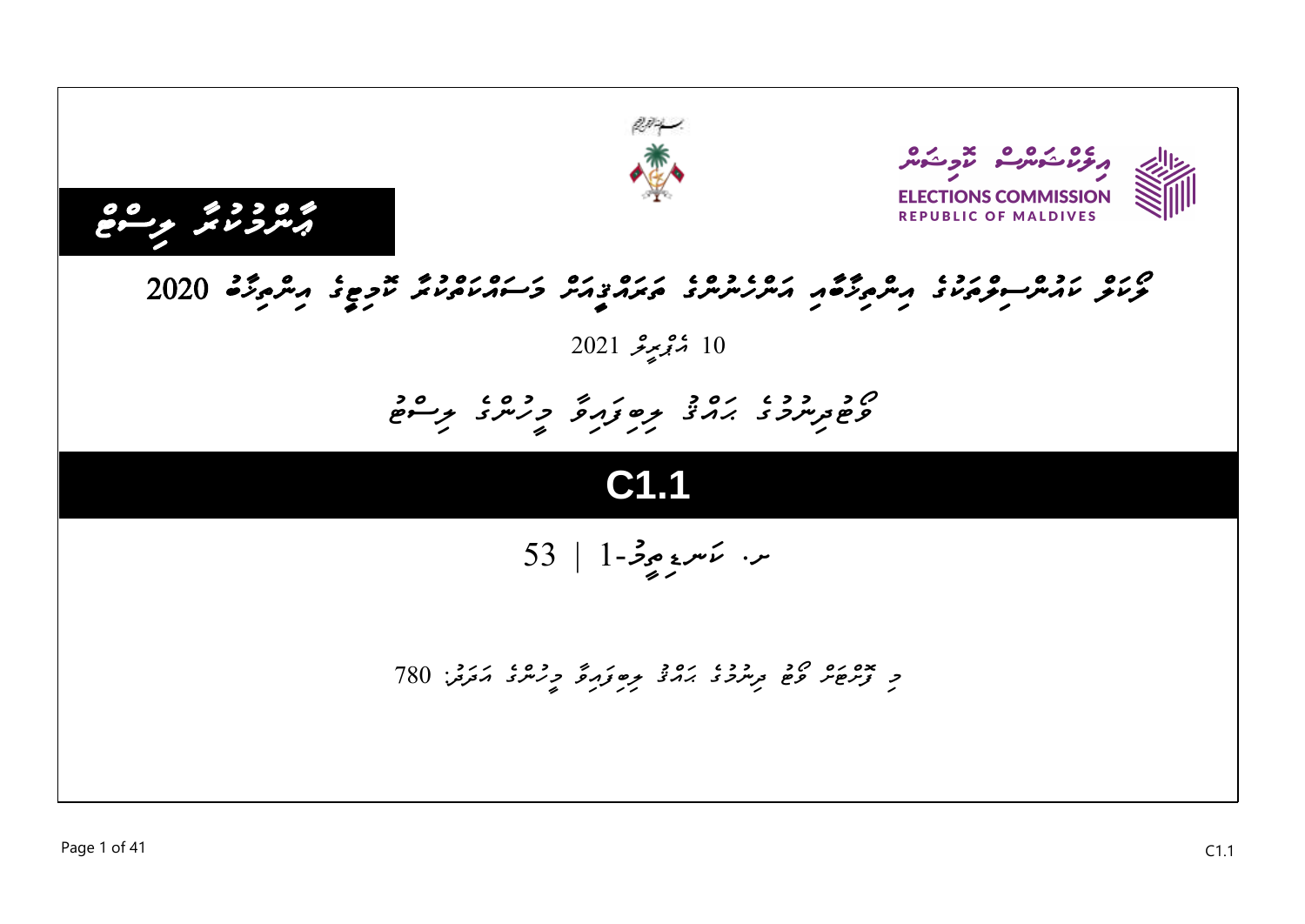ދިވެހިރާއްޖޭގެ އިލެކްޝަންސް ކޮމިޝަން

ELECTIONS COMMISSION
REPUBLIC OF MALDIVES

އާންމުކުރާ ލިސްޓު

# ލޯކަލް ކައުންސިލްތަކުގެ އިންތިޚާބާއި އަންހެނުންގެ ތަރައްޤީއަށް މަސައްކަތްކުރާ ކޮމިޓީގެ އިންތިޚާބު 2020

10 އޮކްޓޯބަރު 2021

ވޯޓުދިނުމުގެ ޙައްޤު ލިބިފައިވާ މީހުންގެ ލިސްޓު

# C1.1

ނ. ކެނދިކުޅުދޫ-1 | 53

މި ފޮށްޓަށް ވޯޓު ދިނުމުގެ ޙައްޤު ލިބިފައިވާ މީހުންގެ އަދަދު: 780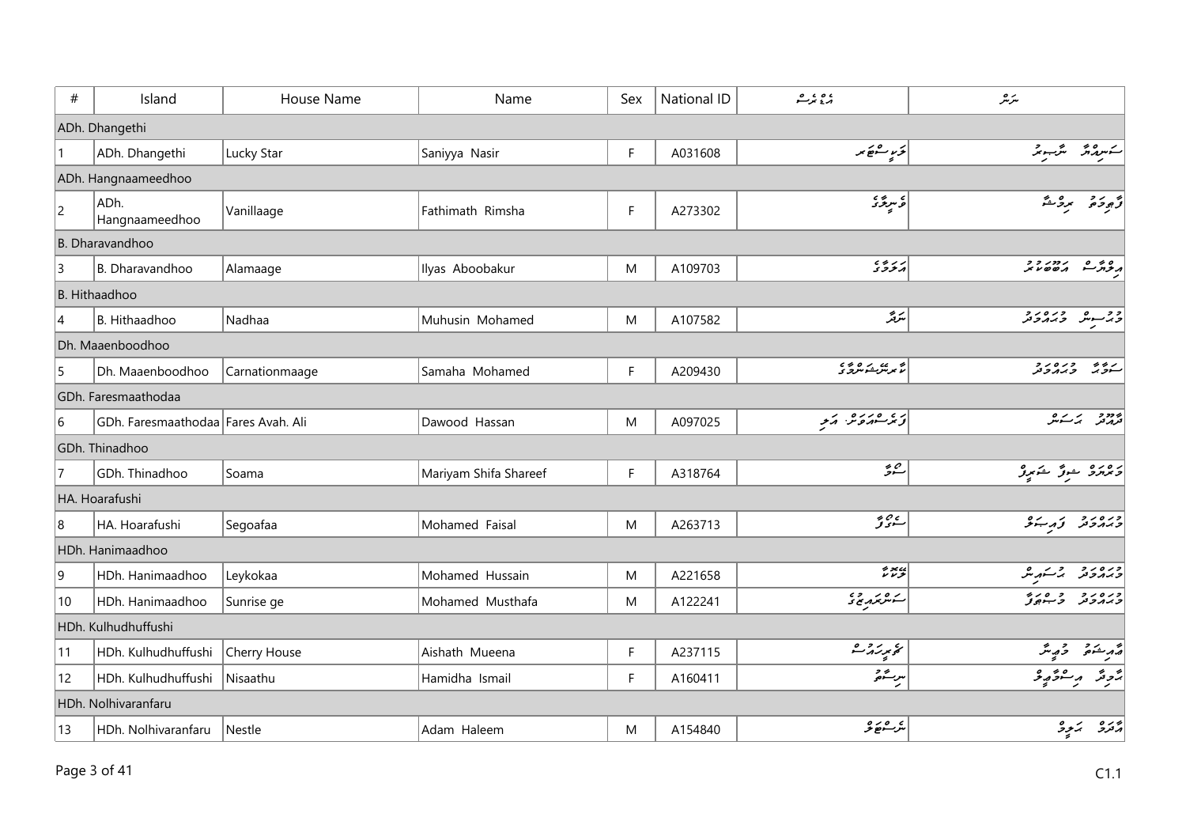| # | Island | House Name | Name | Sex | National ID | ގެއުގެ ނަން | ނަން |
|---|---|---|---|---|---|---|---|
| ADh. Dhangethi | | | | | | | |
| 1 | ADh. Dhangethi | Lucky Star | Saniyya Nasir | F | A031608 | ލަކީސްޓަރ | ސަނިއްޔާ ނާސިރު |
| ADh. Hangnaameedhoo | | | | | | | |
| 2 | ADh. Hangnaameedhoo | Vanillaage | Fathimath Rimsha | F | A273302 | ވެނިލާގެ | ފާތިމަތު ރިމްޝާ |
| B. Dharavandhoo | | | | | | | |
| 3 | B. Dharavandhoo | Alamaage | Ilyas Aboobakur | M | A109703 | އަލަމާގެ | އިލްޔާސް އަބޫބަކުރު |
| B. Hithaadhoo | | | | | | | |
| 4 | B. Hithaadhoo | Nadhaa | Muhusin Mohamed | M | A107582 | ނަދާ | މުހުސިން މުހައްމަދު |
| Dh. Maaenboodhoo | | | | | | | |
| 5 | Dh. Maaenboodhoo | Carnationmaage | Samaha Mohamed | F | A209430 | ކާނޭޝަންމާގެ | ސަމާހާ މުހައްމަދު |
| GDh. Faresmaathodaa | | | | | | | |
| 6 | GDh. Faresmaathodaa | Fares Avah. Ali | Dawood Hassan | M | A097025 | ފަރެސްއައްވަށް. އަލި | ދާއޫދު ހަސަން |
| GDh. Thinadhoo | | | | | | | |
| 7 | GDh. Thinadhoo | Soama | Mariyam Shifa Shareef | F | A318764 | ސޯމާ | މަރިޔަމް ޝިފާ ޝަރީފު |
| HA. Hoarafushi | | | | | | | |
| 8 | HA. Hoarafushi | Segoafaa | Mohamed Faisal | M | A263713 | ސެގޯފާ | މުހައްމަދު ފައިސަލް |
| HDh. Hanimaadhoo | | | | | | | |
| 9 | HDh. Hanimaadhoo | Leykokaa | Mohamed Hussain | M | A221658 | ލޭކޮކާ | މުހައްމަދު ހުސައިން |
| 10 | HDh. Hanimaadhoo | Sunrise ge | Mohamed Musthafa | M | A122241 | ސަންރައިޒްގެ | މުހައްމަދު މުސްތަފާ |
| HDh. Kulhudhuffushi | | | | | | | |
| 11 | HDh. Kulhudhuffushi | Cherry House | Aishath Mueena | F | A237115 | ޗެރީހައުސް | އައިޝަތު މުއީނާ |
| 12 | HDh. Kulhudhuffushi | Nisaathu | Hamidha Ismail | F | A160411 | ނިސާތު | ހާމިދާ އިސްމާއިލް |
| HDh. Nolhivaranfaru | | | | | | | |
| 13 | HDh. Nolhivaranfaru | Nestle | Adam Haleem | M | A154840 | ނެސްޓަލް | އާދަމް ހަލީމް |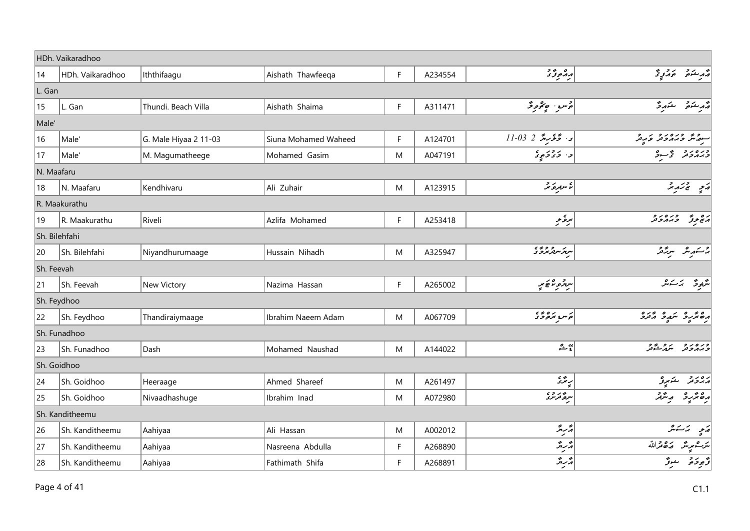| | | | | | | | |
|---|---|---|---|---|---|---|---|
| HDh. Vaikaradhoo | | | | | | | |
| 14 | HDh. Vaikaradhoo | Iththifaagu | Aishath Thawfeeqa | F | A234554 | ދިއްތިފާގު | އައިށަތު ތައުފީޤާ |
| L. Gan | | | | | | | |
| 15 | L. Gan | Thundi. Beach Villa | Aishath Shaima | F | A311471 | ތުނޑި. ބީޗްވިލާ | އައިށަތު ޝައިމާ |
| Male' | | | | | | | |
| 16 | Male' | G. Male Hiyaa 2 11-03 | Siuna Mohamed Waheed | F | A124701 | ގ. މާލެހިޔާ 2 11-03 | ސިއުނާ މުހައްމަދު ވަހީދު |
| 17 | Male' | M. Magumatheege | Mohamed Gasim | M | A047191 | މ. މަގުމަތީގެ | މުހައްމަދު ގާސިމް |
| N. Maafaru | | | | | | | |
| 18 | N. Maafaru | Kendhivaru | Ali Zuhair | M | A123915 | ކެނދިވަރު | އަލި ޒުހައިރު |
| R. Maakurathu | | | | | | | |
| 19 | R. Maakurathu | Riveli | Azlifa Mohamed | F | A253418 | ރިވެލި | އަޒްލިފާ މުހައްމަދު |
| Sh. Bilehfahi | | | | | | | |
| 20 | Sh. Bilehfahi | Niyandhurumaage | Hussain Nihadh | M | A325947 | ނިޔަނދުރުމާގެ | ހުސައިން ނިހާދު |
| Sh. Feevah | | | | | | | |
| 21 | Sh. Feevah | New Victory | Nazima Hassan | F | A265002 | ނިއުވިކްޓަރީ | ނާޒިމާ ހަސަން |
| Sh. Feydhoo | | | | | | | |
| 22 | Sh. Feydhoo | Thandiraiymaage | Ibrahim Naeem Adam | M | A067709 | ތަނޑިރައްމާގެ | އިބްރާހީމް ނައީމް އާދަމް |
| Sh. Funadhoo | | | | | | | |
| 23 | Sh. Funadhoo | Dash | Mohamed Naushad | M | A144022 | ޑޭޝް | މުހައްމަދު ނައުޝާދު |
| Sh. Goidhoo | | | | | | | |
| 24 | Sh. Goidhoo | Heeraage | Ahmed Shareef | M | A261497 | ހީރާގެ | އަހުމަދު ޝަރީފު |
| 25 | Sh. Goidhoo | Nivaadhashuge | Ibrahim Inad | M | A072980 | ނިވާދަށުގެ | އިބްރާހީމް އިނާދު |
| Sh. Kanditheemu | | | | | | | |
| 26 | Sh. Kanditheemu | Aahiyaa | Ali Hassan | M | A002012 | އާހިޔާ | އަލި ހަސަން |
| 27 | Sh. Kanditheemu | Aahiyaa | Nasreena Abdulla | F | A268890 | އާހިޔާ | ނަސްރީނާ އަބްދުﷲ |
| 28 | Sh. Kanditheemu | Aahiyaa | Fathimath Shifa | F | A268891 | އާހިޔާ | ފާތިމަތު ޝިފާ |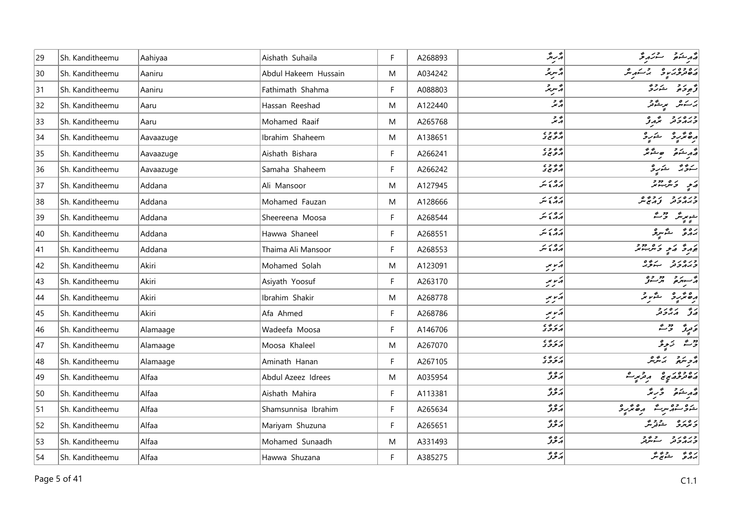| 29 | Sh. Kanditheemu | Aahiyaa | Aishath Suhaila | F | A268893 | އާހިޔާ | އާއިޝަތު ސުހައިލާ |
|---|---|---|---|---|---|---|---|
| 30 | Sh. Kanditheemu | Aaniru | Abdul Hakeem Hussain | M | A034242 | އާނިރު | އަބްދުލްޙަކީމް ހުސައިން |
| 31 | Sh. Kanditheemu | Aaniru | Fathimath Shahma | F | A088803 | އާނިރު | ފާތިމަތު ޝަހުމާ |
| 32 | Sh. Kanditheemu | Aaru | Hassan Reeshad | M | A122440 | އާރު | ހަސަން ރީޝާދު |
| 33 | Sh. Kanditheemu | Aaru | Mohamed Raaif | M | A265768 | އާރު | މުހައްމަދު ރާއިފު |
| 34 | Sh. Kanditheemu | Aavaazuge | Ibrahim Shaheem | M | A138651 | އާވާޒުގެ | އިބްރާހިމް ޝަހީމް |
| 35 | Sh. Kanditheemu | Aavaazuge | Aishath Bishara | F | A266241 | އާވާޒުގެ | އާއިޝަތު ބިޝާރާ |
| 36 | Sh. Kanditheemu | Aavaazuge | Samaha Shaheem | F | A266242 | އާވާޒުގެ | ސަމާހާ ޝަހީމް |
| 37 | Sh. Kanditheemu | Addana | Ali Mansoor | M | A127945 | އައްޑަނަ | އަލި މަންސޫރު |
| 38 | Sh. Kanditheemu | Addana | Mohamed Fauzan | M | A128666 | އައްޑަނަ | މުހައްމަދު ފައުޒާން |
| 39 | Sh. Kanditheemu | Addana | Sheereena Moosa | F | A268544 | އައްޑަނަ | ޝީރީނާ މޫސާ |
| 40 | Sh. Kanditheemu | Addana | Hawwa Shaneel | F | A268551 | އައްޑަނަ | ހައްވާ ޝާނީލް |
| 41 | Sh. Kanditheemu | Addana | Thaima Ali Mansoor | F | A268553 | އައްޑަނަ | ތައިމާ އަލި މަންސޫރު |
| 42 | Sh. Kanditheemu | Akiri | Mohamed Solah | M | A123091 | އަކިރި | މުހައްމަދު ސަލާހު |
| 43 | Sh. Kanditheemu | Akiri | Asiyath Yoosuf | F | A263170 | އަކިރި | އާސިޔަތު ޔޫސުފު |
| 44 | Sh. Kanditheemu | Akiri | Ibrahim Shakir | M | A268778 | އަކިރި | އިބްރާހިމް ޝާކިރު |
| 45 | Sh. Kanditheemu | Akiri | Afa Ahmed | F | A268786 | އަކިރި | އަފާ އަހުމަދު |
| 46 | Sh. Kanditheemu | Alamaage | Wadeefa Moosa | F | A146706 | އަލަމާގެ | ވަދީފާ މޫސާ |
| 47 | Sh. Kanditheemu | Alamaage | Moosa Khaleel | M | A267070 | އަލަމާގެ | މޫސާ ޚަލީލު |
| 48 | Sh. Kanditheemu | Alamaage | Aminath Hanan | F | A267105 | އަލަމާގެ | އާމިނަތު ހަނާން |
| 49 | Sh. Kanditheemu | Alfaa | Abdul Azeez Idrees | M | A035954 | އަލްފާ | އަބްދުލްޢަޒީޒު އިދްރީސް |
| 50 | Sh. Kanditheemu | Alfaa | Aishath Mahira | F | A113381 | އަލްފާ | އާއިޝަތު މާހިރާ |
| 51 | Sh. Kanditheemu | Alfaa | Shamsunnisa Ibrahim | F | A265634 | އަލްފާ | ޝަމްސުންނިސާ އިބްރާހިމް |
| 52 | Sh. Kanditheemu | Alfaa | Mariyam Shuzuna | F | A265651 | އަލްފާ | މަރިޔަމް ޝުޒުނާ |
| 53 | Sh. Kanditheemu | Alfaa | Mohamed Sunaadh | M | A331493 | އަލްފާ | މުހައްމަދު ސުނާދު |
| 54 | Sh. Kanditheemu | Alfaa | Hawwa Shuzana | F | A385275 | އަލްފާ | ހައްވާ ޝުޒާނާ |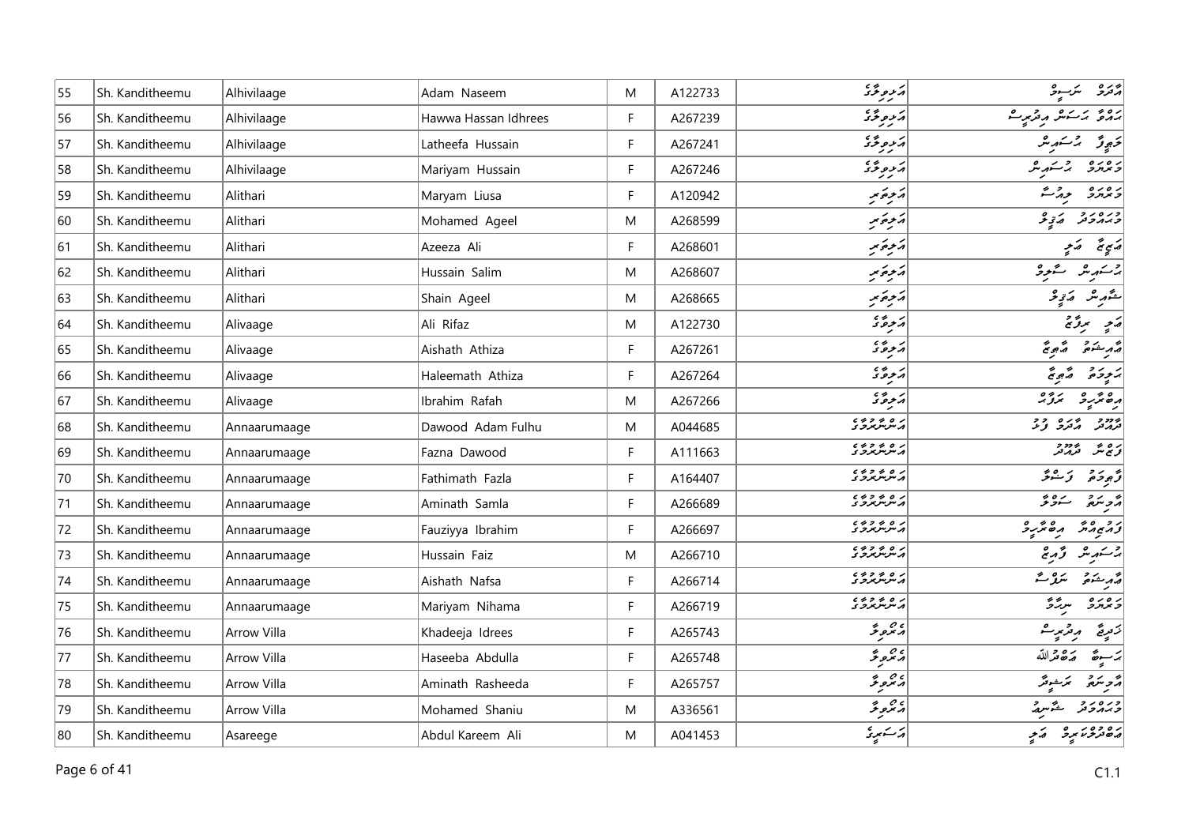| 55 | Sh. Kanditheemu | Alhivilaage | Adam Naseem | M | A122733 | އަލިވިލާގެ | އާދަމް ނަސީމް |
|---|---|---|---|---|---|---|---|
| 56 | Sh. Kanditheemu | Alhivilaage | Hawwa Hassan Idhrees | F | A267239 | އަލިވިލާގެ | ޙައްވާ ޙަސަން އިދްރީސް |
| 57 | Sh. Kanditheemu | Alhivilaage | Latheefa Hussain | F | A267241 | އަލިވިލާގެ | ލަޠީފާ ޙުސައިން |
| 58 | Sh. Kanditheemu | Alhivilaage | Mariyam Hussain | F | A267246 | އަލިވިލާގެ | މަރިޔަމް ޙުސައިން |
| 59 | Sh. Kanditheemu | Alithari | Maryam Liusa | F | A120942 | އަލިތަރި | މަރިޔަމް ލިއުސާ |
| 60 | Sh. Kanditheemu | Alithari | Mohamed Ageel | M | A268599 | އަލިތަރި | މުޙައްމަދު ޢަޤީލް |
| 61 | Sh. Kanditheemu | Alithari | Azeeza Ali | F | A268601 | އަލިތަރި | ޢަޒީޒާ ޢަލި |
| 62 | Sh. Kanditheemu | Alithari | Hussain Salim | M | A268607 | އަލިތަރި | ޙުސައިން ސާލިމް |
| 63 | Sh. Kanditheemu | Alithari | Shain Ageel | M | A268665 | އަލިތަރި | ޝާއިން ޢަޤީލް |
| 64 | Sh. Kanditheemu | Alivaage | Ali Rifaz | M | A122730 | އަލިވާގެ | ޢަލި ރިފާޒް |
| 65 | Sh. Kanditheemu | Alivaage | Aishath Athiza | F | A267261 | އަލިވާގެ | އައިޝަތު އާތިޒާ |
| 66 | Sh. Kanditheemu | Alivaage | Haleemath Athiza | F | A267264 | އަލިވާގެ | ހަލީމަތު އާތިޒާ |
| 67 | Sh. Kanditheemu | Alivaage | Ibrahim Rafah | M | A267266 | އަލިވާގެ | އިބްރާހިމް ރަފާހް |
| 68 | Sh. Kanditheemu | Annaarumaage | Dawood Adam Fulhu | M | A044685 | އަންނާރުމާގެ | ދާއޫދު އާދަމް ފުޅު |
| 69 | Sh. Kanditheemu | Annaarumaage | Fazna Dawood | F | A111663 | އަންނާރުމާގެ | ފަޒްނާ ދާއޫދު |
| 70 | Sh. Kanditheemu | Annaarumaage | Fathimath Fazla | F | A164407 | އަންނާރުމާގެ | ފާތިމަތު ފަޟްލާ |
| 71 | Sh. Kanditheemu | Annaarumaage | Aminath Samla | F | A266689 | އަންނާރުމާގެ | އާމިނަތު ސަމްލާ |
| 72 | Sh. Kanditheemu | Annaarumaage | Fauziyya Ibrahim | F | A266697 | އަންނާރުމާގެ | ފައުޒިއްޔާ އިބްރާހިމް |
| 73 | Sh. Kanditheemu | Annaarumaage | Hussain Faiz | M | A266710 | އަންނާރުމާގެ | ޙުސައިން ފާއިޒް |
| 74 | Sh. Kanditheemu | Annaarumaage | Aishath Nafsa | F | A266714 | އަންނާރުމާގެ | އައިޝަތު ނަފްސާ |
| 75 | Sh. Kanditheemu | Annaarumaage | Mariyam Nihama | F | A266719 | އަންނާރުމާގެ | މަރިޔަމް ނިހާމާ |
| 76 | Sh. Kanditheemu | Arrow Villa | Khadeeja Idrees | F | A265743 | އެރޯވިލާ | ޚަދީޖާ އިދްރީސް |
| 77 | Sh. Kanditheemu | Arrow Villa | Haseeba Abdulla | F | A265748 | އެރޯވިލާ | ހަސީބާ ޢަބްދުﷲ |
| 78 | Sh. Kanditheemu | Arrow Villa | Aminath Rasheeda | F | A265757 | އެރޯވިލާ | އާމިނަތު ރަޝީދާ |
| 79 | Sh. Kanditheemu | Arrow Villa | Mohamed Shaniu | M | A336561 | އެރޯވިލާ | މުޙައްމަދު ޝާނިޢު |
| 80 | Sh. Kanditheemu | Asareege | Abdul Kareem Ali | M | A041453 | އަސަރީގެ | ޢަބްދުލްކަރީމް ޢަލި |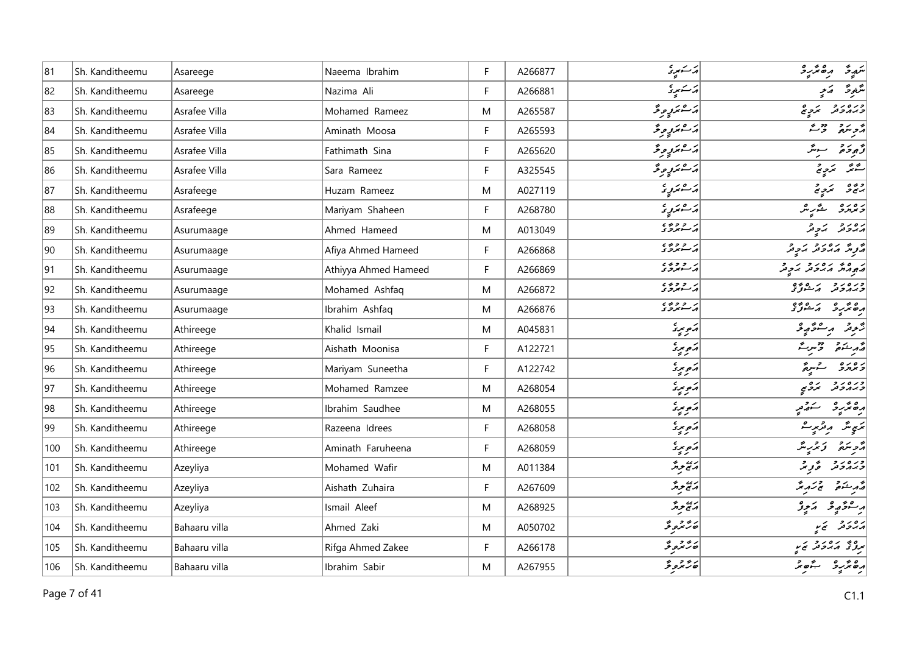| 81 | Sh. Kanditheemu | Asareege | Naeema Ibrahim | F | A266877 | އަސަރީގެ | ނައީމާ އިބްރާހީމް |
|---|---|---|---|---|---|---|---|
| 82 | Sh. Kanditheemu | Asareege | Nazima Ali | F | A266881 | އަސަރީގެ | ނާޒިމާ އަލީ |
| 83 | Sh. Kanditheemu | Asrafee Villa | Mohamed Rameez | M | A265587 | އަސްރަފީވިލާ | މުޙައްމަދު ރަމީޒް |
| 84 | Sh. Kanditheemu | Asrafee Villa | Aminath Moosa | F | A265593 | އަސްރަފީވިލާ | އާމިނަތު މޫސާ |
| 85 | Sh. Kanditheemu | Asrafee Villa | Fathimath Sina | F | A265620 | އަސްރަފީވިލާ | ފާތިމަތު ސިނާ |
| 86 | Sh. Kanditheemu | Asrafee Villa | Sara Rameez | F | A325545 | އަސްރަފީވިލާ | ސާރާ ރަމީޒް |
| 87 | Sh. Kanditheemu | Asrafeege | Huzam Rameez | M | A027119 | އަސްރަފީގެ | ހުޒާމް ރަމީޒް |
| 88 | Sh. Kanditheemu | Asrafeege | Mariyam Shaheen | F | A268780 | އަސްރަފީގެ | މަރިޔަމް ޝާހީން |
| 89 | Sh. Kanditheemu | Asurumaage | Ahmed Hameed | M | A013049 | އަސުރުމާގެ | އަޙްމަދު ހަމީދު |
| 90 | Sh. Kanditheemu | Asurumaage | Afiya Ahmed Hameed | F | A266868 | އަސުރުމާގެ | އާފިޔާ އަޙްމަދު ހަމީދު |
| 91 | Sh. Kanditheemu | Asurumaage | Athiyya Ahmed Hameed | F | A266869 | އަސުރުމާގެ | އަތިއްޔާ އަޙްމަދު ހަމީދު |
| 92 | Sh. Kanditheemu | Asurumaage | Mohamed Ashfaq | M | A266872 | އަސުރުމާގެ | މުޙައްމަދު އަޝްފާޤު |
| 93 | Sh. Kanditheemu | Asurumaage | Ibrahim Ashfaq | M | A266876 | އަސުރުމާގެ | އިބްރާހީމް އަޝްފާޤު |
| 94 | Sh. Kanditheemu | Athireege | Khalid Ismail | M | A045831 | އަތިރީގެ | ޚާލިދު އިސްމާޢީލް |
| 95 | Sh. Kanditheemu | Athireege | Aishath Moonisa | F | A122721 | އަތިރީގެ | އާއިޝަތު މޫނިސާ |
| 96 | Sh. Kanditheemu | Athireege | Mariyam Suneetha | F | A122742 | އަތިރީގެ | މަރިޔަމް ސުނީތާ |
| 97 | Sh. Kanditheemu | Athireege | Mohamed Ramzee | M | A268054 | އަތިރީގެ | މުޙައްމަދު ރަމްޒީ |
| 98 | Sh. Kanditheemu | Athireege | Ibrahim Saudhee | M | A268055 | އަތިރީގެ | އިބްރާހީމް ސައުދީ |
| 99 | Sh. Kanditheemu | Athireege | Razeena Idrees | F | A268058 | އަތިރީގެ | ރަޒީނާ އިދުރީސް |
| 100 | Sh. Kanditheemu | Athireege | Aminath Faruheena | F | A268059 | އަތިރީގެ | އާމިނަތު ފަރުހީނާ |
| 101 | Sh. Kanditheemu | Azeyliya | Mohamed Wafir | M | A011384 | އަޒޭލިޔާ | މުޙައްމަދު ވާފިރު |
| 102 | Sh. Kanditheemu | Azeyliya | Aishath Zuhaira | F | A267609 | އަޒޭލިޔާ | އާއިޝަތު ޒުހައިރާ |
| 103 | Sh. Kanditheemu | Azeyliya | Ismail Aleef | M | A268925 | އަޒޭލިޔާ | އިސްމާޢީލް އަލީފު |
| 104 | Sh. Kanditheemu | Bahaaru villa | Ahmed Zaki | M | A050702 | ބަހާރުވިލާ | އަޙްމަދު ޒަކީ |
| 105 | Sh. Kanditheemu | Bahaaru villa | Rifga Ahmed Zakee | F | A266178 | ބަހާރުވިލާ | ރިފްގާ އަޙްމަދު ޒަކީ |
| 106 | Sh. Kanditheemu | Bahaaru villa | Ibrahim Sabir | M | A267955 | ބަހާރުވިލާ | އިބްރާހީމް ސާބިރު |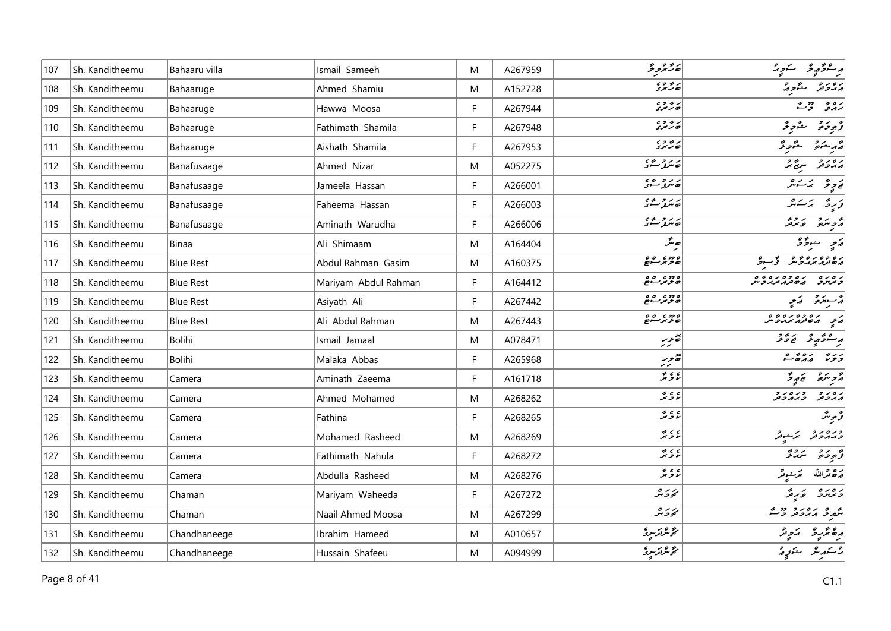| 107 | Sh. Kanditheemu | Bahaaru villa | Ismail Sameeh | M | A267959 | ބަހާރުވިލާ | އިސްމާއިލް ސަމީހް |
|---|---|---|---|---|---|---|---|
| 108 | Sh. Kanditheemu | Bahaaruge | Ahmed Shamiu | M | A152728 | ބަހާރުގެ | އަޙްމަދު ޝާމިއު |
| 109 | Sh. Kanditheemu | Bahaaruge | Hawwa Moosa | F | A267944 | ބަހާރުގެ | ހައްވާ މޫސާ |
| 110 | Sh. Kanditheemu | Bahaaruge | Fathimath Shamila | F | A267948 | ބަހާރުގެ | ފާތިމަތު ޝާމިލާ |
| 111 | Sh. Kanditheemu | Bahaaruge | Aishath Shamila | F | A267953 | ބަހާރުގެ | އާއިޝަތު ޝާމިލާ |
| 112 | Sh. Kanditheemu | Banafusaage | Ahmed Nizar | M | A052275 | ބަނަފުސާގެ | އަޙްމަދު ނިޒާރު |
| 113 | Sh. Kanditheemu | Banafusaage | Jameela Hassan | F | A266001 | ބަނަފުސާގެ | ޖަމީލާ ހަސަން |
| 114 | Sh. Kanditheemu | Banafusaage | Faheema Hassan | F | A266003 | ބަނަފުސާގެ | ފަހީމާ ހަސަން |
| 115 | Sh. Kanditheemu | Banafusaage | Aminath Warudha | F | A266006 | ބަނަފުސާގެ | އާމިނަތު ވަރުދާ |
| 116 | Sh. Kanditheemu | Binaa | Ali Shimaam | M | A164404 | ބިނާ | އަލި ޝިމާމް |
| 117 | Sh. Kanditheemu | Blue Rest | Abdul Rahman Gasim | M | A160375 | ބްލޫރެސްޓް | އަބްދުއްރަޙްމާން ޤާސިމް |
| 118 | Sh. Kanditheemu | Blue Rest | Mariyam Abdul Rahman | F | A164412 | ބްލޫރެސްޓް | މަރިޔަމް އަބްދުއްރަޙްމާން |
| 119 | Sh. Kanditheemu | Blue Rest | Asiyath Ali | F | A267442 | ބްލޫރެސްޓް | އާސިޔަތު އަލި |
| 120 | Sh. Kanditheemu | Blue Rest | Ali Abdul Rahman | M | A267443 | ބްލޫރެސްޓް | އަލި އަބްދުއްރަޙްމާން |
| 121 | Sh. Kanditheemu | Bolihi | Ismail Jamaal | M | A078471 | ބޮލިހި | އިސްމާއިލް ޖަމާލް |
| 122 | Sh. Kanditheemu | Bolihi | Malaka Abbas | F | A265968 | ބޮލިހި | މަލަކާ އައްބާސް |
| 123 | Sh. Kanditheemu | Camera | Aminath Zaeema | F | A161718 | ކެމެރާ | އާމިނަތު ޒައީމާ |
| 124 | Sh. Kanditheemu | Camera | Ahmed Mohamed | M | A268262 | ކެމެރާ | އަޙްމަދު މުޙައްމަދު |
| 125 | Sh. Kanditheemu | Camera | Fathina | F | A268265 | ކެމެރާ | ފާތިނާ |
| 126 | Sh. Kanditheemu | Camera | Mohamed Rasheed | M | A268269 | ކެމެރާ | މުޙައްމަދު ރަޝީދު |
| 127 | Sh. Kanditheemu | Camera | Fathimath Nahula | F | A268272 | ކެމެރާ | ފާތިމަތު ނަހުލާ |
| 128 | Sh. Kanditheemu | Camera | Abdulla Rasheed | M | A268276 | ކެމެރާ | އަބްދުﷲ ރަޝީދު |
| 129 | Sh. Kanditheemu | Chaman | Mariyam Waheeda | F | A267272 | ޗަމަން | މަރިޔަމް ވަހީދާ |
| 130 | Sh. Kanditheemu | Chaman | Naail Ahmed Moosa | M | A267299 | ޗަމަން | ނާއިލް އަޙްމަދު މޫސާ |
| 131 | Sh. Kanditheemu | Chandhaneege | Ibrahim Hameed | M | A010657 | ޗަންދަނީގެ | އިބްރާހީމް ހަމީދު |
| 132 | Sh. Kanditheemu | Chandhaneege | Hussain Shafeeu | M | A094999 | ޗަންދަނީގެ | ހުސައިން ޝަފީއު |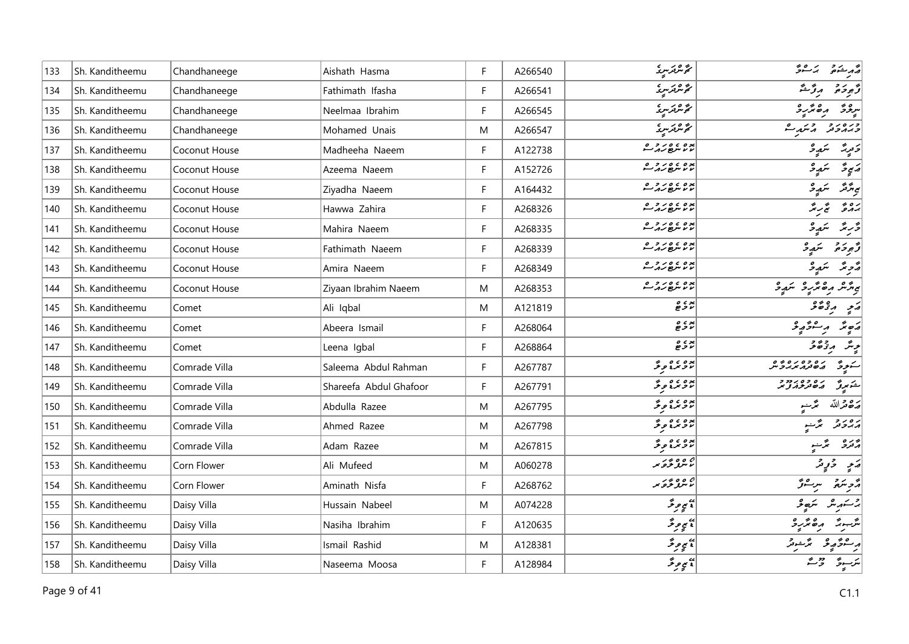| 133 | Sh. Kanditheemu | Chandhaneege | Aishath Hasma | F | A266540 | ޗަންދަނީގެ | އައިޝަތު ހަސްމާ |
|---|---|---|---|---|---|---|---|
| 134 | Sh. Kanditheemu | Chandhaneege | Fathimath Ifasha | F | A266541 | ޗަންދަނީގެ | ފާތިމަތު އިފާޝާ |
| 135 | Sh. Kanditheemu | Chandhaneege | Neelmaa Ibrahim | F | A266545 | ޗަންދަނީގެ | ނީލްމާ އިބްރާހީމް |
| 136 | Sh. Kanditheemu | Chandhaneege | Mohamed Unais | M | A266547 | ޗަންދަނީގެ | މުހައްމަދު އުނައިސް |
| 137 | Sh. Kanditheemu | Coconut House | Madheeha Naeem | F | A122738 | ކޯކޯނަޓް ހައުސް | މަދީހާ ނައީމް |
| 138 | Sh. Kanditheemu | Coconut House | Azeema Naeem | F | A152726 | ކޯކޯނަޓް ހައުސް | އަޒީމާ ނައީމް |
| 139 | Sh. Kanditheemu | Coconut House | Ziyadha Naeem | F | A164432 | ކޯކޯނަޓް ހައުސް | ޒިޔާދާ ނައީމް |
| 140 | Sh. Kanditheemu | Coconut House | Hawwa Zahira | F | A268326 | ކޯކޯނަޓް ހައުސް | ހައްވާ ޒާހިރާ |
| 141 | Sh. Kanditheemu | Coconut House | Mahira Naeem | F | A268335 | ކޯކޯނަޓް ހައުސް | މާހިރާ ނައީމް |
| 142 | Sh. Kanditheemu | Coconut House | Fathimath Naeem | F | A268339 | ކޯކޯނަޓް ހައުސް | ފާތިމަތު ނައީމް |
| 143 | Sh. Kanditheemu | Coconut House | Amira Naeem | F | A268349 | ކޯކޯނަޓް ހައުސް | އާމިރާ ނައީމް |
| 144 | Sh. Kanditheemu | Coconut House | Ziyaan Ibrahim Naeem | M | A268353 | ކޯކޯނަޓް ހައުސް | ޒިޔާން އިބްރާހީމް ނައީމް |
| 145 | Sh. Kanditheemu | Comet | Ali Iqbal | M | A121819 | ކޮމެޓް | އަލި އިքބާލް |
| 146 | Sh. Kanditheemu | Comet | Abeera Ismail | F | A268064 | ކޮމެޓް | އަބީރާ އިސްމާޢީލް |
| 147 | Sh. Kanditheemu | Comet | Leena Igbal | F | A268864 | ކޮމެޓް | ލީނާ އިގްބާލް |
| 148 | Sh. Kanditheemu | Comrade Villa | Saleema Abdul Rahman | F | A267787 | ކޮމްރޭޑް ވިލާ | ސަލީމާ އަބްދުއްރަޙްމާން |
| 149 | Sh. Kanditheemu | Comrade Villa | Shareefa Abdul Ghafoor | F | A267791 | ކޮމްރޭޑް ވިލާ | ޝަރީފާ އަބްދުލްޣަފޫރު |
| 150 | Sh. Kanditheemu | Comrade Villa | Abdulla Razee | M | A267795 | ކޮމްރޭޑް ވިލާ | އަބްދުﷲ ރާޒީ |
| 151 | Sh. Kanditheemu | Comrade Villa | Ahmed Razee | M | A267798 | ކޮމްރޭޑް ވިލާ | އަޙްމަދު ރާޒީ |
| 152 | Sh. Kanditheemu | Comrade Villa | Adam Razee | M | A267815 | ކޮމްރޭޑް ވިލާ | އާދަމް ރާޒީ |
| 153 | Sh. Kanditheemu | Corn Flower | Ali Mufeed | M | A060278 | ކޯންފްލަވަރ | އަލި މުފީދު |
| 154 | Sh. Kanditheemu | Corn Flower | Aminath Nisfa | F | A268762 | ކޯންފްލަވަރ | އާމިނަތު ނިސްފާ |
| 155 | Sh. Kanditheemu | Daisy Villa | Hussain Nabeel | M | A074228 | ޑޭޒީވިލާ | ހުސައިން ނަބީލް |
| 156 | Sh. Kanditheemu | Daisy Villa | Nasiha Ibrahim | F | A120635 | ޑޭޒީވިލާ | ނާސިހާ އިބްރާހީމް |
| 157 | Sh. Kanditheemu | Daisy Villa | Ismail Rashid | M | A128381 | ޑޭޒީވިލާ | އިސްމާޢީލް ރާޝިދު |
| 158 | Sh. Kanditheemu | Daisy Villa | Naseema Moosa | F | A128984 | ޑޭޒީވިލާ | ނަސީމާ މޫސާ |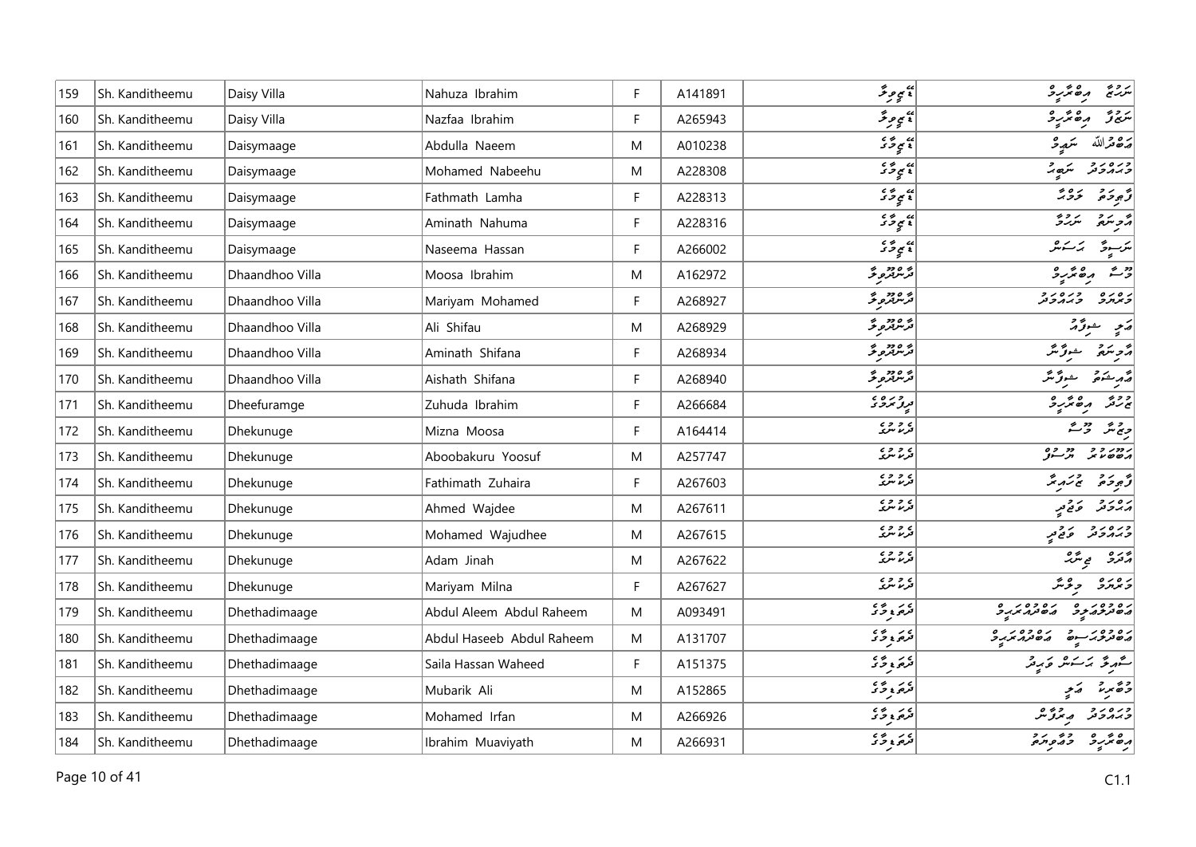| 159 | Sh. Kanditheemu | Daisy Villa | Nahuza Ibrahim | F | A141891 | ޑޭޒީވިލާ | ނަހުޒާ އިބްރާހީމް |
|---|---|---|---|---|---|---|---|
| 160 | Sh. Kanditheemu | Daisy Villa | Nazfaa Ibrahim | F | A265943 | ޑޭޒީވިލާ | ނަޒްފާ އިބްރާހީމް |
| 161 | Sh. Kanditheemu | Daisymaage | Abdulla Naeem | M | A010238 | ޑޭޒީމާގެ | އަބްދުﷲ ނަޢީމް |
| 162 | Sh. Kanditheemu | Daisymaage | Mohamed Nabeehu | M | A228308 | ޑޭޒީމާގެ | މުޙައްމަދު ނަބީހު |
| 163 | Sh. Kanditheemu | Daisymaage | Fathmath Lamha | F | A228313 | ޑޭޒީމާގެ | ފާތިމަތު ލަމްހާ |
| 164 | Sh. Kanditheemu | Daisymaage | Aminath Nahuma | F | A228316 | ޑޭޒީމާގެ | އާމިނަތު ނަހުމާ |
| 165 | Sh. Kanditheemu | Daisymaage | Naseema Hassan | F | A266002 | ޑޭޒީމާގެ | ނަސީމާ ހަސަން |
| 166 | Sh. Kanditheemu | Dhaandhoo Villa | Moosa Ibrahim | M | A162972 | ދާންދޫވިލާ | މޫސާ އިބްރާހީމް |
| 167 | Sh. Kanditheemu | Dhaandhoo Villa | Mariyam Mohamed | F | A268927 | ދާންދޫވިލާ | މަރިޔަމް މުޙައްމަދު |
| 168 | Sh. Kanditheemu | Dhaandhoo Villa | Ali Shifau | M | A268929 | ދާންދޫވިލާ | އަލި ޝިފާއު |
| 169 | Sh. Kanditheemu | Dhaandhoo Villa | Aminath Shifana | F | A268934 | ދާންދޫވިލާ | އާމިނަތު ޝިފާނާ |
| 170 | Sh. Kanditheemu | Dhaandhoo Villa | Aishath Shifana | F | A268940 | ދާންދޫވިލާ | އާއިޝަތު ޝިފާނާ |
| 171 | Sh. Kanditheemu | Dheefuramge | Zuhuda Ibrahim | F | A266684 | ދީފުރަމްގެ | ޒުހުދާ އިބްރާހީމް |
| 172 | Sh. Kanditheemu | Dhekunuge | Mizna Moosa | F | A164414 | ދެކުނުގެ | މިޒްނާ މޫސާ |
| 173 | Sh. Kanditheemu | Dhekunuge | Aboobakuru Yoosuf | M | A257747 | ދެކުނުގެ | އަބޫބަކުރު ޔޫސުފް |
| 174 | Sh. Kanditheemu | Dhekunuge | Fathimath Zuhaira | F | A267603 | ދެކުނުގެ | ފާތިމަތު ޒުހައިރާ |
| 175 | Sh. Kanditheemu | Dhekunuge | Ahmed Wajdee | M | A267611 | ދެކުނުގެ | އަޙްމަދު ވަޖްދީ |
| 176 | Sh. Kanditheemu | Dhekunuge | Mohamed Wajudhee | M | A267615 | ދެކުނުގެ | މުޙައްމަދު ވަޖުދީ |
| 177 | Sh. Kanditheemu | Dhekunuge | Adam Jinah | M | A267622 | ދެކުނުގެ | އާދަމް ޖިނާހް |
| 178 | Sh. Kanditheemu | Dhekunuge | Mariyam Milna | F | A267627 | ދެކުނުގެ | މަރިޔަމް މިލްނާ |
| 179 | Sh. Kanditheemu | Dhethadimaage | Abdul Aleem Abdul Raheem | M | A093491 | ދެތަޑިމާގެ | އަބްދުލްއަލީމް އަބްދުއްރަހީމް |
| 180 | Sh. Kanditheemu | Dhethadimaage | Abdul Haseeb Abdul Raheem | M | A131707 | ދެތަޑިމާގެ | އަބްދުލްހަސީބު އަބްދުއްރަހީމް |
| 181 | Sh. Kanditheemu | Dhethadimaage | Saila Hassan Waheed | F | A151375 | ދެތަޑިމާގެ | ސާއިލާ ހަސަން ވަހީދު |
| 182 | Sh. Kanditheemu | Dhethadimaage | Mubarik Ali | M | A152865 | ދެތަޑިމާގެ | މުބާރިކު އަލި |
| 183 | Sh. Kanditheemu | Dhethadimaage | Mohamed Irfan | M | A266926 | ދެތަޑިމާގެ | މުޙައްމަދު އިރުފާން |
| 184 | Sh. Kanditheemu | Dhethadimaage | Ibrahim Muaviyath | M | A266931 | ދެތަޑިމާގެ | އިބްރާހީމް މުޢާވިޔަތު |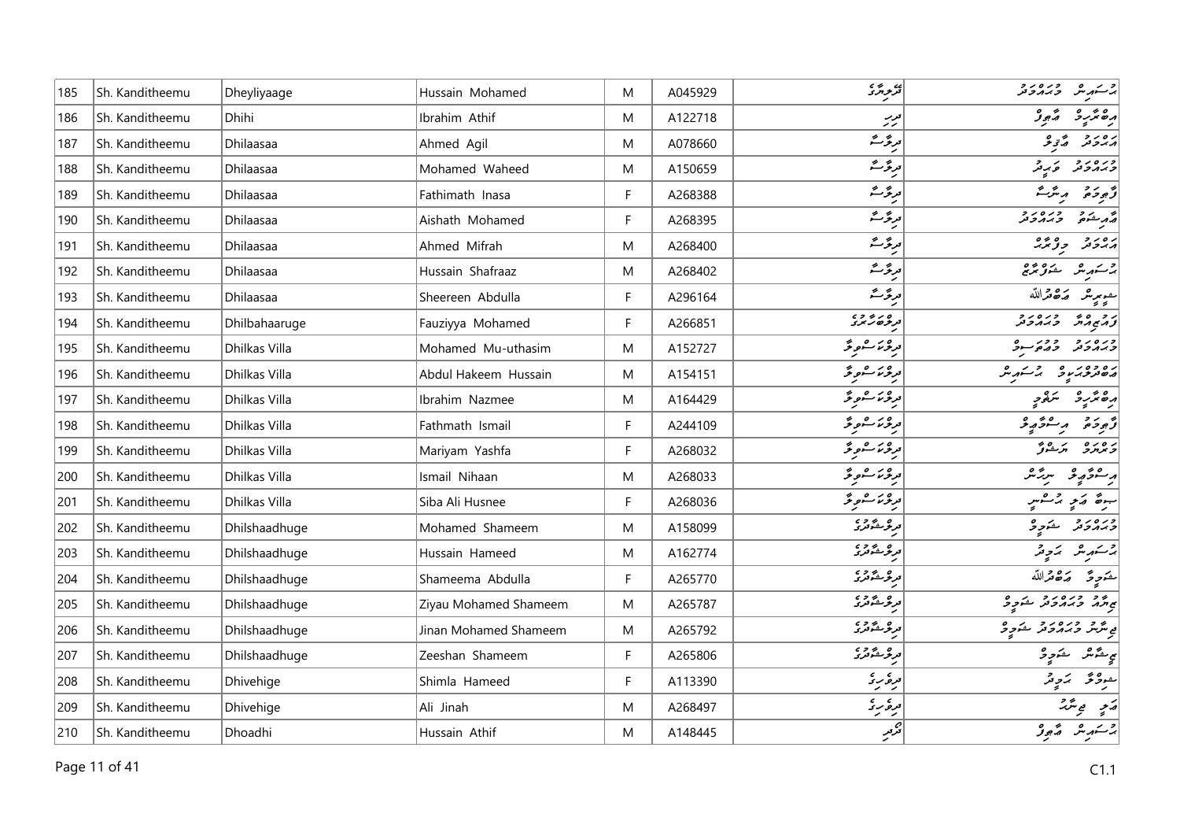| 185 | Sh. Kanditheemu | Dheyliyaage | Hussain Mohamed | M | A045929 | ދޭލިޔާގެ | ހުސައިން މުހައްމަދު |
|---|---|---|---|---|---|---|---|
| 186 | Sh. Kanditheemu | Dhihi | Ibrahim Athif | M | A122718 | ދިހި | އިބްރާހީމް އާތިފު |
| 187 | Sh. Kanditheemu | Dhilaasaa | Ahmed Agil | M | A078660 | ދިލާސާ | އަހްމަދު އާގިލް |
| 188 | Sh. Kanditheemu | Dhilaasaa | Mohamed Waheed | M | A150659 | ދިލާސާ | މުހައްމަދު ވަހީދު |
| 189 | Sh. Kanditheemu | Dhilaasaa | Fathimath Inasa | F | A268388 | ދިލާސާ | ފާތިމަތު އިނާސާ |
| 190 | Sh. Kanditheemu | Dhilaasaa | Aishath Mohamed | F | A268395 | ދިލާސާ | އާއިޝަތު މުހައްމަދު |
| 191 | Sh. Kanditheemu | Dhilaasaa | Ahmed Mifrah | M | A268400 | ދިލާސާ | އަހްމަދު މިފްރާހް |
| 192 | Sh. Kanditheemu | Dhilaasaa | Hussain Shafraaz | M | A268402 | ދިލާސާ | ހުސައިން ޝަފްރާޒް |
| 193 | Sh. Kanditheemu | Dhilaasaa | Sheereen Abdulla | F | A296164 | ދިލާސާ | ޝީރީން އަބްދުﷲ |
| 194 | Sh. Kanditheemu | Dhilbahaaruge | Fauziyya Mohamed | F | A266851 | ދިލްބަހާރުގެ | ފައުޒިއްޔާ މުހައްމަދު |
| 195 | Sh. Kanditheemu | Dhilkas Villa | Mohamed Mu-uthasim | M | A152727 | ދިލްކަސްވިލާ | މުހައްމަދު މުޢުތަސިމް |
| 196 | Sh. Kanditheemu | Dhilkas Villa | Abdul Hakeem Hussain | M | A154151 | ދިލްކަސްވިލާ | އަބްދުލްހަކީމް ހުސައިން |
| 197 | Sh. Kanditheemu | Dhilkas Villa | Ibrahim Nazmee | M | A164429 | ދިލްކަސްވިލާ | އިބްރާހީމް ނަޒްމީ |
| 198 | Sh. Kanditheemu | Dhilkas Villa | Fathmath Ismail | F | A244109 | ދިލްކަސްވިލާ | ފާތިމަތު އިސްމާއީލް |
| 199 | Sh. Kanditheemu | Dhilkas Villa | Mariyam Yashfa | F | A268032 | ދިލްކަސްވިލާ | މަރިޔަމް ޔަޝްފާ |
| 200 | Sh. Kanditheemu | Dhilkas Villa | Ismail Nihaan | M | A268033 | ދިލްކަސްވިލާ | އިސްމާއީލް ނިހާން |
| 201 | Sh. Kanditheemu | Dhilkas Villa | Siba Ali Husnee | F | A268036 | ދިލްކަސްވިލާ | ސިބާ ޢަލީ ހުސްނީ |
| 202 | Sh. Kanditheemu | Dhilshaadhuge | Mohamed Shameem | M | A158099 | ދިލްޝާދުގެ | މުހައްމަދު ޝަމީމް |
| 203 | Sh. Kanditheemu | Dhilshaadhuge | Hussain Hameed | M | A162774 | ދިލްޝާދުގެ | ހުސައިން ހަމީދު |
| 204 | Sh. Kanditheemu | Dhilshaadhuge | Shameema Abdulla | F | A265770 | ދިލްޝާދުގެ | ޝަމީމާ އަބްދުﷲ |
| 205 | Sh. Kanditheemu | Dhilshaadhuge | Ziyau Mohamed Shameem | M | A265787 | ދިލްޝާދުގެ | ޒިޔާއު މުހައްމަދު ޝަމީމް |
| 206 | Sh. Kanditheemu | Dhilshaadhuge | Jinan Mohamed Shameem | M | A265792 | ދިލްޝާދުގެ | ޖިނާން މުހައްމަދު ޝަމީމް |
| 207 | Sh. Kanditheemu | Dhilshaadhuge | Zeeshan Shameem | F | A265806 | ދިލްޝާދުގެ | ޒީޝާން ޝަމީމް |
| 208 | Sh. Kanditheemu | Dhivehige | Shimla Hameed | F | A113390 | ދިވެހިގެ | ޝިމްލާ ހަމީދު |
| 209 | Sh. Kanditheemu | Dhivehige | Ali Jinah | M | A268497 | ދިވެހިގެ | ޢަލީ ޖިނާހް |
| 210 | Sh. Kanditheemu | Dhoadhi | Hussain Athif | M | A148445 | ދޯދި | ހުސައިން އާތިފު |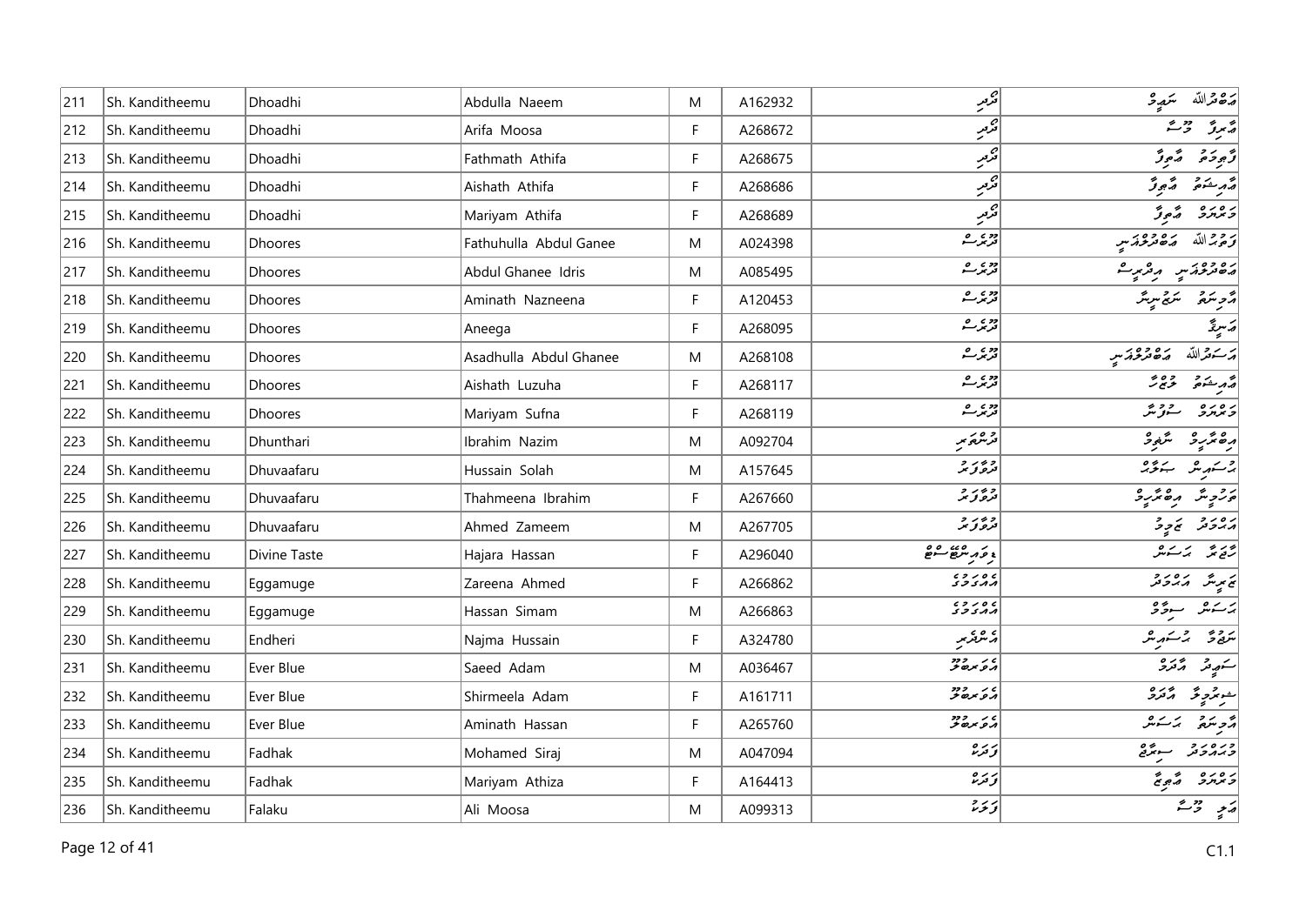| 211 | Sh. Kanditheemu | Dhoadhi | Abdulla Naeem | M | A162932 | ދޯދި | އަބްދުﷲ ނަޢީމް |
|---|---|---|---|---|---|---|---|
| 212 | Sh. Kanditheemu | Dhoadhi | Arifa Moosa | F | A268672 | ދޯދި | އާރިފާ މޫސާ |
| 213 | Sh. Kanditheemu | Dhoadhi | Fathmath Athifa | F | A268675 | ދޯދި | ފާތިމަތު އާތިފާ |
| 214 | Sh. Kanditheemu | Dhoadhi | Aishath Athifa | F | A268686 | ދޯދި | އައިޝަތު އާތިފާ |
| 215 | Sh. Kanditheemu | Dhoadhi | Mariyam Athifa | F | A268689 | ދޯދި | މަރިޔަމް އާތިފާ |
| 216 | Sh. Kanditheemu | Dhoores | Fathuhulla Abdul Ganee | M | A024398 | ދޫރެސް | ފަތުހުﷲ އަބްދުލްޣަނީ |
| 217 | Sh. Kanditheemu | Dhoores | Abdul Ghanee Idris | M | A085495 | ދޫރެސް | އަބްދުލްޣަނީ އިދްރީސް |
| 218 | Sh. Kanditheemu | Dhoores | Aminath Nazneena | F | A120453 | ދޫރެސް | އާމިނަތު ނަޒްނީނާ |
| 219 | Sh. Kanditheemu | Dhoores | Aneega | F | A268095 | ދޫރެސް | އަނީގާ |
| 220 | Sh. Kanditheemu | Dhoores | Asadhulla Abdul Ghanee | M | A268108 | ދޫރެސް | އަސަދުﷲ އަބްދުލްޣަނީ |
| 221 | Sh. Kanditheemu | Dhoores | Aishath Luzuha | F | A268117 | ދޫރެސް | އައިޝަތު ލުޒުހާ |
| 222 | Sh. Kanditheemu | Dhoores | Mariyam Sufna | F | A268119 | ދޫރެސް | މަރިޔަމް ސުފްނާ |
| 223 | Sh. Kanditheemu | Dhunthari | Ibrahim Nazim | M | A092704 | ދުންތަރި | އިބްރާހީމް ނާޒިމް |
| 224 | Sh. Kanditheemu | Dhuvaafaru | Hussain Solah | M | A157645 | ދުވާފަރު | ހުސައިން ސަލާހް |
| 225 | Sh. Kanditheemu | Dhuvaafaru | Thahmeena Ibrahim | F | A267660 | ދުވާފަރު | ތަހުމީނާ އިބްރާހީމް |
| 226 | Sh. Kanditheemu | Dhuvaafaru | Ahmed Zameem | M | A267705 | ދުވާފަރު | އަހުމަދު ޒަމީމް |
| 227 | Sh. Kanditheemu | Divine Taste | Hajara Hassan | F | A296040 | ޑިވައިންޓޭސްޓް | ހާޖަރާ ހަސަން |
| 228 | Sh. Kanditheemu | Eggamuge | Zareena Ahmed | F | A266862 | އެގްގަމުގެ | ޒަރީނާ އަހުމަދު |
| 229 | Sh. Kanditheemu | Eggamuge | Hassan Simam | M | A266863 | އެގްގަމުގެ | ހަސަން ސިމާމް |
| 230 | Sh. Kanditheemu | Endheri | Najma Hussain | F | A324780 | އެންދެރި | ނަޖްމާ ހުސައިން |
| 231 | Sh. Kanditheemu | Ever Blue | Saeed Adam | M | A036467 | އެވަރބްލޫ | ސަޢީދު އާދަމް |
| 232 | Sh. Kanditheemu | Ever Blue | Shirmeela Adam | F | A161711 | އެވަރބްލޫ | ޝިރުމީލާ އާދަމް |
| 233 | Sh. Kanditheemu | Ever Blue | Aminath Hassan | F | A265760 | އެވަރބްލޫ | އާމިނަތު ހަސަން |
| 234 | Sh. Kanditheemu | Fadhak | Mohamed Siraj | M | A047094 | ފަދަކް | މުހައްމަދު ސިރާޖް |
| 235 | Sh. Kanditheemu | Fadhak | Mariyam Athiza | F | A164413 | ފަދަކް | މަރިޔަމް އާތިޒާ |
| 236 | Sh. Kanditheemu | Falaku | Ali Moosa | M | A099313 | ފަލަކު | އަލި މޫސާ |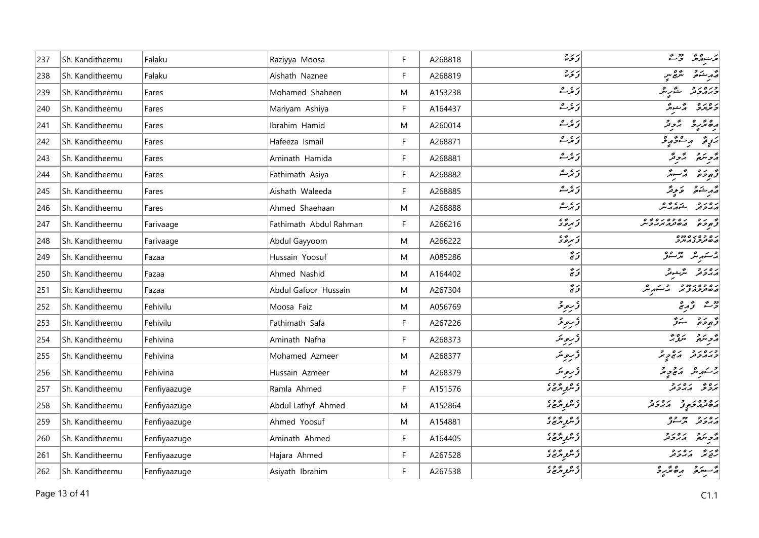| 237 | Sh. Kanditheemu | Falaku | Raziyya Moosa | F | A268818 | ފަލަކު | ރަޒިއްޔާ މޫސާ |
|---|---|---|---|---|---|---|---|
| 238 | Sh. Kanditheemu | Falaku | Aishath Naznee | F | A268819 | ފަލަކު | އައިޝަތު ނަޒްނީ |
| 239 | Sh. Kanditheemu | Fares | Mohamed Shaheen | M | A153238 | ފަރެސް | މުހައްމަދު ޝާހީން |
| 240 | Sh. Kanditheemu | Fares | Mariyam Ashiya | F | A164437 | ފަރެސް | މަރިޔަމް އާޝިޔާ |
| 241 | Sh. Kanditheemu | Fares | Ibrahim Hamid | M | A260014 | ފަރެސް | އިބްރާހިމް ހާމިދު |
| 242 | Sh. Kanditheemu | Fares | Hafeeza Ismail | F | A268871 | ފަރެސް | ހަފީޒާ އިސްމާޢީލް |
| 243 | Sh. Kanditheemu | Fares | Aminath Hamida | F | A268881 | ފަރެސް | އާމިނަތު ހާމިދާ |
| 244 | Sh. Kanditheemu | Fares | Fathimath Asiya | F | A268882 | ފަރެސް | ފާތިމަތު އާސިޔާ |
| 245 | Sh. Kanditheemu | Fares | Aishath Waleeda | F | A268885 | ފަރެސް | އައިޝަތު ވަލީދާ |
| 246 | Sh. Kanditheemu | Fares | Ahmed Shaehaan | M | A268888 | ފަރެސް | އަޙްމަދު ޝަޢުހާން |
| 247 | Sh. Kanditheemu | Farivaage | Fathimath Abdul Rahman | F | A266216 | ފަރިވާގެ | ފާތިމަތު އަބްދުލްރަޙްމާން |
| 248 | Sh. Kanditheemu | Farivaage | Abdul Gayyoom | M | A266222 | ފަރިވާގެ | އަބްދުލްޤައްޔޫމް |
| 249 | Sh. Kanditheemu | Fazaa | Hussain Yoosuf | M | A085286 | ފަޒާ | ހުސައިން ޔޫސުފް |
| 250 | Sh. Kanditheemu | Fazaa | Ahmed Nashid | M | A164402 | ފަޒާ | އަޙްމަދު ނާޝިދު |
| 251 | Sh. Kanditheemu | Fazaa | Abdul Gafoor Hussain | M | A267304 | ފަޒާ | އަބްދުލްޣަފޫރު ހުސައިން |
| 252 | Sh. Kanditheemu | Fehivilu | Moosa Faiz | M | A056769 | ފެހިވިލު | މޫސާ ފާއިޒް |
| 253 | Sh. Kanditheemu | Fehivilu | Fathimath Safa | F | A267226 | ފެހިވިލު | ފާތިމަތު ސަފާ |
| 254 | Sh. Kanditheemu | Fehivina | Aminath Nafha | F | A268373 | ފެހިވިނަ | އާމިނަތު ނަފްހާ |
| 255 | Sh. Kanditheemu | Fehivina | Mohamed Azmeer | M | A268377 | ފެހިވިނަ | މުހައްމަދު އަޒްމީރު |
| 256 | Sh. Kanditheemu | Fehivina | Hussain Azmeer | M | A268379 | ފެހިވިނަ | ހުސައިން އަޒްމީރު |
| 257 | Sh. Kanditheemu | Fenfiyaazuge | Ramla Ahmed | F | A151576 | ފެންފިޔާޒުގެ | ރަމްލާ އަޙްމަދު |
| 258 | Sh. Kanditheemu | Fenfiyaazuge | Abdul Lathyf Ahmed | M | A152864 | ފެންފިޔާޒުގެ | އަބްދުއްލަތީފް އަޙްމަދު |
| 259 | Sh. Kanditheemu | Fenfiyaazuge | Ahmed Yoosuf | M | A154881 | ފެންފިޔާޒުގެ | އަޙްމަދު ޔޫސުފް |
| 260 | Sh. Kanditheemu | Fenfiyaazuge | Aminath Ahmed | F | A164405 | ފެންފިޔާޒުގެ | އާމިނަތު އަޙްމަދު |
| 261 | Sh. Kanditheemu | Fenfiyaazuge | Hajara Ahmed | F | A267528 | ފެންފިޔާޒުގެ | ހާޖަރާ އަޙްމަދު |
| 262 | Sh. Kanditheemu | Fenfiyaazuge | Asiyath Ibrahim | F | A267538 | ފެންފިޔާޒުގެ | އާސިޔަތު އިބްރާހިމް |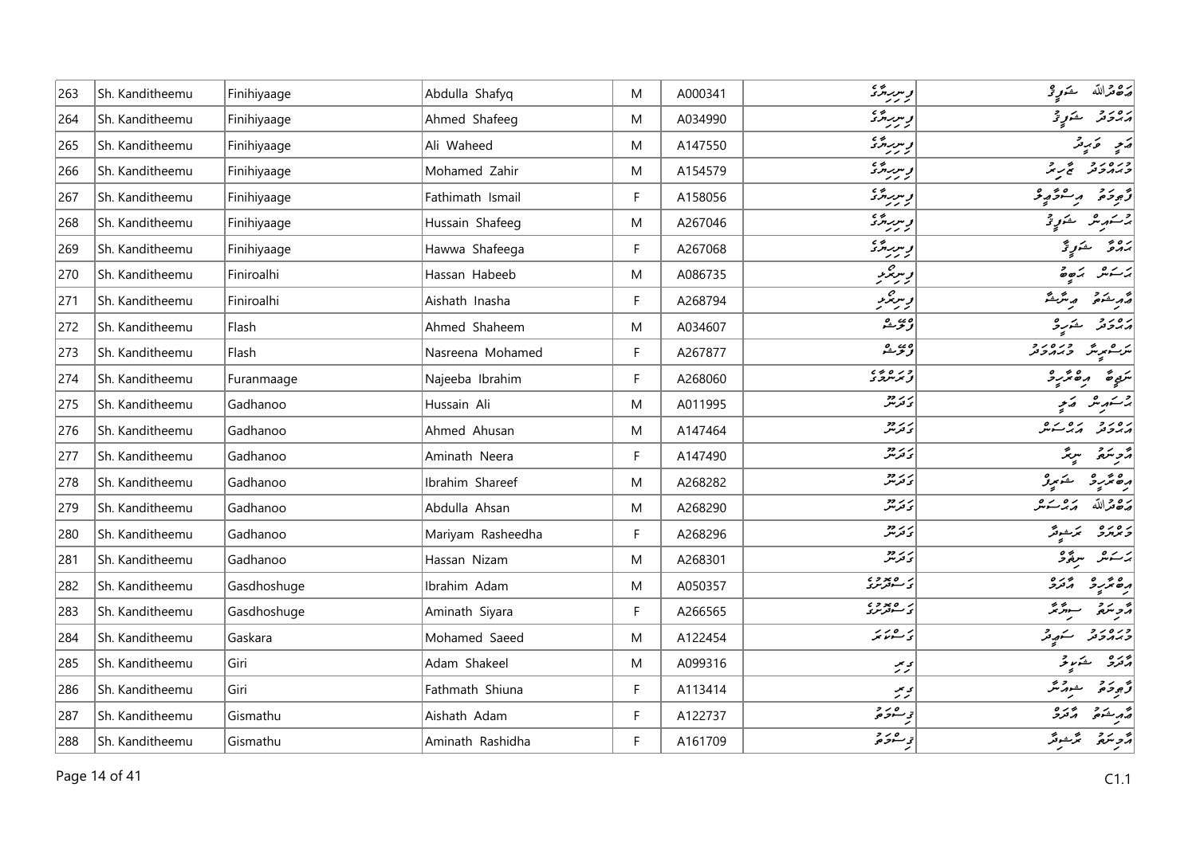| 263 | Sh. Kanditheemu | Finihiyaage | Abdulla Shafyq | M | A000341 | ورسربرد٤ | ره و الله شوتی |
|---|---|---|---|---|---|---|---|
| 264 | Sh. Kanditheemu | Finihiyaage | Ahmed Shafeeg | M | A034990 | ورسربرد٤ | ره رو شوتي |
| 265 | Sh. Kanditheemu | Finihiyaage | Ali Waheed | M | A147550 | ورسربرد٤ | ری ورید |
| 266 | Sh. Kanditheemu | Finihiyaage | Mohamed Zahir | M | A154579 | ورسربرد٤ | ورەرو ئچ ریز |
| 267 | Sh. Kanditheemu | Finihiyaage | Fathimath Ismail | F | A158056 | ورسربرد٤ | ژوده وستوٌ رو |
| 268 | Sh. Kanditheemu | Finihiyaage | Hussain Shafeeg | M | A267046 | ورسربرد٤ | رئے ریٹ شوتی |
| 269 | Sh. Kanditheemu | Finihiyaage | Hawwa Shafeega | F | A267068 | ورسربرد٤ | ره و شوتی |
| 270 | Sh. Kanditheemu | Finiroalhi | Hassan Habeeb | M | A086735 | ورسرچو | بزستربر برجه |
| 271 | Sh. Kanditheemu | Finiroalhi | Aishath Inasha | F | A268794 | ورسرچو | ړرمشوه رسگشگ |
| 272 | Sh. Kanditheemu | Flash | Ahmed Shaheem | M | A034607 | وگرشه | ره رو شربرو |
| 273 | Sh. Kanditheemu | Flash | Nasreena Mohamed | F | A267877 | وگرشه | سرسو پرسر ورەرو |
| 274 | Sh. Kanditheemu | Furanmaage | Najeeba Ibrahim | F | A268060 | وبرسرد٤ | سرقی ره مرد |
| 275 | Sh. Kanditheemu | Gadhanoo | Hussain Ali | M | A011995 | ررد کترس | رئے ریٹ رکو |
| 276 | Sh. Kanditheemu | Gadhanoo | Ahmed Ahusan | M | A147464 | ررد کترس | ره رو ره رو |
| 277 | Sh. Kanditheemu | Gadhanoo | Aminath Neera | F | A147490 | ررد کترس | رژ سرد سرچ |
| 278 | Sh. Kanditheemu | Gadhanoo | Ibrahim Shareef | M | A268282 | ررد کترس | ره مرد شوبرو |
| 279 | Sh. Kanditheemu | Gadhanoo | Abdulla Ahsan | M | A268290 | ررد کترس | ره و الله ره سرس |
| 280 | Sh. Kanditheemu | Gadhanoo | Mariyam Rasheedha | F | A268296 | ررد کترس | ره ره برشوتر |
| 281 | Sh. Kanditheemu | Gadhanoo | Hassan Nizam | M | A268301 | ررد کترس | بزستر سرتجو |
| 282 | Sh. Kanditheemu | Gasdhoshuge | Ibrahim Adam | M | A050357 | ر ه پر د ، ئ سوتر سری | ره مرد رتره |
| 283 | Sh. Kanditheemu | Gasdhoshuge | Aminath Siyara | F | A266565 | ر ه پر د ، ئ سوتر سری | رژ سرد سوژ بر |
| 284 | Sh. Kanditheemu | Gaskara | Mohamed Saeed | M | A122454 | ئ سوما بر | ورەرو سەرتر |
| 285 | Sh. Kanditheemu | Giri | Adam Shakeel | M | A099316 | ی بر | رتره شوبرو |
| 286 | Sh. Kanditheemu | Giri | Fathmath Shiuna | F | A113414 | ی بر | ژوده شورسر |
| 287 | Sh. Kanditheemu | Gismathu | Aishath Adam | F | A122737 | ی سوده | ړرمشوه رتره |
| 288 | Sh. Kanditheemu | Gismathu | Aminath Rashidha | F | A161709 | ی سوده | رژ سرد برشوتر |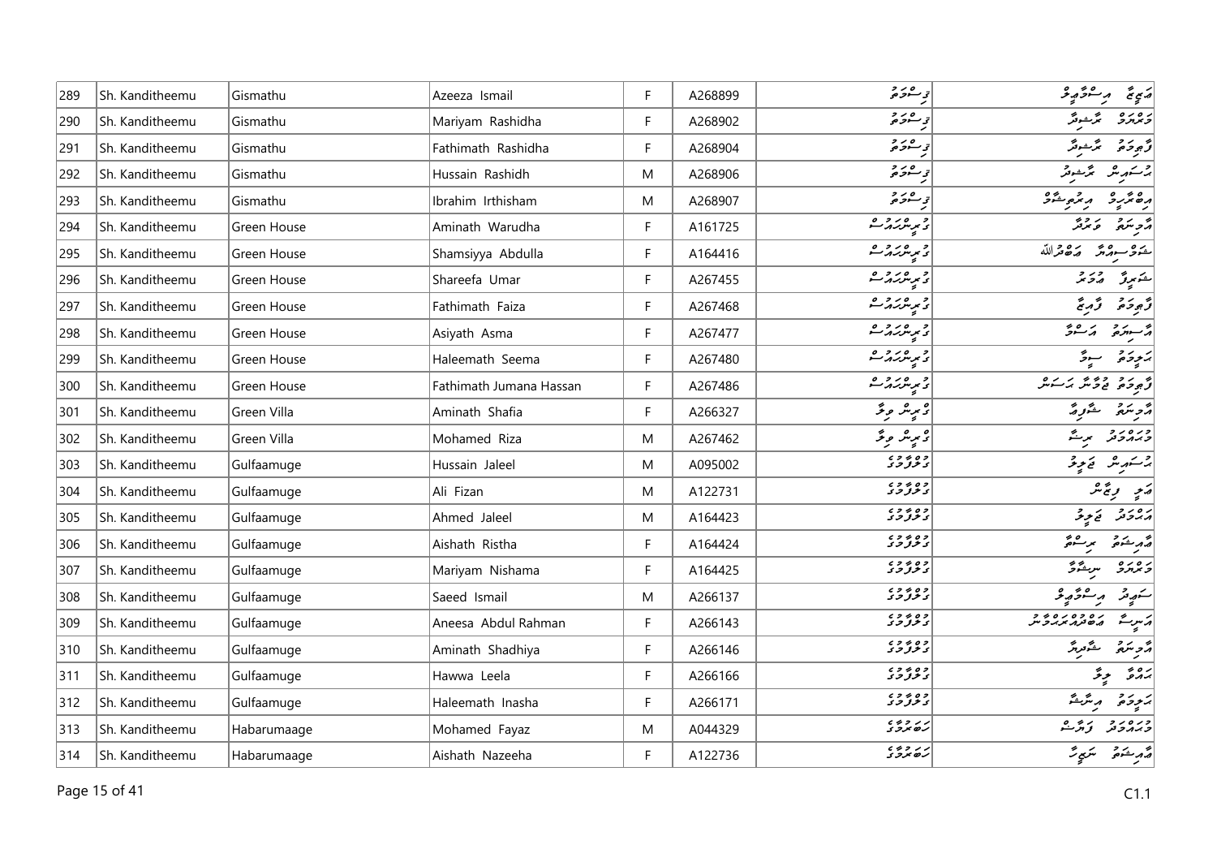| 289 | Sh. Kanditheemu | Gismathu | Azeeza Ismail | F | A268899 | ގިސްމަތު | އަޒީޒާ އިސްމާއިލް |
|---|---|---|---|---|---|---|---|
| 290 | Sh. Kanditheemu | Gismathu | Mariyam Rashidha | F | A268902 | ގިސްމަތު | މަރިޔަމް ރާޝިދާ |
| 291 | Sh. Kanditheemu | Gismathu | Fathimath Rashidha | F | A268904 | ގިސްމަތު | ފާތިމަތު ރާޝިދާ |
| 292 | Sh. Kanditheemu | Gismathu | Hussain Rashidh | M | A268906 | ގިސްމަތު | ޙުސައިން ރާޝިދު |
| 293 | Sh. Kanditheemu | Gismathu | Ibrahim Irthisham | M | A268907 | ގިސްމަތު | އިބްރާހީމް އިރްތިޝާމް |
| 294 | Sh. Kanditheemu | Green House | Aminath Warudha | F | A161725 | ގްރީންހައުސް | އާމިނަތު ވަރުދާ |
| 295 | Sh. Kanditheemu | Green House | Shamsiyya Abdulla | F | A164416 | ގްރީންހައުސް | ޝަމްސިއްޔާ އަބްދުﷲ |
| 296 | Sh. Kanditheemu | Green House | Shareefa Umar | F | A267455 | ގްރީންހައުސް | ޝަރީފާ އުމަރު |
| 297 | Sh. Kanditheemu | Green House | Fathimath Faiza | F | A267468 | ގްރީންހައުސް | ފާތިމަތު ފާއިޒާ |
| 298 | Sh. Kanditheemu | Green House | Asiyath Asma | F | A267477 | ގްރީންހައުސް | އާސިޔަތު އަސްމާ |
| 299 | Sh. Kanditheemu | Green House | Haleemath Seema | F | A267480 | ގްރީންހައުސް | ހަލީމަތު ސީމާ |
| 300 | Sh. Kanditheemu | Green House | Fathimath Jumana Hassan | F | A267486 | ގްރީންހައުސް | ފާތިމަތު ޖުމާނާ ޙަސަން |
| 301 | Sh. Kanditheemu | Green Villa | Aminath Shafia | F | A266327 | ގްރީން ވިލާ | އާމިނަތު ޝާފިއާ |
| 302 | Sh. Kanditheemu | Green Villa | Mohamed Riza | M | A267462 | ގްރީން ވިލާ | މުޙައްމަދު ރިޟާ |
| 303 | Sh. Kanditheemu | Gulfaamuge | Hussain Jaleel | M | A095002 | ގުލްފާމުގެ | ޙުސައިން ޖަލީލް |
| 304 | Sh. Kanditheemu | Gulfaamuge | Ali Fizan | M | A122731 | ގުލްފާމުގެ | އަލި ފިޒާން |
| 305 | Sh. Kanditheemu | Gulfaamuge | Ahmed Jaleel | M | A164423 | ގުލްފާމުގެ | އަޙްމަދު ޖަލީލް |
| 306 | Sh. Kanditheemu | Gulfaamuge | Aishath Ristha | F | A164424 | ގުލްފާމުގެ | އާއިޝަތު ރިސްތާ |
| 307 | Sh. Kanditheemu | Gulfaamuge | Mariyam Nishama | F | A164425 | ގުލްފާމުގެ | މަރިޔަމް ނިޝާމާ |
| 308 | Sh. Kanditheemu | Gulfaamuge | Saeed Ismail | M | A266137 | ގުލްފާމުގެ | ސައީދު އިސްމާއިލް |
| 309 | Sh. Kanditheemu | Gulfaamuge | Aneesa Abdul Rahman | F | A266143 | ގުލްފާމުގެ | އަނީސާ އަބްދުއްރަޙްމާން |
| 310 | Sh. Kanditheemu | Gulfaamuge | Aminath Shadhiya | F | A266146 | ގުލްފާމުގެ | އާމިނަތު ޝާދިޔާ |
| 311 | Sh. Kanditheemu | Gulfaamuge | Hawwa Leela | F | A266166 | ގުލްފާމުގެ | ހައްވާ ލީލާ |
| 312 | Sh. Kanditheemu | Gulfaamuge | Haleemath Inasha | F | A266171 | ގުލްފާމުގެ | ހަލީމަތު އިނާޝާ |
| 313 | Sh. Kanditheemu | Habarumaage | Mohamed Fayaz | M | A044329 | ހަބަރުމާގެ | މުޙައްމަދު ފައްޔާޒް |
| 314 | Sh. Kanditheemu | Habarumaage | Aishath Nazeeha | F | A122736 | ހަބަރުމާގެ | އާއިޝަތު ނަޒީހާ |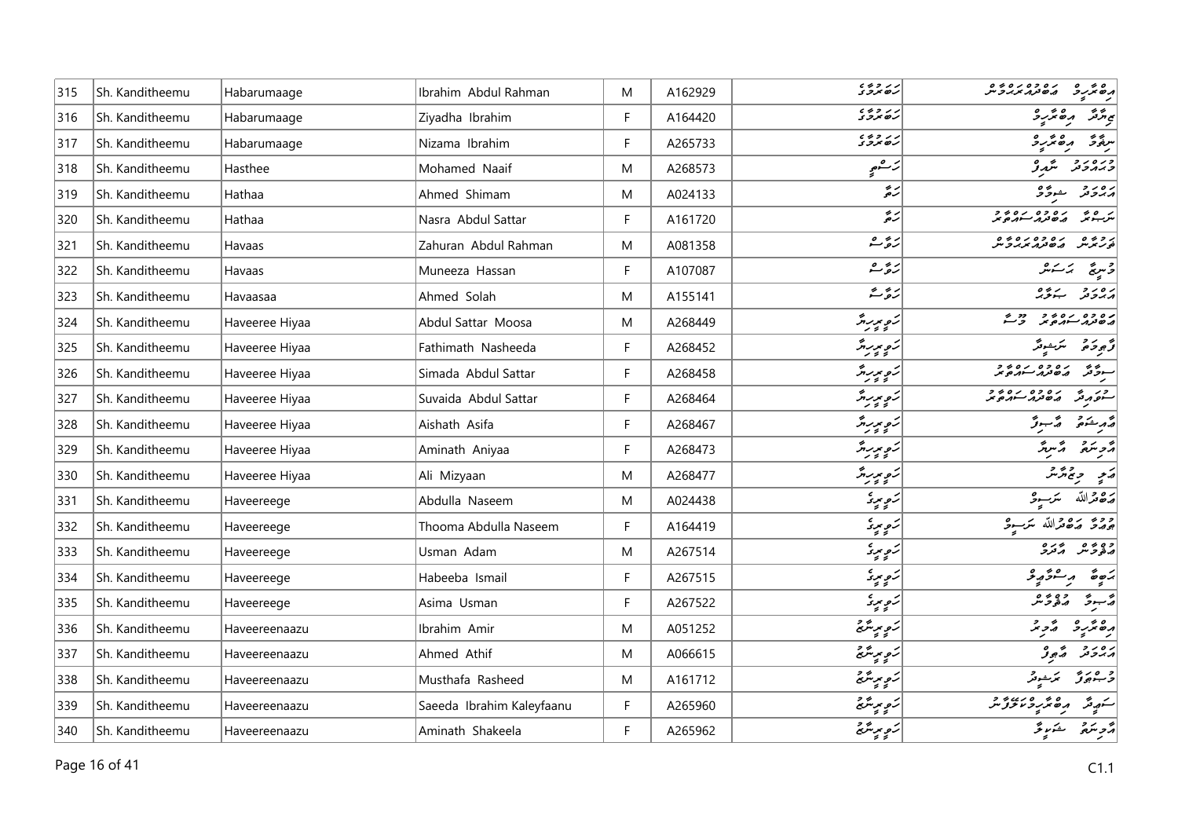| 315 | Sh. Kanditheemu | Habarumaage | Ibrahim Abdul Rahman | M | A162929 | ހަބަރުމާގެ | އިބްރާހީމް ޢަބްދުއްރަޙްމާން |
|---|---|---|---|---|---|---|---|
| 316 | Sh. Kanditheemu | Habarumaage | Ziyadha Ibrahim | F | A164420 | ހަބަރުމާގެ | ޒިޔާދާ އިބްރާހީމް |
| 317 | Sh. Kanditheemu | Habarumaage | Nizama Ibrahim | F | A265733 | ހަބަރުމާގެ | ނިޒާމާ އިބްރާހީމް |
| 318 | Sh. Kanditheemu | Hasthee | Mohamed Naaif | M | A268573 | ހަސްތީ | މުޙައްމަދު ނާއިފް |
| 319 | Sh. Kanditheemu | Hathaa | Ahmed Shimam | M | A024133 | ހަތާ | އަޙްމަދު ޝިމާމް |
| 320 | Sh. Kanditheemu | Hathaa | Nasra Abdul Sattar | F | A161720 | ހަތާ | ނަޞްރާ ޢަބްދުއްސައްތާރު |
| 321 | Sh. Kanditheemu | Havaas | Zahuran Abdul Rahman | M | A081358 | ހަވާސް | ޒަހުރާން ޢަބްދުއްރަޙްމާން |
| 322 | Sh. Kanditheemu | Havaas | Muneeza Hassan | F | A107087 | ހަވާސް | މުނީޒާ ޙަސަން |
| 323 | Sh. Kanditheemu | Havaasaa | Ahmed Solah | M | A155141 | ހަވާސާ | އަޙްމަދު ޞަލާޙް |
| 324 | Sh. Kanditheemu | Haveeree Hiyaa | Abdul Sattar Moosa | M | A268449 | ހަވީރީހިޔާ | ޢަބްދުއްސައްތާރު މޫސާ |
| 325 | Sh. Kanditheemu | Haveeree Hiyaa | Fathimath Nasheeda | F | A268452 | ހަވީރީހިޔާ | ފާތިމަތު ނަޝީދާ |
| 326 | Sh. Kanditheemu | Haveeree Hiyaa | Simada Abdul Sattar | F | A268458 | ހަވީރީހިޔާ | ސިމާދާ ޢަބްދުއްސައްތާރު |
| 327 | Sh. Kanditheemu | Haveeree Hiyaa | Suvaida Abdul Sattar | F | A268464 | ހަވީރީހިޔާ | ސުވައިދާ ޢަބްދުއްސައްތާރު |
| 328 | Sh. Kanditheemu | Haveeree Hiyaa | Aishath Asifa | F | A268467 | ހަވީރީހިޔާ | ޢާއިޝަތު އާސިފާ |
| 329 | Sh. Kanditheemu | Haveeree Hiyaa | Aminath Aniyaa | F | A268473 | ހަވީރީހިޔާ | އާމިނަތު އާނިޔާ |
| 330 | Sh. Kanditheemu | Haveeree Hiyaa | Ali Mizyaan | M | A268477 | ހަވީރީހިޔާ | ޢަލި މިޒްޔާން |
| 331 | Sh. Kanditheemu | Haveereege | Abdulla Naseem | M | A024438 | ހަވީރީގެ | ޢަބްދުﷲ ނަސީމް |
| 332 | Sh. Kanditheemu | Haveereege | Thooma Abdulla Naseem | F | A164419 | ހަވީރީގެ | ތޫމާ ޢަބްދުﷲ ނަސީމް |
| 333 | Sh. Kanditheemu | Haveereege | Usman Adam | M | A267514 | ހަވީރީގެ | ޢުސްމާން އާދަމް |
| 334 | Sh. Kanditheemu | Haveereege | Habeeba Ismail | F | A267515 | ހަވީރީގެ | ޙަބީބާ އިސްމާޢީލް |
| 335 | Sh. Kanditheemu | Haveereege | Asima Usman | F | A267522 | ހަވީރީގެ | އާސިމާ ޢުސްމާން |
| 336 | Sh. Kanditheemu | Haveereenaazu | Ibrahim Amir | M | A051252 | ހަވީރީނާޒު | އިބްރާހީމް އާމިރު |
| 337 | Sh. Kanditheemu | Haveereenaazu | Ahmed Athif | M | A066615 | ހަވީރީނާޒު | އަޙްމަދު އާތިފް |
| 338 | Sh. Kanditheemu | Haveereenaazu | Musthafa Rasheed | M | A161712 | ހަވީރީނާޒު | މުސްތަފާ ރަޝީދު |
| 339 | Sh. Kanditheemu | Haveereenaazu | Saeeda Ibrahim Kaleyfaanu | F | A265960 | ހަވީރީނާޒު | ސަޢީދާ އިބްރާހީމް ކަލޭފާނު |
| 340 | Sh. Kanditheemu | Haveereenaazu | Aminath Shakeela | F | A265962 | ހަވީރީނާޒު | އާމިނަތު ޝަކީލާ |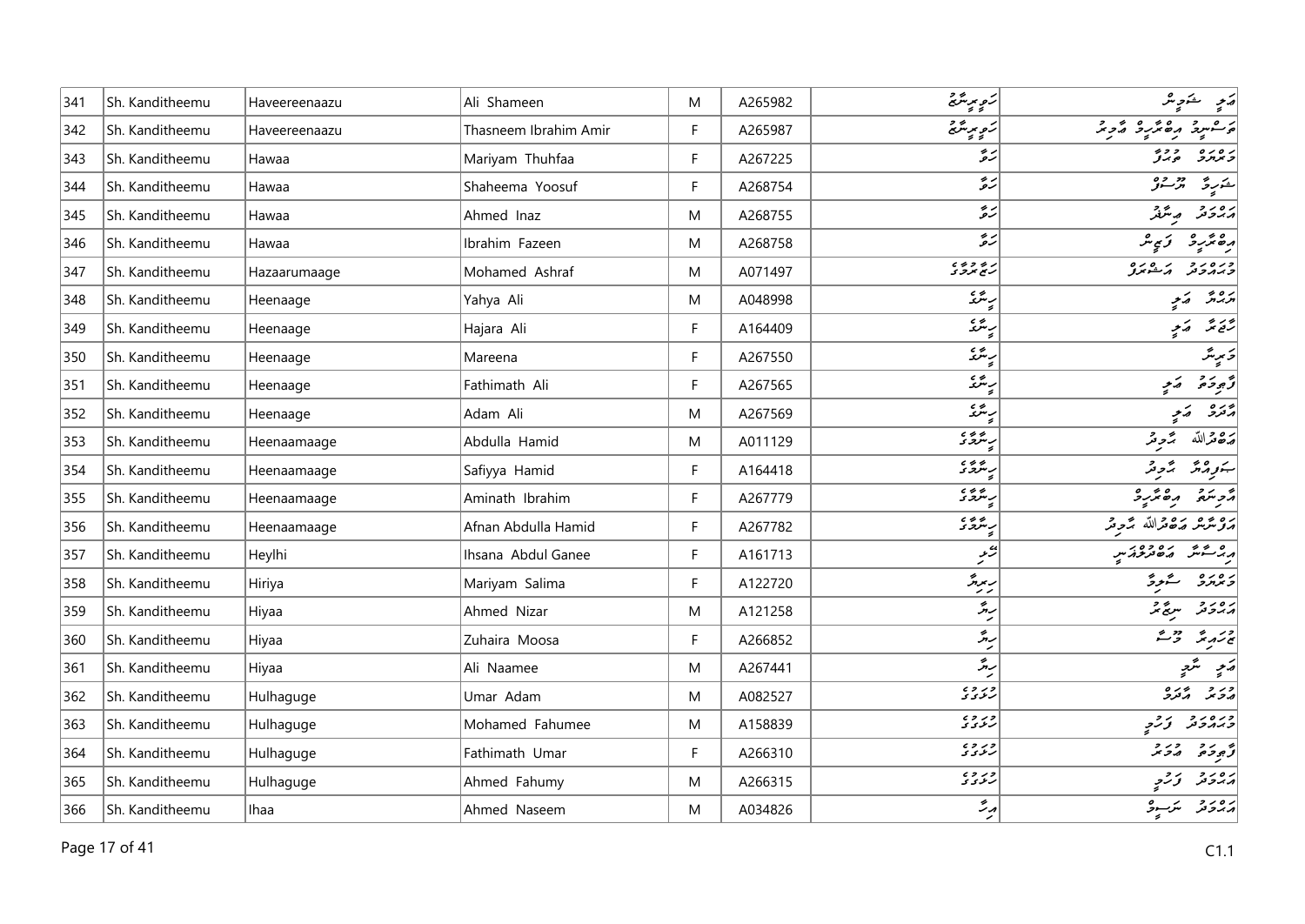| 341 | Sh. Kanditheemu | Haveereenaazu | Ali Shameen | M | A265982 | ހަވީރީނާޒު | އަލި ޝަމީން |
|---|---|---|---|---|---|---|---|
| 342 | Sh. Kanditheemu | Haveereenaazu | Thasneem Ibrahim Amir | F | A265987 | ހަވީރީނާޒު | ތަސްނީމް އިބްރާހީމް އާމިރު |
| 343 | Sh. Kanditheemu | Hawaa | Mariyam Thuhfaa | F | A267225 | ހަވާ | މަރިޔަމް ތުހުފާ |
| 344 | Sh. Kanditheemu | Hawaa | Shaheema Yoosuf | F | A268754 | ހަވާ | ޝަހީމާ ޔޫސުފް |
| 345 | Sh. Kanditheemu | Hawaa | Ahmed Inaz | M | A268755 | ހަވާ | އަޙްމަދު އިނާޒު |
| 346 | Sh. Kanditheemu | Hawaa | Ibrahim Fazeen | M | A268758 | ހަވާ | އިބްރާހީމް ފަޒީން |
| 347 | Sh. Kanditheemu | Hazaarumaage | Mohamed Ashraf | M | A071497 | ހަޒާރުމާގެ | މުޙައްމަދު އަޝްރަފް |
| 348 | Sh. Kanditheemu | Heenaage | Yahya Ali | M | A048998 | ހީނާގެ | ޔަޙްޔާ އަލި |
| 349 | Sh. Kanditheemu | Heenaage | Hajara Ali | F | A164409 | ހީނާގެ | ހާޖަރާ އަލި |
| 350 | Sh. Kanditheemu | Heenaage | Mareena | F | A267550 | ހީނާގެ | މަރީނާ |
| 351 | Sh. Kanditheemu | Heenaage | Fathimath Ali | F | A267565 | ހީނާގެ | ފާތިމަތު އަލި |
| 352 | Sh. Kanditheemu | Heenaage | Adam Ali | M | A267569 | ހީނާގެ | އާދަމް އަލި |
| 353 | Sh. Kanditheemu | Heenaamaage | Abdulla Hamid | M | A011129 | ހީނާމާގެ | އަބްދުﷲ ހާމިދު |
| 354 | Sh. Kanditheemu | Heenaamaage | Safiyya Hamid | F | A164418 | ހީނާމާގެ | ސަފިއްޔާ ހާމިދު |
| 355 | Sh. Kanditheemu | Heenaamaage | Aminath Ibrahim | F | A267779 | ހީނާމާގެ | އާމިނަތު އިބްރާހީމް |
| 356 | Sh. Kanditheemu | Heenaamaage | Afnan Abdulla Hamid | F | A267782 | ހީނާމާގެ | އަފްނާން އަބްދުﷲ ހާމިދު |
| 357 | Sh. Kanditheemu | Heylhi | Ihsana Abdul Ganee | F | A161713 | ހޭޅި | އިޙްސާނާ އަބްދުލްގަނީ |
| 358 | Sh. Kanditheemu | Hiriya | Mariyam Salima | F | A122720 | ހިރިޔާ | މަރިޔަމް ސާލިމާ |
| 359 | Sh. Kanditheemu | Hiyaa | Ahmed Nizar | M | A121258 | ހިޔާ | އަޙްމަދު ނިޒާރު |
| 360 | Sh. Kanditheemu | Hiyaa | Zuhaira Moosa | F | A266852 | ހިޔާ | ޒުހައިރާ މޫސާ |
| 361 | Sh. Kanditheemu | Hiyaa | Ali Naamee | M | A267441 | ހިޔާ | އަލި ނާމީ |
| 362 | Sh. Kanditheemu | Hulhaguge | Umar Adam | M | A082527 | ހުޅަގުގެ | ޢުމަރު އާދަމް |
| 363 | Sh. Kanditheemu | Hulhaguge | Mohamed Fahumee | M | A158839 | ހުޅަގުގެ | މުޙައްމަދު ފަހުމީ |
| 364 | Sh. Kanditheemu | Hulhaguge | Fathimath Umar | F | A266310 | ހުޅަގުގެ | ފާތިމަތު ޢުމަރު |
| 365 | Sh. Kanditheemu | Hulhaguge | Ahmed Fahumy | M | A266315 | ހުޅަގުގެ | އަޙްމަދު ފަހުމީ |
| 366 | Sh. Kanditheemu | Ihaa | Ahmed Naseem | M | A034826 | އިހާ | އަޙްމަދު ނަސީމް |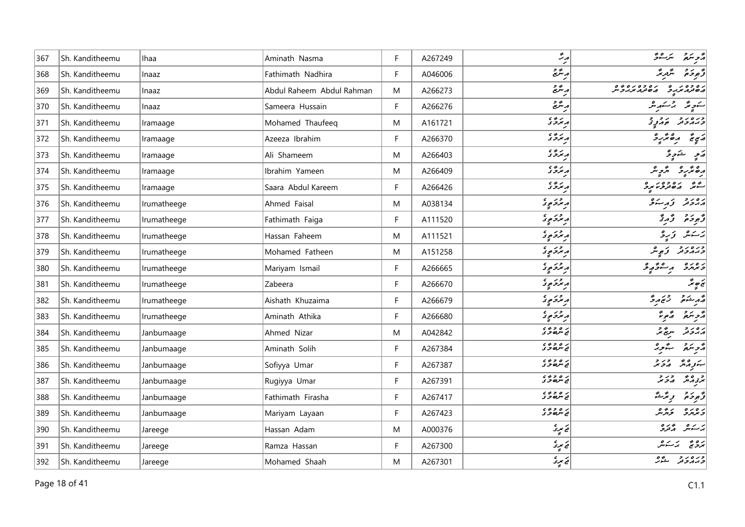| 367 | Sh. Kanditheemu | Ihaa | Aminath Nasma | F | A267249 | مرتَّ | مُتَّحِسَمَۃُ سَرَسْۃُ |
|---|---|---|---|---|---|---|---|
| 368 | Sh. Kanditheemu | Inaaz | Fathimath Nadhira | F | A046006 | مرسَّعَ | وَّجِودَۃُ سَّرِمَّ |
| 369 | Sh. Kanditheemu | Inaaz | Abdul Raheem Abdul Rahman | M | A266273 | مرسَّعَ | رَەدە رَ رِ ە رَ ەدە رَ ە ۇ ە |
| 370 | Sh. Kanditheemu | Inaaz | Sameera Hussain | F | A266276 | مرسَّعَ | سَوِيِمَّ بِرْسَہِرِسْ |
| 371 | Sh. Kanditheemu | Iramaage | Mohamed Thaufeeq | M | A161721 | مرىمرَّدَّى | دِرَہرَدَ دَرْوِ تِ |
| 372 | Sh. Kanditheemu | Iramaage | Azeeza Ibrahim | F | A266370 | مرىمرَّدَّى | مَرِيَّ مرەمَّرِدْ |
| 373 | Sh. Kanditheemu | Iramaage | Ali Shameem | M | A266403 | مرىمرَّدَّى | مَرِ شَرِدْ |
| 374 | Sh. Kanditheemu | Iramaage | Ibrahim Yameen | M | A266409 | مرىمرَّدَّى | مرەمَّرِدْ مَرِسْ |
| 375 | Sh. Kanditheemu | Iramaage | Saara Abdul Kareem | F | A266426 | مرىمرَّدَّى | سَّمَّ رَەدەرَىرِدْ |
| 376 | Sh. Kanditheemu | Irumatheege | Ahmed Faisal | M | A038134 | مرىمرَدَجِى | رَرْدَ دَ وَرِسَوْ |
| 377 | Sh. Kanditheemu | Irumatheege | Fathimath Faiga | F | A111520 | مرىمرَدَجِى | وَّجِودَۃُ وَّرِ تَّ |
| 378 | Sh. Kanditheemu | Irumatheege | Hassan Faheem | M | A111521 | مرىمرَدَجِى | بَرَسَسْ وَرِدْ |
| 379 | Sh. Kanditheemu | Irumatheege | Mohamed Fatheen | M | A151258 | مرىمرَدَجِى | دِرَہرَدَ دَ وَجِسْ |
| 380 | Sh. Kanditheemu | Irumatheege | Mariyam Ismail | F | A266665 | مرىمرَدَجِى | دَىرْمَرْدْ مرِسْتَّمرِوْ |
| 381 | Sh. Kanditheemu | Irumatheege | Zabeera | F | A266670 | مرىمرَدَجِى | يَحِمَّ |
| 382 | Sh. Kanditheemu | Irumatheege | Aishath Khuzaima | F | A266679 | مرىمرَدَجِى | مَّرْشَوْ رْيَمرِدَّ |
| 383 | Sh. Kanditheemu | Irumatheege | Aminath Athika | F | A266680 | مرىمرَدَجِى | مُّتَّحِسَمَۃُ مَّجِمَّ |
| 384 | Sh. Kanditheemu | Janbumaage | Ahmed Nizar | M | A042842 | يَ سْرَەدَّى | رَرْدَ دَ سِرِجَّمْ |
| 385 | Sh. Kanditheemu | Janbumaage | Aminath Solih | F | A267384 | يَ سْرَەدَّى | مُّتَّحِسَمَۃُ سِجَّورْ |
| 386 | Sh. Kanditheemu | Janbumaage | Sofiyya Umar | F | A267387 | يَ سْرَەدَّى | سِوْرِمَّ مْرَدْمْ |
| 387 | Sh. Kanditheemu | Janbumaage | Rugiyya Umar | F | A267391 | يَ سْرَەدَّى | بْرِتِمَّ مْرَدْمْ |
| 388 | Sh. Kanditheemu | Janbumaage | Fathimath Firasha | F | A267417 | يَ سْرَەدَّى | وَّجِودَۃُ وِمَّشَّ |
| 389 | Sh. Kanditheemu | Janbumaage | Mariyam Layaan | F | A267423 | يَ سْرَەدَّى | دَىرْمَرْدْ دَمَّرْسْ |
| 390 | Sh. Kanditheemu | Jareege | Hassan Adam | M | A000376 | يَ مِرِى | بَرَسَسْ مُّتَرَدْ |
| 391 | Sh. Kanditheemu | Jareege | Ramza Hassan | F | A267300 | يَ مِرِى | بَرْدْيَّ بَرَسَسْ |
| 392 | Sh. Kanditheemu | Jareege | Mohamed Shaah | M | A267301 | يَ مِرِى | دِرَہرَدَ دَ شَّرْ |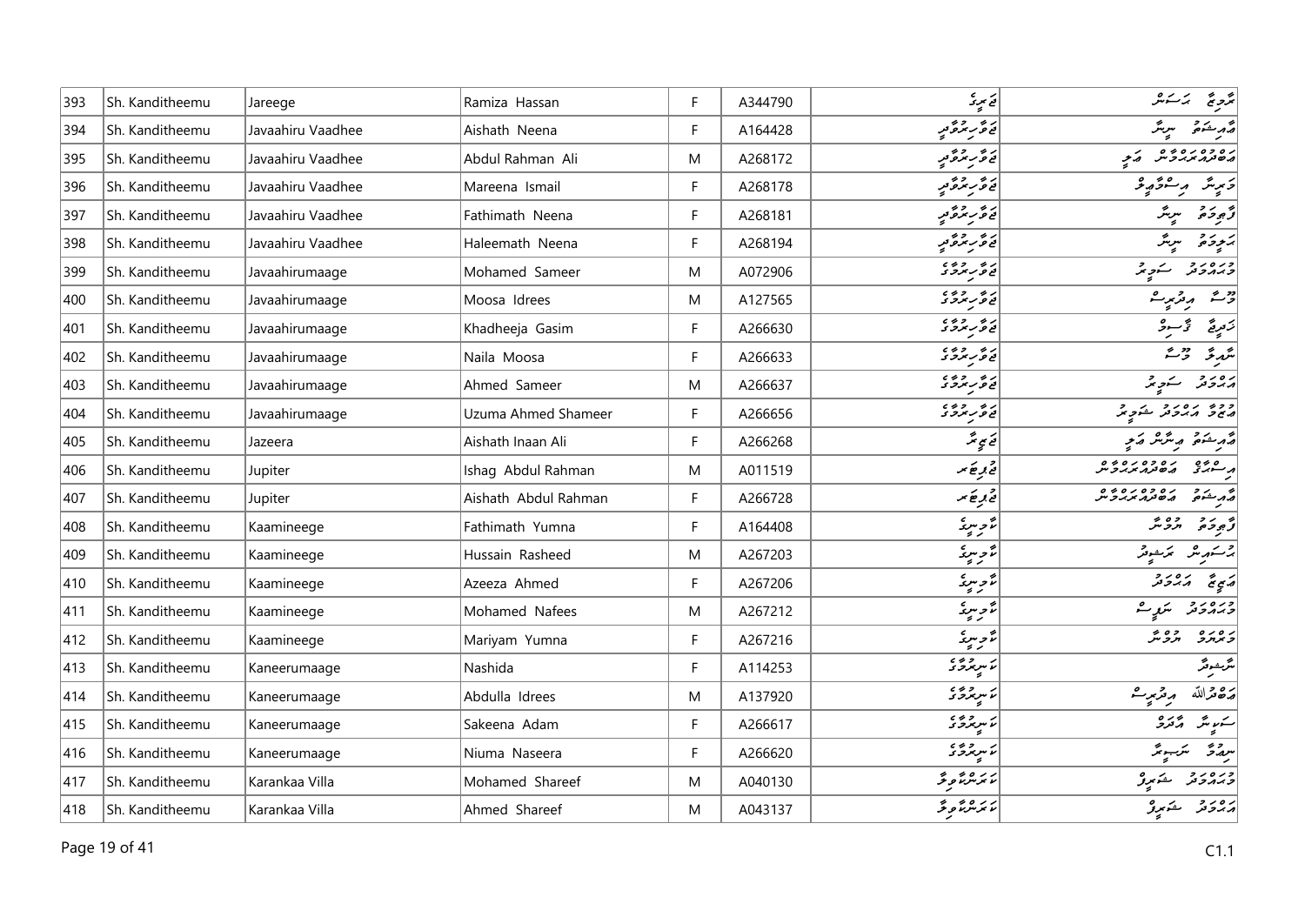| 393 | Sh. Kanditheemu | Jareege | Ramiza Hassan | F | A344790 | ޖަރީގެ | ރާމިޒާ ހަސަން |
|---|---|---|---|---|---|---|---|
| 394 | Sh. Kanditheemu | Javaahiru Vaadhee | Aishath Neena | F | A164428 | ޖަވާހިރުވާދީ | އައިޝަތު ނީނާ |
| 395 | Sh. Kanditheemu | Javaahiru Vaadhee | Abdul Rahman Ali | M | A268172 | ޖަވާހިރުވާދީ | އަބްދުއްރަޙްމާން ޢަލީ |
| 396 | Sh. Kanditheemu | Javaahiru Vaadhee | Mareena Ismail | F | A268178 | ޖަވާހިރުވާދީ | މަރީނާ އިސްމާޢީލް |
| 397 | Sh. Kanditheemu | Javaahiru Vaadhee | Fathimath Neena | F | A268181 | ޖަވާހިރުވާދީ | ފާތިމަތު ނީނާ |
| 398 | Sh. Kanditheemu | Javaahiru Vaadhee | Haleemath Neena | F | A268194 | ޖަވާހިރުވާދީ | ހަލީމަތު ނީނާ |
| 399 | Sh. Kanditheemu | Javaahirumaage | Mohamed Sameer | M | A072906 | ޖަވާހިރުމާގެ | މުޙައްމަދު ސަމީރު |
| 400 | Sh. Kanditheemu | Javaahirumaage | Moosa Idrees | M | A127565 | ޖަވާހިރުމާގެ | މޫސާ އިދްރީސް |
| 401 | Sh. Kanditheemu | Javaahirumaage | Khadheeja Gasim | F | A266630 | ޖަވާހިރުމާގެ | ޚަދީޖާ ޤާސިމް |
| 402 | Sh. Kanditheemu | Javaahirumaage | Naila Moosa | F | A266633 | ޖަވާހިރުމާގެ | ނާއިލާ މޫސާ |
| 403 | Sh. Kanditheemu | Javaahirumaage | Ahmed Sameer | M | A266637 | ޖަވާހިރުމާގެ | އަޙްމަދު ސަމީރު |
| 404 | Sh. Kanditheemu | Javaahirumaage | Uzuma Ahmed Shameer | F | A266656 | ޖަވާހިރުމާގެ | ޢުޒުމާ އަޙްމަދު ޝަމީރު |
| 405 | Sh. Kanditheemu | Jazeera | Aishath Inaan Ali | F | A266268 | ޖަޒީރާ | އައިޝަތު އިނާން ޢަލީ |
| 406 | Sh. Kanditheemu | Jupiter | Ishag Abdul Rahman | M | A011519 | ޖުޕިޓަރ | އިސްޙާޤު އަބްދުއްރަޙްމާން |
| 407 | Sh. Kanditheemu | Jupiter | Aishath Abdul Rahman | F | A266728 | ޖުޕިޓަރ | އައިޝަތު އަބްދުއްރަޙްމާން |
| 408 | Sh. Kanditheemu | Kaamineege | Fathimath Yumna | F | A164408 | ކާމިނީގެ | ފާތިމަތު ޔުމްނާ |
| 409 | Sh. Kanditheemu | Kaamineege | Hussain Rasheed | M | A267203 | ކާމިނީގެ | ޙުސައިން ރަޝީދު |
| 410 | Sh. Kanditheemu | Kaamineege | Azeeza Ahmed | F | A267206 | ކާމިނީގެ | ޢަޒީޒާ އަޙްމަދު |
| 411 | Sh. Kanditheemu | Kaamineege | Mohamed Nafees | M | A267212 | ކާމިނީގެ | މުޙައްމަދު ނަފީސް |
| 412 | Sh. Kanditheemu | Kaamineege | Mariyam Yumna | F | A267216 | ކާމިނީގެ | މަރިޔަމް ޔުމްނާ |
| 413 | Sh. Kanditheemu | Kaneerumaage | Nashida | F | A114253 | ކަނީރުމާގެ | ނާޝިދާ |
| 414 | Sh. Kanditheemu | Kaneerumaage | Abdulla Idrees | M | A137920 | ކަނީރުމާގެ | އަބްދުﷲ އިދްރީސް |
| 415 | Sh. Kanditheemu | Kaneerumaage | Sakeena Adam | F | A266617 | ކަނީރުމާގެ | ސަކީނާ އާދަމް |
| 416 | Sh. Kanditheemu | Kaneerumaage | Niuma Naseera | F | A266620 | ކަނީރުމާގެ | ނިޢުމާ ނަސީރާ |
| 417 | Sh. Kanditheemu | Karankaa Villa | Mohamed Shareef | M | A040130 | ކަރަންކާވިލާ | މުޙައްމަދު ޝަރީފު |
| 418 | Sh. Kanditheemu | Karankaa Villa | Ahmed Shareef | M | A043137 | ކަރަންކާވިލާ | އަޙްމަދު ޝަރީފު |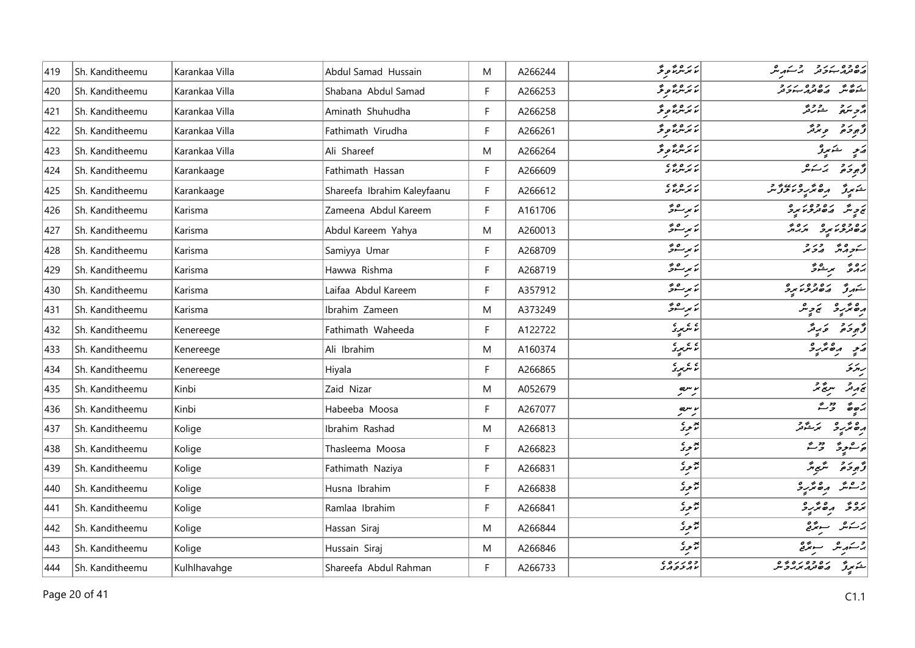| 419 | Sh. Kanditheemu | Karankaa Villa | Abdul Samad Hussain | M | A266244 | ކަރަންކާވިލާ | އަބްދުލްސަމަދު ޙުސައިން |
|---|---|---|---|---|---|---|---|
| 420 | Sh. Kanditheemu | Karankaa Villa | Shabana Abdul Samad | F | A266253 | ކަރަންކާވިލާ | ޝަބާނާ އަބްދުލްސަމަދު |
| 421 | Sh. Kanditheemu | Karankaa Villa | Aminath Shuhudha | F | A266258 | ކަރަންކާވިލާ | އާމިނަތު ޝުހުދާ |
| 422 | Sh. Kanditheemu | Karankaa Villa | Fathimath Virudha | F | A266261 | ކަރަންކާވިލާ | ފާތިމަތު ވިރުދާ |
| 423 | Sh. Kanditheemu | Karankaa Villa | Ali Shareef | M | A266264 | ކަރަންކާވިލާ | އަލި ޝަރީފު |
| 424 | Sh. Kanditheemu | Karankaage | Fathimath Hassan | F | A266609 | ކަރަންކާގެ | ފާތިމަތު ޙަސަން |
| 425 | Sh. Kanditheemu | Karankaage | Shareefa Ibrahim Kaleyfaanu | F | A266612 | ކަރަންކާގެ | ޝަރީފާ އިބްރާހީމްކަލޭފާނު |
| 426 | Sh. Kanditheemu | Karisma | Zameena Abdul Kareem | F | A161706 | ކަރިސްމާ | ޒަމީނާ އަބްދުލްކަރީމް |
| 427 | Sh. Kanditheemu | Karisma | Abdul Kareem Yahya | M | A260013 | ކަރިސްމާ | އަބްދުލްކަރީމް ޔަޙްޔާ |
| 428 | Sh. Kanditheemu | Karisma | Samiyya Umar | F | A268709 | ކަރިސްމާ | ސަމިއްޔާ އުމަރު |
| 429 | Sh. Kanditheemu | Karisma | Hawwa Rishma | F | A268719 | ކަރިސްމާ | ހައްވާ ރިޝްމާ |
| 430 | Sh. Kanditheemu | Karisma | Laifaa Abdul Kareem | F | A357912 | ކަރިސްމާ | ލައިފާ އަބްދުލްކަރީމް |
| 431 | Sh. Kanditheemu | Karisma | Ibrahim Zameen | M | A373249 | ކަރިސްމާ | އިބްރާހީމް ޒަމީން |
| 432 | Sh. Kanditheemu | Kenereege | Fathimath Waheeda | F | A122722 | ކެނެރީގެ | ފާތިމަތު ވަހީދާ |
| 433 | Sh. Kanditheemu | Kenereege | Ali Ibrahim | M | A160374 | ކެނެރީގެ | އަލި އިބްރާހީމް |
| 434 | Sh. Kanditheemu | Kenereege | Hiyala | F | A266865 | ކެނެރީގެ | ހިޔަލަ |
| 435 | Sh. Kanditheemu | Kinbi | Zaid Nizar | M | A052679 | ކިނބި | ޒައިދު ނިޒާރު |
| 436 | Sh. Kanditheemu | Kinbi | Habeeba Moosa | F | A267077 | ކިނބި | ހަބީބާ މޫސާ |
| 437 | Sh. Kanditheemu | Kolige | Ibrahim Rashad | M | A266813 | ކޮލިގެ | އިބްރާހީމް ރަޝާދު |
| 438 | Sh. Kanditheemu | Kolige | Thasleema Moosa | F | A266823 | ކޮލިގެ | ތަސްލީމާ މޫސާ |
| 439 | Sh. Kanditheemu | Kolige | Fathimath Naziya | F | A266831 | ކޮލިގެ | ފާތިމަތު ނާޒިޔާ |
| 440 | Sh. Kanditheemu | Kolige | Husna Ibrahim | F | A266838 | ކޮލިގެ | ޙުސްނާ އިބްރާހީމް |
| 441 | Sh. Kanditheemu | Kolige | Ramlaa Ibrahim | F | A266841 | ކޮލިގެ | ރަމްލާ އިބްރާހީމް |
| 442 | Sh. Kanditheemu | Kolige | Hassan Siraj | M | A266844 | ކޮލިގެ | ޙަސަން ސިރާޖު |
| 443 | Sh. Kanditheemu | Kolige | Hussain Siraj | M | A266846 | ކޮލިގެ | ޙުސައިން ސިރާޖު |
| 444 | Sh. Kanditheemu | Kulhlhavahge | Shareefa Abdul Rahman | F | A266733 | ކުޅްޅަވައްގެ | ޝަރީފާ އަބްދުއްރަޙްމާން |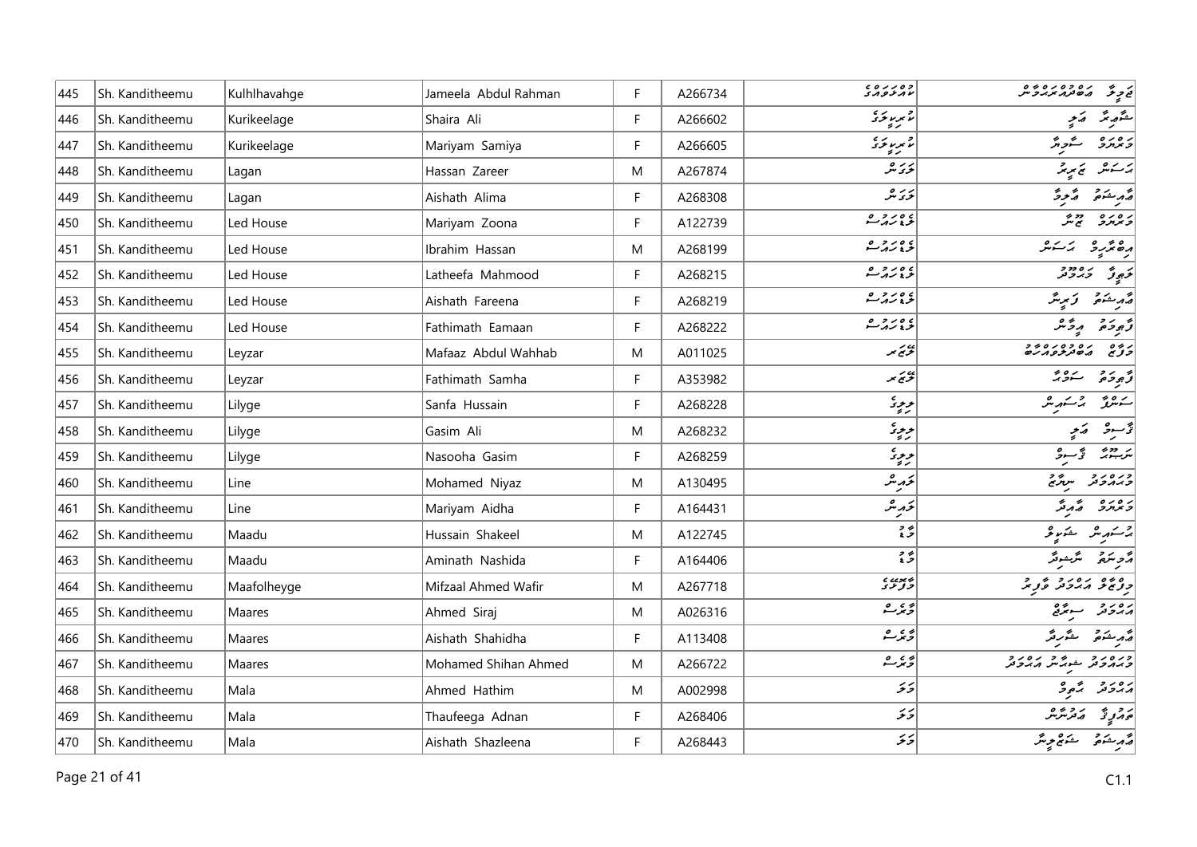| 445 | Sh. Kanditheemu | Kulhlhavahge | Jameela Abdul Rahman | F | A266734 | ުޅުޅަވަހްގެ | ޖަމީލާ ޢަބްދުއްރަޙްމާން |
|---|---|---|---|---|---|---|---|
| 446 | Sh. Kanditheemu | Kurikeelage | Shaira Ali | F | A266602 | ކުރިކީލަގެ | ޝާއިރާ ޢަލި |
| 447 | Sh. Kanditheemu | Kurikeelage | Mariyam Samiya | F | A266605 | ކުރިކީލަގެ | މަރިޔަމް ސާމިޔާ |
| 448 | Sh. Kanditheemu | Lagan | Hassan Zareer | M | A267874 | ލަގަން | ހަސަން ޒަރީރު |
| 449 | Sh. Kanditheemu | Lagan | Aishath Alima | F | A268308 | ލަގަން | ޢައިޝަތު ޢާލިމާ |
| 450 | Sh. Kanditheemu | Led House | Mariyam Zoona | F | A122739 | ލެޑްހައުސް | މަރިޔަމް ޒޫނާ |
| 451 | Sh. Kanditheemu | Led House | Ibrahim Hassan | M | A268199 | ލެޑްހައުސް | އިބްރާހީމް ހަސަން |
| 452 | Sh. Kanditheemu | Led House | Latheefa Mahmood | F | A268215 | ލެޑްހައުސް | ލަޠީފާ މަޙްމޫދު |
| 453 | Sh. Kanditheemu | Led House | Aishath Fareena | F | A268219 | ލެޑްހައުސް | ޢައިޝަތު ފަރީނާ |
| 454 | Sh. Kanditheemu | Led House | Fathimath Eamaan | F | A268222 | ލެޑްހައުސް | ފާތިމަތު އީމާން |
| 455 | Sh. Kanditheemu | Leyzar | Mafaaz Abdul Wahhab | M | A011025 | ލޭޒަރ | މަފާޒް ޢަބްދުލްވައްހާބް |
| 456 | Sh. Kanditheemu | Leyzar | Fathimath Samha | F | A353982 | ލޭޒަރ | ފާތިމަތު ސަމްހާ |
| 457 | Sh. Kanditheemu | Lilyge | Sanfa Hussain | F | A268228 | ލިލީގެ | ސަންފާ ހުސައިން |
| 458 | Sh. Kanditheemu | Lilyge | Gasim Ali | M | A268232 | ލިލީގެ | ޤާސިމް ޢަލި |
| 459 | Sh. Kanditheemu | Lilyge | Nasooha Gasim | F | A268259 | ލިލީގެ | ނަސޫޙާ ޤާސިމް |
| 460 | Sh. Kanditheemu | Line | Mohamed Niyaz | M | A130495 | ލައިން | މުޙައްމަދު ނިޔާޒް |
| 461 | Sh. Kanditheemu | Line | Mariyam Aidha | F | A164431 | ލައިން | މަރިޔަމް ޢާއިދާ |
| 462 | Sh. Kanditheemu | Maadu | Hussain Shakeel | M | A122745 | މާދު | ހުސައިން ޝަކީލް |
| 463 | Sh. Kanditheemu | Maadu | Aminath Nashida | F | A164406 | މާދު | އާމިނަތު ނާޝިދާ |
| 464 | Sh. Kanditheemu | Maafolheyge | Mifzaal Ahmed Wafir | M | A267718 | މާފޮޅޭގެ | މިފްޒާލް އަޙްމަދު ވާފިރު |
| 465 | Sh. Kanditheemu | Maares | Ahmed Siraj | M | A026316 | މާރެސް | އަޙްމަދު ސިރާޖް |
| 466 | Sh. Kanditheemu | Maares | Aishath Shahidha | F | A113408 | މާރެސް | ޢައިޝަތު ޝާހިދާ |
| 467 | Sh. Kanditheemu | Maares | Mohamed Shihan Ahmed | M | A266722 | މާރެސް | މުޙައްމަދު ޝިހާން އަޙްމަދު |
| 468 | Sh. Kanditheemu | Mala | Ahmed Hathim | M | A002998 | މަލަ | އަޙްމަދު ހާތިމް |
| 469 | Sh. Kanditheemu | Mala | Thaufeega Adnan | F | A268406 | މަލަ | ތައުފީޤާ ޢަދުނާން |
| 470 | Sh. Kanditheemu | Mala | Aishath Shazleena | F | A268443 | މަލަ | ޢައިޝަތު ޝަޒްލީނާ |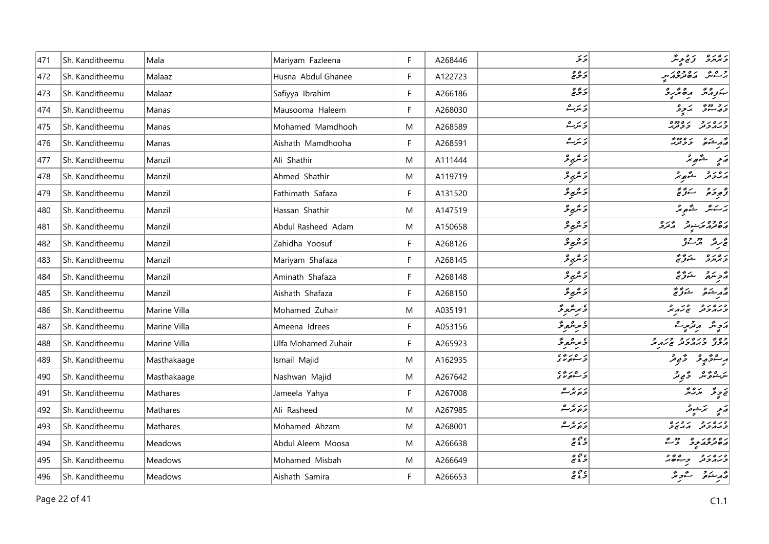| 471 | Sh. Kanditheemu | Mala | Mariyam Fazleena | F | A268446 | މަލަ | މަރިޔަމް ފަޒުލީނާ |
|---|---|---|---|---|---|---|---|
| 472 | Sh. Kanditheemu | Malaaz | Husna Abdul Ghanee | F | A122723 | މަލާޒު | ހުސްނާ އަބްދުލްޣަނީ |
| 473 | Sh. Kanditheemu | Malaaz | Safiyya Ibrahim | F | A266186 | މަލާޒު | ސަފިއްޔާ އިބްރާހީމް |
| 474 | Sh. Kanditheemu | Manas | Mausooma Haleem | F | A268030 | މަނަސް | މައުސޫމާ ހަލީމް |
| 475 | Sh. Kanditheemu | Manas | Mohamed Mamdhooh | M | A268589 | މަނަސް | މުހައްމަދު މަމްދޫޙް |
| 476 | Sh. Kanditheemu | Manas | Aishath Mamdhooha | F | A268591 | މަނަސް | އައިޝަތު މަމްދޫޙާ |
| 477 | Sh. Kanditheemu | Manzil | Ali Shathir | M | A111444 | މަންޒިލް | އަލި ޝާތިރު |
| 478 | Sh. Kanditheemu | Manzil | Ahmed Shathir | M | A119719 | މަންޒިލް | އަޙްމަދު ޝާތިރު |
| 479 | Sh. Kanditheemu | Manzil | Fathimath Safaza | F | A131520 | މަންޒިލް | ފާތިމަތު ސަފާޒާ |
| 480 | Sh. Kanditheemu | Manzil | Hassan Shathir | M | A147519 | މަންޒިލް | ހަސަން ޝާތިރު |
| 481 | Sh. Kanditheemu | Manzil | Abdul Rasheed Adam | M | A150658 | މަންޒިލް | އަބްދުލްރަޝީދު އާދަމް |
| 482 | Sh. Kanditheemu | Manzil | Zahidha Yoosuf | F | A268126 | މަންޒިލް | ޒާހިދާ ޔޫސުފް |
| 483 | Sh. Kanditheemu | Manzil | Mariyam Shafaza | F | A268145 | މަންޒިލް | މަރިޔަމް ޝަފާޒާ |
| 484 | Sh. Kanditheemu | Manzil | Aminath Shafaza | F | A268148 | މަންޒިލް | އާމިނަތު ޝަފާޒާ |
| 485 | Sh. Kanditheemu | Manzil | Aishath Shafaza | F | A268150 | މަންޒިލް | އައިޝަތު ޝަފާޒާ |
| 486 | Sh. Kanditheemu | Marine Villa | Mohamed Zuhair | M | A035191 | މެރިންވިލާ | މުހައްމަދު ޒުހައިރު |
| 487 | Sh. Kanditheemu | Marine Villa | Ameena Idrees | F | A053156 | މެރިންވިލާ | އަމީނާ އިދުރީސް |
| 488 | Sh. Kanditheemu | Marine Villa | Ulfa Mohamed Zuhair | F | A265923 | މެރިންވިލާ | އުލްފާ މުހައްމަދު ޒުހައިރު |
| 489 | Sh. Kanditheemu | Masthakaage | Ismail Majid | M | A162935 | މަސްތަކާގެ | އިސްމާޢީލް މާޖިދު |
| 490 | Sh. Kanditheemu | Masthakaage | Nashwan Majid | M | A267642 | މަސްތަކާގެ | ނަޝްވާން މާޖިދު |
| 491 | Sh. Kanditheemu | Mathares | Jameela Yahya | F | A267008 | މަތަރެސް | ޖަމީލާ ޔަޙްޔާ |
| 492 | Sh. Kanditheemu | Mathares | Ali Rasheed | M | A267985 | މަތަރެސް | އަލި ރަޝީދު |
| 493 | Sh. Kanditheemu | Mathares | Mohamed Ahzam | M | A268001 | މަތަރެސް | މުހައްމަދު އަޙްޒަމް |
| 494 | Sh. Kanditheemu | Meadows | Abdul Aleem Moosa | M | A266638 | މެޑޯޒް | އަބްދުލްޢަލީމް މޫސާ |
| 495 | Sh. Kanditheemu | Meadows | Mohamed Misbah | M | A266649 | މެޑޯޒް | މުހައްމަދު މިސްބާހު |
| 496 | Sh. Kanditheemu | Meadows | Aishath Samira | F | A266653 | މެޑޯޒް | އައިޝަތު ސަމީރާ |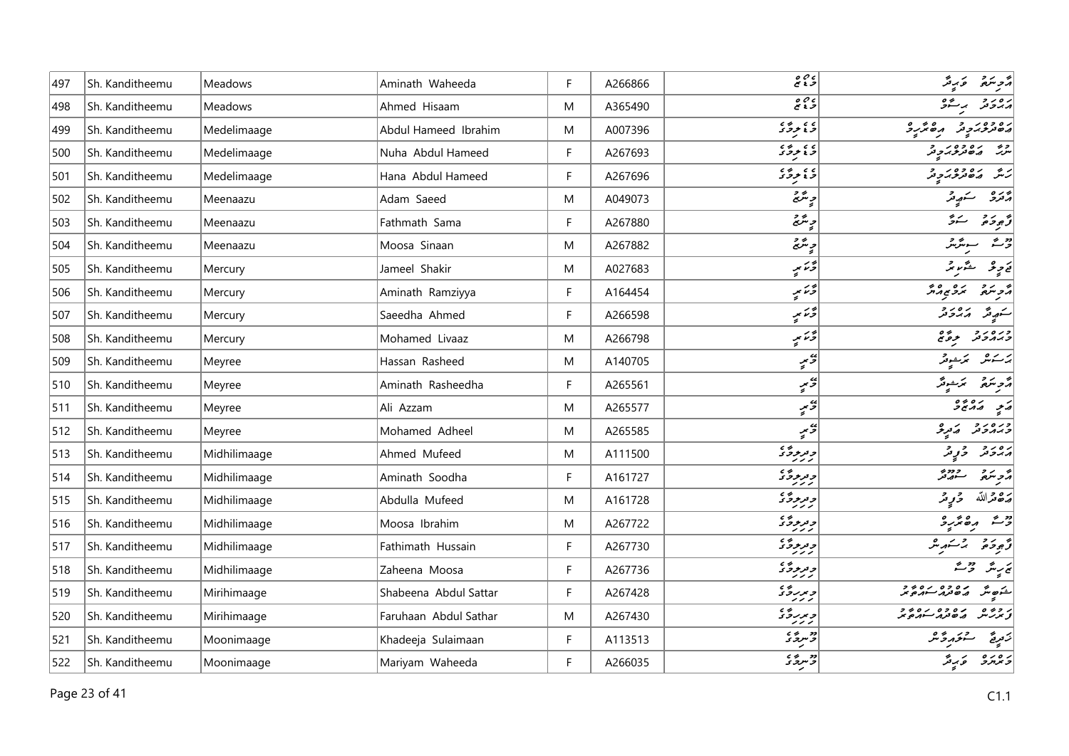| 497 | Sh. Kanditheemu | Meadows | Aminath Waheeda | F | A266866 | ميڊوز | أَمِينَة وَحِيدَة |
|---|---|---|---|---|---|---|---|
| 498 | Sh. Kanditheemu | Meadows | Ahmed Hisaam | M | A365490 | ميڊوز | أَحْمَد هِسَام |
| 499 | Sh. Kanditheemu | Medelimaage | Abdul Hameed Ibrahim | M | A007396 | މެދެލިމާގެ | ޢަބްދުލްޙަމީދު އިބްރާހީމް |
| 500 | Sh. Kanditheemu | Medelimaage | Nuha Abdul Hameed | F | A267693 | މެދެލިމާގެ | ނުހާ ޢަބްދުލްޙަމީދު |
| 501 | Sh. Kanditheemu | Medelimaage | Hana Abdul Hameed | F | A267696 | މެދެލިމާގެ | ހަނާ ޢަބްދުލްޙަމީދު |
| 502 | Sh. Kanditheemu | Meenaazu | Adam Saeed | M | A049073 | މީނާޒު | އާދަމް ސައީދު |
| 503 | Sh. Kanditheemu | Meenaazu | Fathmath Sama | F | A267880 | މީނާޒު | ފާތިމަތު ސަމާ |
| 504 | Sh. Kanditheemu | Meenaazu | Moosa Sinaan | M | A267882 | މީނާޒު | މޫސާ ސިނާން |
| 505 | Sh. Kanditheemu | Mercury | Jameel Shakir | M | A027683 | މާކިއުރީ | ޖަމީލް ޝާކިރު |
| 506 | Sh. Kanditheemu | Mercury | Aminath Ramziyya | F | A164454 | މާކިއުރީ | އާމިނަތު ރަމްޒިއްޔާ |
| 507 | Sh. Kanditheemu | Mercury | Saeedha Ahmed | F | A266598 | މާކިއުރީ | ސަޢީދާ އަޙްމަދު |
| 508 | Sh. Kanditheemu | Mercury | Mohamed Livaaz | M | A266798 | މާކިއުރީ | މުޙައްމަދު ލިވާޒް |
| 509 | Sh. Kanditheemu | Meyree | Hassan Rasheed | M | A140705 | މޭރީ | ޙަސަން ރަޝީދު |
| 510 | Sh. Kanditheemu | Meyree | Aminath Rasheedha | F | A265561 | މޭރީ | އާމިނަތު ރަޝީދާ |
| 511 | Sh. Kanditheemu | Meyree | Ali Azzam | M | A265577 | މޭރީ | ޢަލީ އައްޒާމް |
| 512 | Sh. Kanditheemu | Meyree | Mohamed Adheel | M | A265585 | މޭރީ | މުޙައްމަދު އަދީލް |
| 513 | Sh. Kanditheemu | Midhilimaage | Ahmed Mufeed | M | A111500 | މިދިލިމާގެ | އަޙްމަދު މުފީދު |
| 514 | Sh. Kanditheemu | Midhilimaage | Aminath Soodha | F | A161727 | މިދިލިމާގެ | އާމިނަތު ސޫދާ |
| 515 | Sh. Kanditheemu | Midhilimaage | Abdulla Mufeed | M | A161728 | މިދިލިމާގެ | ޢަބްދުﷲ މުފީދު |
| 516 | Sh. Kanditheemu | Midhilimaage | Moosa Ibrahim | M | A267722 | މިދިލިމާގެ | މޫސާ އިބްރާހީމް |
| 517 | Sh. Kanditheemu | Midhilimaage | Fathimath Hussain | F | A267730 | މިދިލިމާގެ | ފާތިމަތު ޙުސައިން |
| 518 | Sh. Kanditheemu | Midhilimaage | Zaheena Moosa | F | A267736 | މިދިލިމާގެ | ޒަހީނާ މޫސާ |
| 519 | Sh. Kanditheemu | Mirihimaage | Shabeena Abdul Sattar | F | A267428 | މިރިހިމާގެ | ޝަބީނާ ޢަބްދުލްސައްތާރު |
| 520 | Sh. Kanditheemu | Mirihimaage | Faruhaan Abdul Sathar | M | A267430 | މިރިހިމާގެ | ފަރުހާން ޢަބްދުލްސައްތާރު |
| 521 | Sh. Kanditheemu | Moonimaage | Khadeeja Sulaimaan | F | A113513 | މޫނިމާގެ | ޚަދީޖާ ސުލައިމާން |
| 522 | Sh. Kanditheemu | Moonimaage | Mariyam Waheeda | F | A266035 | މޫނިމާގެ | މަރިޔަމް ވަޙީދާ |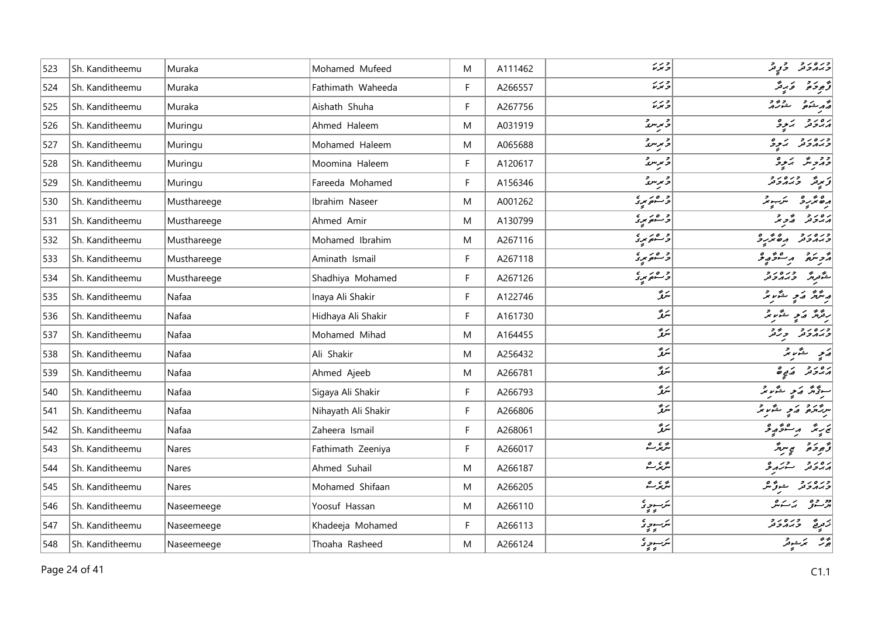| 523 | Sh. Kanditheemu | Muraka | Mohamed Mufeed | M | A111462 | މުރަކަ | މުޙައްމަދު މުފީދު |
|---|---|---|---|---|---|---|---|
| 524 | Sh. Kanditheemu | Muraka | Fathimath Waheeda | F | A266557 | މުރަކަ | ފާތިމަތު ވަހީދާ |
| 525 | Sh. Kanditheemu | Muraka | Aishath Shuha | F | A267756 | މުރަކަ | އާއިޝަތު ޝުހާ |
| 526 | Sh. Kanditheemu | Muringu | Ahmed Haleem | M | A031919 | މުރިނގު | އަޙްމަދު ހަލީމް |
| 527 | Sh. Kanditheemu | Muringu | Mohamed Haleem | M | A065688 | މުރިނގު | މުޙައްމަދު ހަލީމް |
| 528 | Sh. Kanditheemu | Muringu | Moomina Haleem | F | A120617 | މުރިނގު | މޫމިނާ ހަލީމް |
| 529 | Sh. Kanditheemu | Muringu | Fareeda Mohamed | F | A156346 | މުރިނގު | ފަރީދާ މުޙައްމަދު |
| 530 | Sh. Kanditheemu | Musthareege | Ibrahim Naseer | M | A001262 | މުސްތަރީގެ | އިބްރާހީމް ނަސީރު |
| 531 | Sh. Kanditheemu | Musthareege | Ahmed Amir | M | A130799 | މުސްތަރީގެ | އަޙްމަދު އާމިރު |
| 532 | Sh. Kanditheemu | Musthareege | Mohamed Ibrahim | M | A267116 | މުސްތަރީގެ | މުޙައްމަދު އިބްރާހީމް |
| 533 | Sh. Kanditheemu | Musthareege | Aminath Ismail | F | A267118 | މުސްތަރީގެ | އާމިނަތު އިސްމާއީލް |
| 534 | Sh. Kanditheemu | Musthareege | Shadhiya Mohamed | F | A267126 | މުސްތަރީގެ | ޝާދިޔާ މުޙައްމަދު |
| 535 | Sh. Kanditheemu | Nafaa | Inaya Ali Shakir | F | A122746 | ނަފާ | އިނާޔާ އަލީ ޝާކިރު |
| 536 | Sh. Kanditheemu | Nafaa | Hidhaya Ali Shakir | F | A161730 | ނަފާ | ހިދާޔާ އަލީ ޝާކިރު |
| 537 | Sh. Kanditheemu | Nafaa | Mohamed Mihad | M | A164455 | ނަފާ | މުޙައްމަދު މިހާދު |
| 538 | Sh. Kanditheemu | Nafaa | Ali Shakir | M | A256432 | ނަފާ | އަލީ ޝާކިރު |
| 539 | Sh. Kanditheemu | Nafaa | Ahmed Ajeeb | M | A266781 | ނަފާ | އަޙްމަދު އަޖީބު |
| 540 | Sh. Kanditheemu | Nafaa | Sigaya Ali Shakir | F | A266793 | ނަފާ | ސިގާޔާ އަލީ ޝާކިރު |
| 541 | Sh. Kanditheemu | Nafaa | Nihayath Ali Shakir | F | A266806 | ނަފާ | ނިހާޔަތު އަލީ ޝާކިރު |
| 542 | Sh. Kanditheemu | Nafaa | Zaheera Ismail | F | A268061 | ނަފާ | ޒަހީރާ އިސްމާއީލް |
| 543 | Sh. Kanditheemu | Nares | Fathimath Zeeniya | F | A266017 | ނަރެސް | ފާތިމަތު ޒީނިޔާ |
| 544 | Sh. Kanditheemu | Nares | Ahmed Suhail | M | A266187 | ނަރެސް | އަޙްމަދު ސުހައިލް |
| 545 | Sh. Kanditheemu | Nares | Mohamed Shifaan | M | A266205 | ނަރެސް | މުޙައްމަދު ޝިފާން |
| 546 | Sh. Kanditheemu | Naseemeege | Yoosuf Hassan | M | A266110 | ނަސީމީގެ | ޔޫސުފް ހަސަން |
| 547 | Sh. Kanditheemu | Naseemeege | Khadeeja Mohamed | F | A266113 | ނަސީމީގެ | ޚަދީޖާ މުޙައްމަދު |
| 548 | Sh. Kanditheemu | Naseemeege | Thoaha Rasheed | M | A266124 | ނަސީމީގެ | ޠާހާ ރަޝީދު |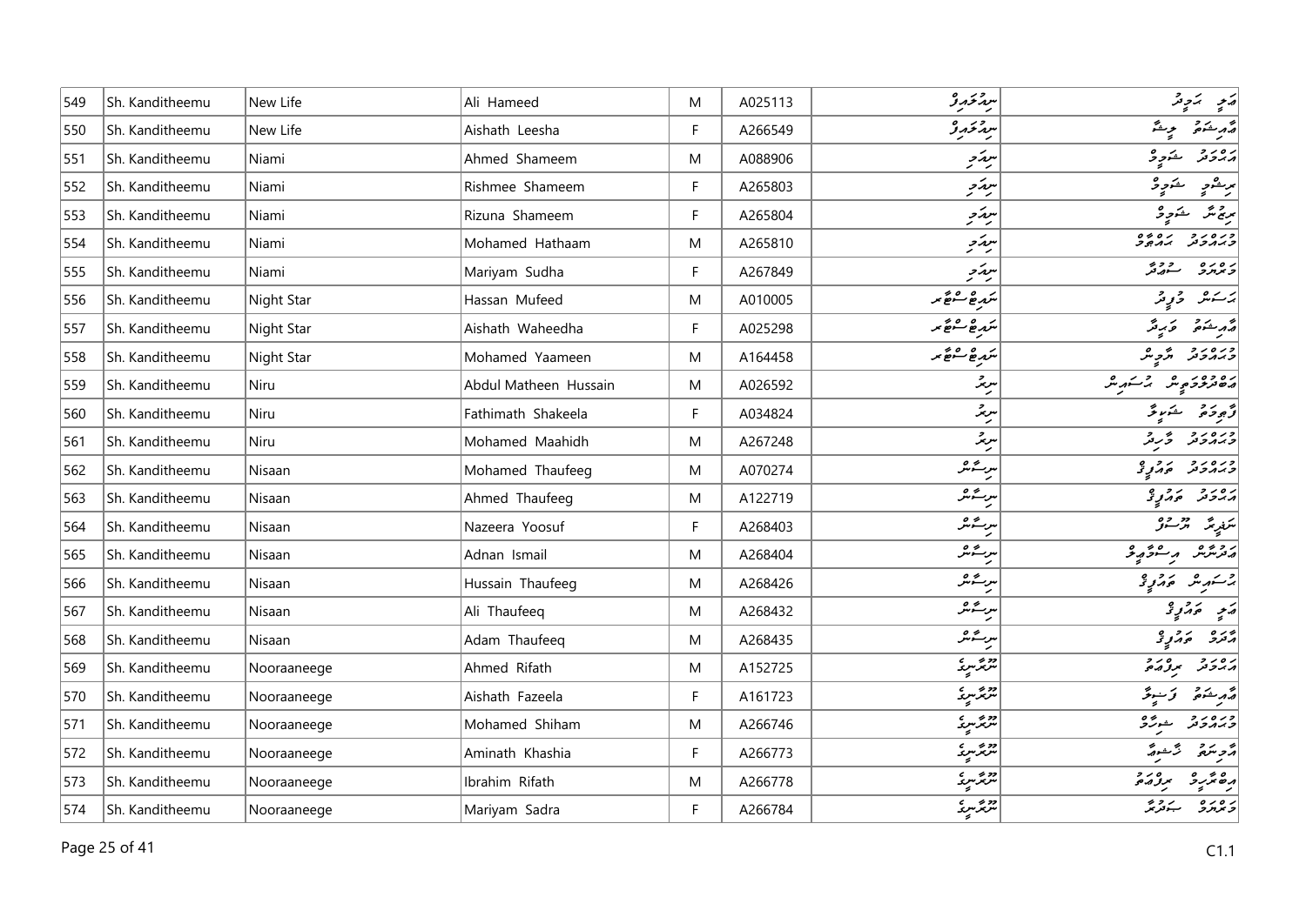| 549 | Sh. Kanditheemu | New Life | Ali Hameed | M | A025113 | سِرْدُوَرِوْ | ﺃَﺭِ ﺑَﺭِﺗْ |
|---|---|---|---|---|---|---|---|
| 550 | Sh. Kanditheemu | New Life | Aishath Leesha | F | A266549 | سِرْدُوَرِوْ | ﻣَﻬﺭْﺷَﻮَﺭْ ﺭِﺷَّ |
| 551 | Sh. Kanditheemu | Niami | Ahmed Shameem | M | A088906 | سِرَرِ | ﺭَﺭُﺭَﺗْ ﺷَﺭِﺭْ |
| 552 | Sh. Kanditheemu | Niami | Rishmee Shameem | F | A265803 | سِرَرِ | ﺑﺭِﺷْﺭِ ﺷَﺭِﺭْ |
| 553 | Sh. Kanditheemu | Niami | Rizuna Shameem | F | A265804 | سِرَرِ | ﺑﺭِﺭْﺷَ ﺷَﺭِﺭْ |
| 554 | Sh. Kanditheemu | Niami | Mohamed Hathaam | M | A265810 | سِرَرِ | ﺭُﺭَﺭُﺭَﺗْ ﺭَﺭُﺭُﺭْ |
| 555 | Sh. Kanditheemu | Niami | Mariyam Sudha | F | A267849 | سِرَرِ | ﺭَﺭُﺭَﺭْ ﺷُﺭَﺗْ |
| 556 | Sh. Kanditheemu | Night Star | Hassan Mufeed | M | A010005 | سَرِعْ سْعَمْ | ﺑَﺴَﺭْ ﺭُﺭِﺗْ |
| 557 | Sh. Kanditheemu | Night Star | Aishath Waheedha | F | A025298 | سَرِعْ سْعَمْ | ﻣَﻬﺭْﺷَﻮَﺭْ ﻭَﺭِﺗْ |
| 558 | Sh. Kanditheemu | Night Star | Mohamed Yaameen | M | A164458 | سَرِعْ سْعَمْ | ﺭُﺭَﺭُﺭَﺗْ ﻣُﺭِﺭْ |
| 559 | Sh. Kanditheemu | Niru | Abdul Matheen Hussain | M | A026592 | سِرُ | ﺭَﺭُﺭُﺭُﺭَﺭِﺭْ ﺑُﺴَﺭِﺭْ |
| 560 | Sh. Kanditheemu | Niru | Fathimath Shakeela | F | A034824 | سِرُ | ﺭُﺭِﺭَﺭْ ﺷَﺭِﺭَ |
| 561 | Sh. Kanditheemu | Niru | Mohamed Maahidh | M | A267248 | سِرُ | ﺭُﺭَﺭُﺭَﺗْ ﺭُﺭِﺗْ |
| 562 | Sh. Kanditheemu | Nisaan | Mohamed Thaufeeg | M | A070274 | سِرِسَّرْ | ﺭُﺭَﺭُﺭَﺗْ ﺭَﺭُﺭِﺭْ |
| 563 | Sh. Kanditheemu | Nisaan | Ahmed Thaufeeg | M | A122719 | سِرِسَّرْ | ﺭَﺭُﺭَﺗْ ﺭَﺭُﺭِﺭْ |
| 564 | Sh. Kanditheemu | Nisaan | Nazeera Yoosuf | F | A268403 | سِرِسَّرْ | ﺳَﺭِﺭَ ﺭُﺭُﺭُﺭْ |
| 565 | Sh. Kanditheemu | Nisaan | Adnan Ismail | M | A268404 | سِرِسَّرْ | ﺭَﺭُﺭَﺭْ ﺭِﺭُﺭُﺭِﺭْ |
| 566 | Sh. Kanditheemu | Nisaan | Hussain Thaufeeg | M | A268426 | سِرِسَّرْ | ﺑُﺴَﺭِﺭْ ﺭَﺭُﺭِﺭْ |
| 567 | Sh. Kanditheemu | Nisaan | Ali Thaufeeq | M | A268432 | سِرِسَّرْ | ﺭَﺭِ ﺭَﺭُﺭِﺭْ |
| 568 | Sh. Kanditheemu | Nisaan | Adam Thaufeeq | M | A268435 | سِرِسَّرْ | ﺭُﺭَﺭْ ﺭَﺭُﺭِﺭْ |
| 569 | Sh. Kanditheemu | Nooraaneege | Ahmed Rifath | M | A152725 | سْرُرَّسِرِ | ﺭَﺭُﺭَﺗْ ﺑﺭِﺭُﺭَﺭْ |
| 570 | Sh. Kanditheemu | Nooraaneege | Aishath Fazeela | F | A161723 | سْرُرَّسِرِ | ﻣَﻬﺭْﺷَﻮَﺭْ ﺭَﺳِﺭُ |
| 571 | Sh. Kanditheemu | Nooraaneege | Mohamed Shiham | M | A266746 | سْرُرَّسِرِ | ﺭُﺭَﺭُﺭَﺗْ ﺷِﺭُﺭْ |
| 572 | Sh. Kanditheemu | Nooraaneege | Aminath Khashia | F | A266773 | سْرُرَّسِرِ | ﻣُﺭِﺳَﺭْ ﺭُﺷِﺭَ |
| 573 | Sh. Kanditheemu | Nooraaneege | Ibrahim Rifath | M | A266778 | سْرُرَّسِرِ | ﺭِﺭُﺭُﺭِﺭْ ﺑﺭِﺭُﺭَﺭْ |
| 574 | Sh. Kanditheemu | Nooraaneege | Mariyam Sadra | F | A266784 | سْرُرَّسِرِ | ﺭَﺭُﺭَﺭْ ﺳَﺭُﺭُ |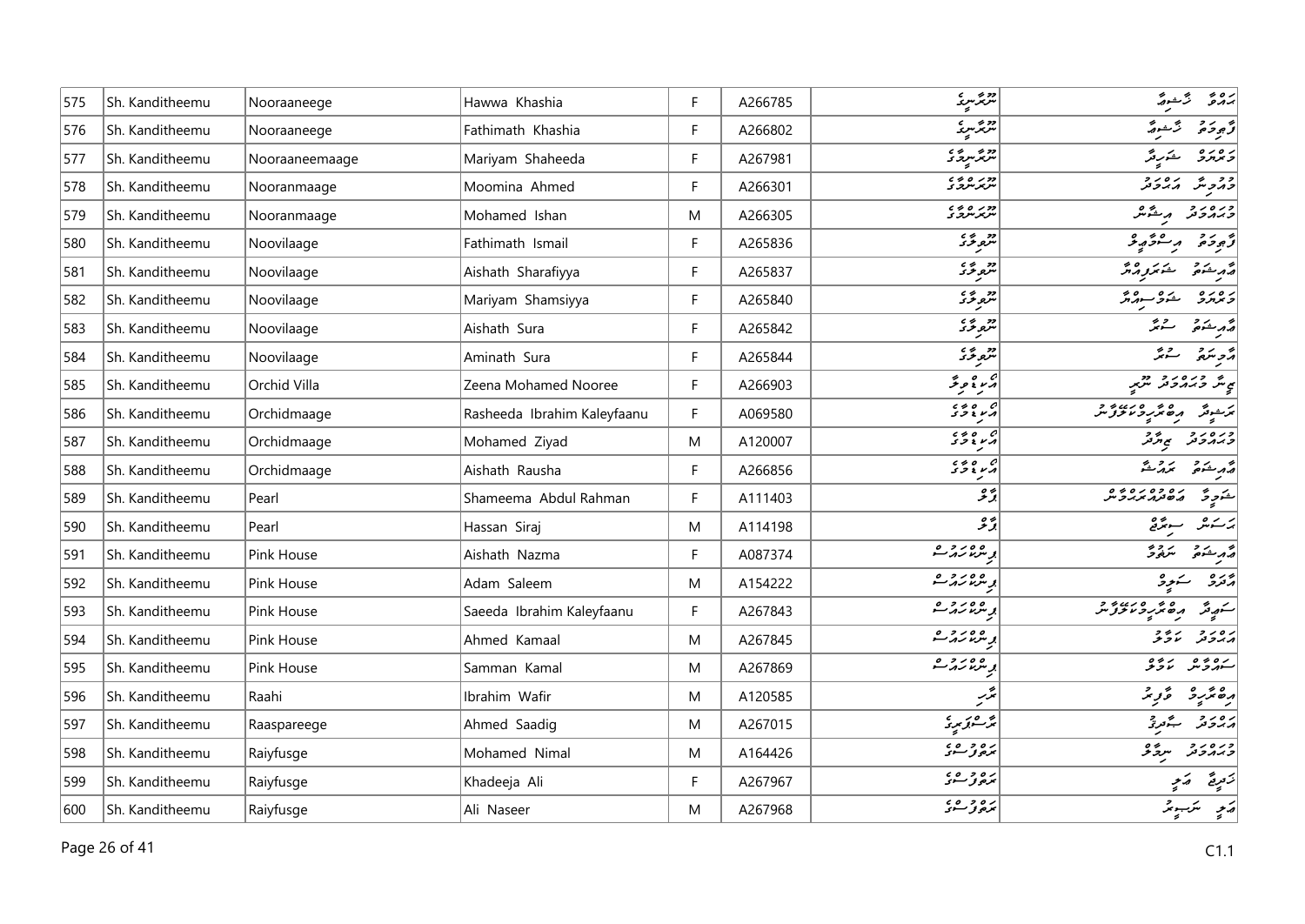| 575 | Sh. Kanditheemu | Nooraaneege | Hawwa Khashia | F | A266785 | ނޫރާނީގެ | ހައްވާ ހާޝިއާ |
|---|---|---|---|---|---|---|---|
| 576 | Sh. Kanditheemu | Nooraaneege | Fathimath Khashia | F | A266802 | ނޫރާނީގެ | ފާތިމަތު ހާޝިއާ |
| 577 | Sh. Kanditheemu | Nooraaneemaage | Mariyam Shaheeda | F | A267981 | ނޫރާނީމާގެ | މަރިޔަމް ޝަހީދާ |
| 578 | Sh. Kanditheemu | Nooranmaage | Moomina Ahmed | F | A266301 | ނޫރަންމާގެ | މޫމިނާ އަހުމަދު |
| 579 | Sh. Kanditheemu | Nooranmaage | Mohamed Ishan | M | A266305 | ނޫރަންމާގެ | މުހައްމަދު އިޝާން |
| 580 | Sh. Kanditheemu | Noovilaage | Fathimath Ismail | F | A265836 | ނޫވިލާގެ | ފާތިމަތު އިސްމާއިލް |
| 581 | Sh. Kanditheemu | Noovilaage | Aishath Sharafiyya | F | A265837 | ނޫވިލާގެ | އާއިޝަތު ޝަރަފިއްޔާ |
| 582 | Sh. Kanditheemu | Noovilaage | Mariyam Shamsiyya | F | A265840 | ނޫވިލާގެ | މަރިޔަމް ޝަމްސިއްޔާ |
| 583 | Sh. Kanditheemu | Noovilaage | Aishath Sura | F | A265842 | ނޫވިލާގެ | އާއިޝަތު ސުރާ |
| 584 | Sh. Kanditheemu | Noovilaage | Aminath Sura | F | A265844 | ނޫވިލާގެ | އާމިނަތު ސުރާ |
| 585 | Sh. Kanditheemu | Orchid Villa | Zeena Mohamed Nooree | F | A266903 | އޯކިޑްވިލާ | ޒީނާ މުހައްމަދު ނޫރީ |
| 586 | Sh. Kanditheemu | Orchidmaage | Rasheeda Ibrahim Kaleyfaanu | F | A069580 | އޯކިޑްމާގެ | ރަޝީދާ އިބްރާހީމް ކަލޭފާނު |
| 587 | Sh. Kanditheemu | Orchidmaage | Mohamed Ziyad | M | A120007 | އޯކިޑްމާގެ | މުހައްމަދު ޒިޔާދު |
| 588 | Sh. Kanditheemu | Orchidmaage | Aishath Rausha | F | A266856 | އޯކިޑްމާގެ | އާއިޝަތު ރައުޝާ |
| 589 | Sh. Kanditheemu | Pearl | Shameema Abdul Rahman | F | A111403 | ޕާލް | ޝަމީމާ އަބްދުއްރަހްމާން |
| 590 | Sh. Kanditheemu | Pearl | Hassan Siraj | M | A114198 | ޕާލް | ހަސަން ސިރާޖު |
| 591 | Sh. Kanditheemu | Pink House | Aishath Nazma | F | A087374 | ޕިންކްހައުސް | އާއިޝަތު ނަޒްމާ |
| 592 | Sh. Kanditheemu | Pink House | Adam Saleem | M | A154222 | ޕިންކްހައުސް | އާދަމް ސަލީމް |
| 593 | Sh. Kanditheemu | Pink House | Saeeda Ibrahim Kaleyfaanu | F | A267843 | ޕިންކްހައުސް | ސައީދާ އިބްރާހީމް ކަލޭފާނު |
| 594 | Sh. Kanditheemu | Pink House | Ahmed Kamaal | M | A267845 | ޕިންކްހައުސް | އަހުމަދު ކަމާލް |
| 595 | Sh. Kanditheemu | Pink House | Samman Kamal | M | A267869 | ޕިންކްހައުސް | ސައްމާން ކަމާލް |
| 596 | Sh. Kanditheemu | Raahi | Ibrahim Wafir | M | A120585 | ރާހި | އިބްރާހީމް ވާފިރު |
| 597 | Sh. Kanditheemu | Raaspareege | Ahmed Saadig | M | A267015 | ރާސްޕަރީގެ | އަހުމަދު ސާދިގު |
| 598 | Sh. Kanditheemu | Raiyfusge | Mohamed Nimal | M | A164426 | ރައްފުސްގެ | މުހައްމަދު ނިމާލް |
| 599 | Sh. Kanditheemu | Raiyfusge | Khadeeja Ali | F | A267967 | ރައްފުސްގެ | ޚަދީޖާ އަލި |
| 600 | Sh. Kanditheemu | Raiyfusge | Ali Naseer | M | A267968 | ރައްފުސްގެ | އަލި ނަސީރު |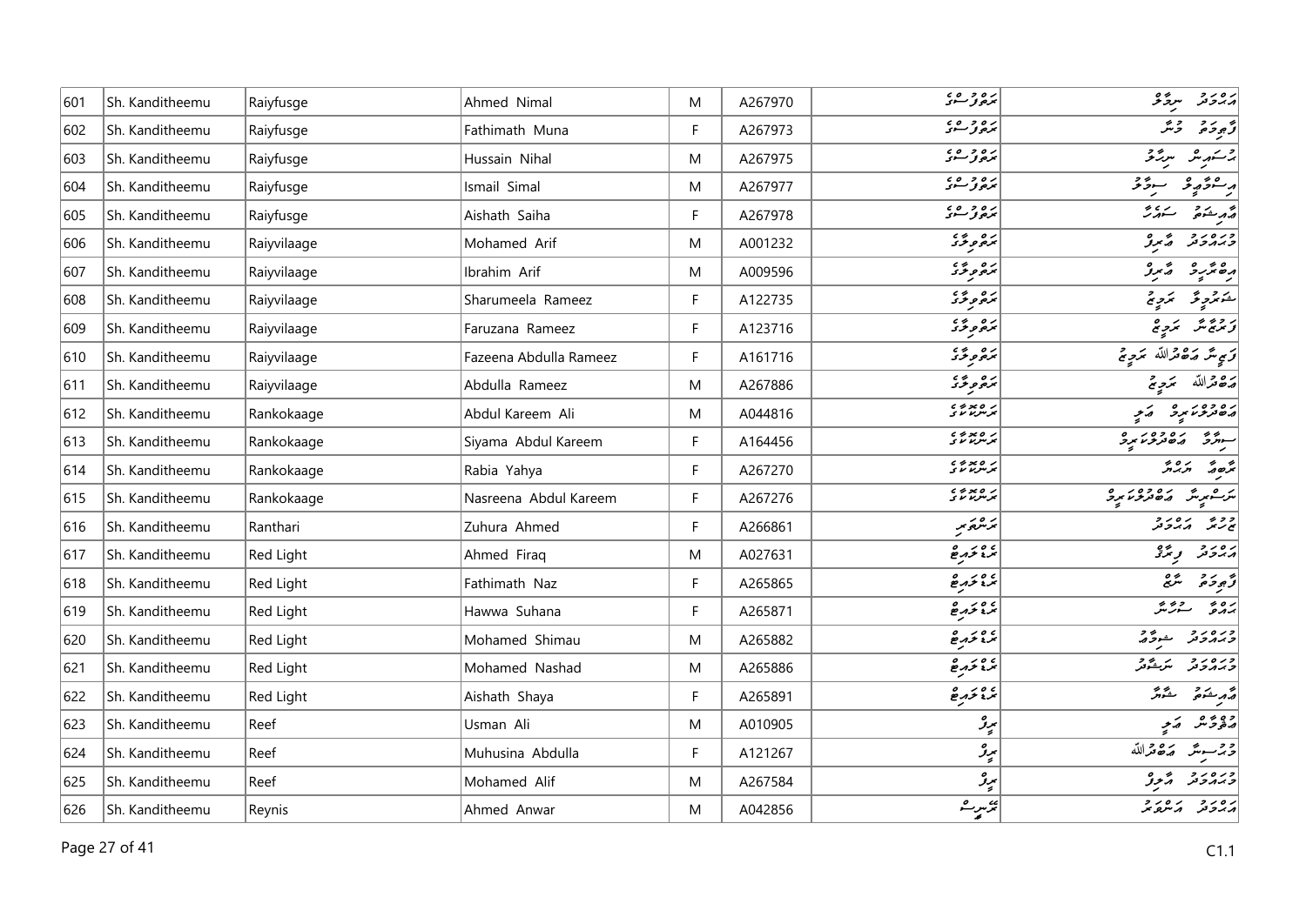| 601 | Sh. Kanditheemu | Raiyfusge | Ahmed Nimal | M | A267970 | ރައްފުސްގެ | އަހުމަދު ނިމާލް |
|---|---|---|---|---|---|---|---|
| 602 | Sh. Kanditheemu | Raiyfusge | Fathimath Muna | F | A267973 | ރައްފުސްގެ | ފާތިމަތު މުނާ |
| 603 | Sh. Kanditheemu | Raiyfusge | Hussain Nihal | M | A267975 | ރައްފުސްގެ | ހުސައިން ނިހާލް |
| 604 | Sh. Kanditheemu | Raiyfusge | Ismail Simal | M | A267977 | ރައްފުސްގެ | އިސްމާއިލް ސިމާލް |
| 605 | Sh. Kanditheemu | Raiyfusge | Aishath Saiha | F | A267978 | ރައްފުސްގެ | އައިޝަތު ސައިހާ |
| 606 | Sh. Kanditheemu | Raiyvilaage | Mohamed Arif | M | A001232 | ރައްވިލާގެ | މުހައްމަދު އާރިފް |
| 607 | Sh. Kanditheemu | Raiyvilaage | Ibrahim Arif | M | A009596 | ރައްވިލާގެ | އިބްރާހީމް އާރިފް |
| 608 | Sh. Kanditheemu | Raiyvilaage | Sharumeela Rameez | F | A122735 | ރައްވިލާގެ | ޝަރުމީލާ ރަމީޒު |
| 609 | Sh. Kanditheemu | Raiyvilaage | Faruzana Rameez | F | A123716 | ރައްވިލާގެ | ފަރުޒާނާ ރަމީޒު |
| 610 | Sh. Kanditheemu | Raiyvilaage | Fazeena Abdulla Rameez | F | A161716 | ރައްވިލާގެ | ފަޒީނާ އަބްދުﷲ ރަމީޒު |
| 611 | Sh. Kanditheemu | Raiyvilaage | Abdulla Rameez | M | A267886 | ރައްވިލާގެ | އަބްދުﷲ ރަމީޒު |
| 612 | Sh. Kanditheemu | Rankokaage | Abdul Kareem Ali | M | A044816 | ރަންކޮކާގެ | އަބްދުލްކަރީމް އަލި |
| 613 | Sh. Kanditheemu | Rankokaage | Siyama Abdul Kareem | F | A164456 | ރަންކޮކާގެ | ސިޔާމާ އަބްދުލްކަރީމް |
| 614 | Sh. Kanditheemu | Rankokaage | Rabia Yahya | F | A267270 | ރަންކޮކާގެ | ރާބިޢާ ޔަޙްޔާ |
| 615 | Sh. Kanditheemu | Rankokaage | Nasreena Abdul Kareem | F | A267276 | ރަންކޮކާގެ | ނަސްރީނާ އަބްދުލްކަރީމް |
| 616 | Sh. Kanditheemu | Ranthari | Zuhura Ahmed | F | A266861 | ރަންތަރި | ޒުހުރާ އަހުމަދު |
| 617 | Sh. Kanditheemu | Red Light | Ahmed Firaq | M | A027631 | ރެޑްލައިޓް | އަހުމަދު ފިރާގު |
| 618 | Sh. Kanditheemu | Red Light | Fathimath Naz | F | A265865 | ރެޑްލައިޓް | ފާތިމަތު ނާޒް |
| 619 | Sh. Kanditheemu | Red Light | Hawwa Suhana | F | A265871 | ރެޑްލައިޓް | ހައްވާ ސުހާނާ |
| 620 | Sh. Kanditheemu | Red Light | Mohamed Shimau | M | A265882 | ރެޑްލައިޓް | މުހައްމަދު ޝިމާއު |
| 621 | Sh. Kanditheemu | Red Light | Mohamed Nashad | M | A265886 | ރެޑްލައިޓް | މުހައްމަދު ނަޝާދު |
| 622 | Sh. Kanditheemu | Red Light | Aishath Shaya | F | A265891 | ރެޑްލައިޓް | އައިޝަތު ޝާޔާ |
| 623 | Sh. Kanditheemu | Reef | Usman Ali | M | A010905 | ރީފް | އުސްމާން އަލި |
| 624 | Sh. Kanditheemu | Reef | Muhusina Abdulla | F | A121267 | ރީފް | މުހުސިނާ އަބްދުﷲ |
| 625 | Sh. Kanditheemu | Reef | Mohamed Alif | M | A267584 | ރީފް | މުހައްމަދު އާލިފް |
| 626 | Sh. Kanditheemu | Reynis | Ahmed Anwar | M | A042856 | ރޭނިސް | އަހުމަދު އަންވަރު |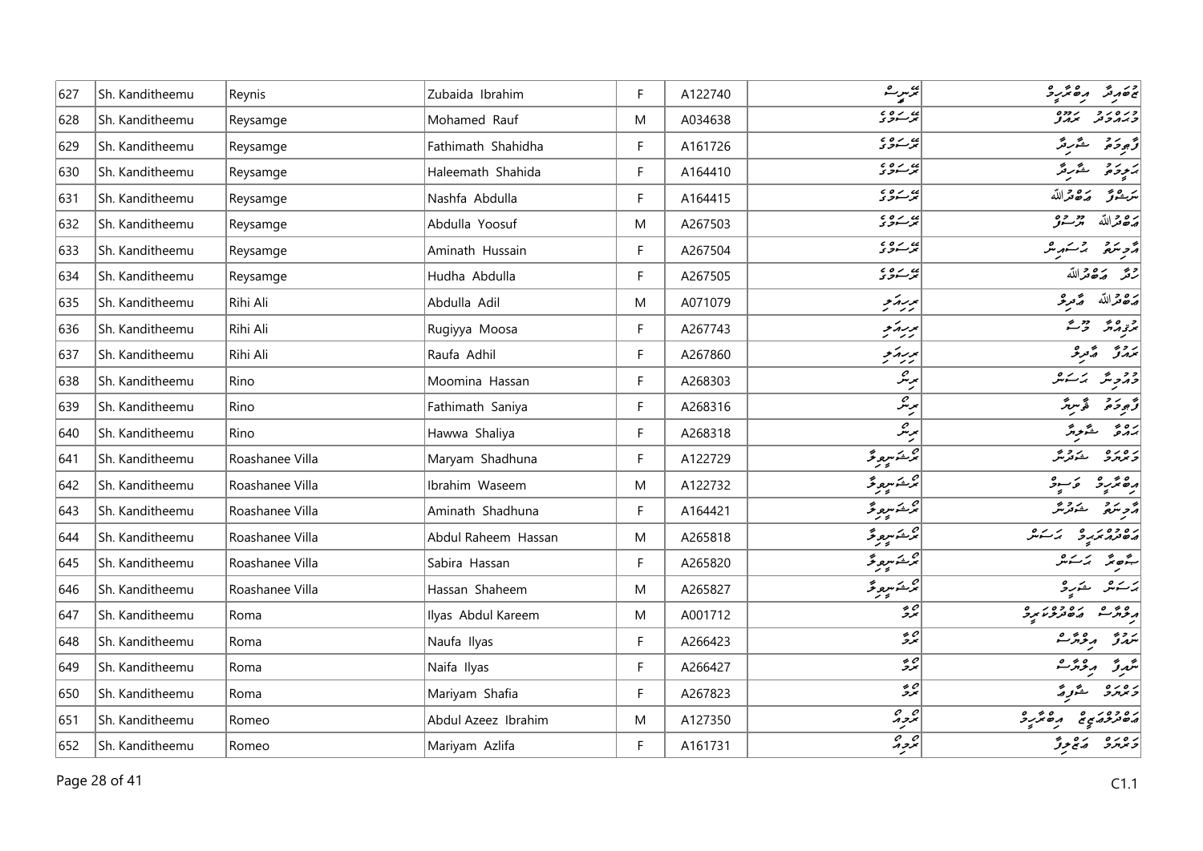| 627 | Sh. Kanditheemu | Reynis | Zubaida Ibrahim | F | A122740 | ރޭނިސް | ޒުބައިދާ އިބްރާހީމް |
|---|---|---|---|---|---|---|---|
| 628 | Sh. Kanditheemu | Reysamge | Mohamed Rauf | M | A034638 | ރޭސަމްގެ | މުޙައްމަދު ރައުފް |
| 629 | Sh. Kanditheemu | Reysamge | Fathimath Shahidha | F | A161726 | ރޭސަމްގެ | ފާތިމަތު ޝާހިދާ |
| 630 | Sh. Kanditheemu | Reysamge | Haleemath Shahida | F | A164410 | ރޭސަމްގެ | ހަލީމަތު ޝާހިދާ |
| 631 | Sh. Kanditheemu | Reysamge | Nashfa Abdulla | F | A164415 | ރޭސަމްގެ | ނަޝްފާ އަބްދުﷲ |
| 632 | Sh. Kanditheemu | Reysamge | Abdulla Yoosuf | M | A267503 | ރޭސަމްގެ | އަބްދުﷲ ޔޫސުފް |
| 633 | Sh. Kanditheemu | Reysamge | Aminath Hussain | F | A267504 | ރޭސަމްގެ | އާމިނަތު ހުސައިން |
| 634 | Sh. Kanditheemu | Reysamge | Hudha Abdulla | F | A267505 | ރޭސަމްގެ | ހުދާ އަބްދުﷲ |
| 635 | Sh. Kanditheemu | Rihi Ali | Abdulla Adil | M | A071079 | ރިހިއަލި | އަބްދުﷲ އާދިލް |
| 636 | Sh. Kanditheemu | Rihi Ali | Rugiyya Moosa | F | A267743 | ރިހިއަލި | ރުގިއްޔާ މޫސާ |
| 637 | Sh. Kanditheemu | Rihi Ali | Raufa Adhil | F | A267860 | ރިހިއަލި | ރައުފާ އާދިލް |
| 638 | Sh. Kanditheemu | Rino | Moomina Hassan | F | A268303 | ރިނޯ | މޫމިނާ ހަސަން |
| 639 | Sh. Kanditheemu | Rino | Fathimath Saniya | F | A268316 | ރިނޯ | ފާތިމަތު ސާނިޔާ |
| 640 | Sh. Kanditheemu | Rino | Hawwa Shaliya | F | A268318 | ރިނޯ | ހައްވާ ޝާލިޔާ |
| 641 | Sh. Kanditheemu | Roashanee Villa | Maryam Shadhuna | F | A122729 | ރޯޝަނީވިލާ | މަރްޔަމް ޝަދުނާ |
| 642 | Sh. Kanditheemu | Roashanee Villa | Ibrahim Waseem | M | A122732 | ރޯޝަނީވިލާ | އިބްރާހީމް ވަސީމް |
| 643 | Sh. Kanditheemu | Roashanee Villa | Aminath Shadhuna | F | A164421 | ރޯޝަނީވިލާ | އާމިނަތު ޝަދުނާ |
| 644 | Sh. Kanditheemu | Roashanee Villa | Abdul Raheem Hassan | M | A265818 | ރޯޝަނީވިލާ | އަބްދުއްރަޙީމް ހަސަން |
| 645 | Sh. Kanditheemu | Roashanee Villa | Sabira Hassan | F | A265820 | ރޯޝަނީވިލާ | ޞާބިރާ ހަސަން |
| 646 | Sh. Kanditheemu | Roashanee Villa | Hassan Shaheem | M | A265827 | ރޯޝަނީވިލާ | ހަސަން ޝަހީމް |
| 647 | Sh. Kanditheemu | Roma | Ilyas Abdul Kareem | M | A001712 | ރޯމާ | އިލްޔާސް އަބްދުލްކަރީމް |
| 648 | Sh. Kanditheemu | Roma | Naufa Ilyas | F | A266423 | ރޯމާ | ނައުފާ އިލްޔާސް |
| 649 | Sh. Kanditheemu | Roma | Naifa Ilyas | F | A266427 | ރޯމާ | ނާއިފާ އިލްޔާސް |
| 650 | Sh. Kanditheemu | Roma | Mariyam Shafia | F | A267823 | ރޯމާ | މަރިޔަމް ޝާފިޢާ |
| 651 | Sh. Kanditheemu | Romeo | Abdul Azeez Ibrahim | M | A127350 | ރޯމިއޯ | އަބްދުލްޢަޒީޒް އިބްރާހީމް |
| 652 | Sh. Kanditheemu | Romeo | Mariyam Azlifa | F | A161731 | ރޯމިއޯ | މަރިޔަމް އަޒްލިފާ |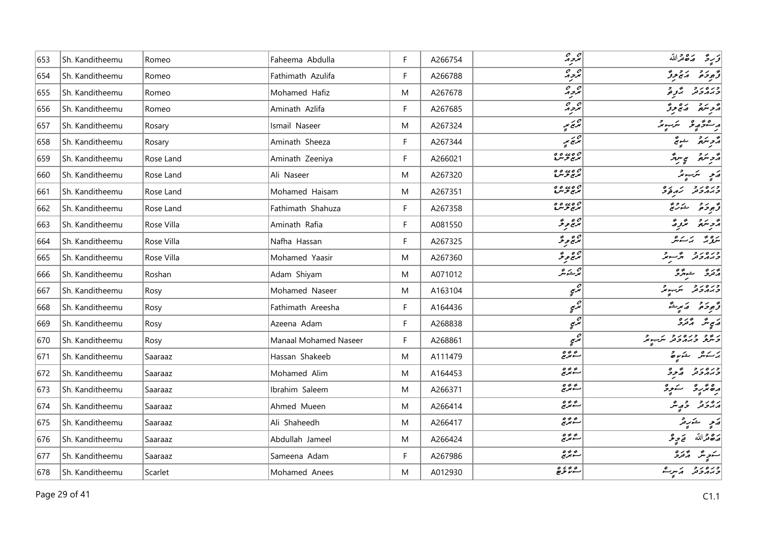| 653 | Sh. Kanditheemu | Romeo | Faheema Abdulla | F | A266754 | ރޯމިއޯ | ފަހީމާ އަބްދުﷲ |
|---|---|---|---|---|---|---|---|
| 654 | Sh. Kanditheemu | Romeo | Fathimath Azulifa | F | A266788 | ރޯމިއޯ | ފާތިމަތު އަޒުލީފާ |
| 655 | Sh. Kanditheemu | Romeo | Mohamed Hafiz | M | A267678 | ރޯމިއޯ | މުހައްމަދު ހާފިޒު |
| 656 | Sh. Kanditheemu | Romeo | Aminath Azlifa | F | A267685 | ރޯމިއޯ | އާމިނަތު އަޒްލީފާ |
| 657 | Sh. Kanditheemu | Rosary | Ismail Naseer | M | A267324 | ރޯޒަރީ | އިސްމާއީލް ނަސީރު |
| 658 | Sh. Kanditheemu | Rosary | Aminath Sheeza | F | A267344 | ރޯޒަރީ | އާމިނަތު ޝީޒާ |
| 659 | Sh. Kanditheemu | Rose Land | Aminath Zeeniya | F | A266021 | ރޯޒްލޭންޑް | އާމިނަތު ޒީނިޔާ |
| 660 | Sh. Kanditheemu | Rose Land | Ali Naseer | M | A267320 | ރޯޒްލޭންޑް | އަލި ނަސީރު |
| 661 | Sh. Kanditheemu | Rose Land | Mohamed Haisam | M | A267351 | ރޯޒްލޭންޑް | މުހައްމަދު ހައިސަމް |
| 662 | Sh. Kanditheemu | Rose Land | Fathimath Shahuza | F | A267358 | ރޯޒްލޭންޑް | ފާތިމަތު ޝަހުޒާ |
| 663 | Sh. Kanditheemu | Rose Villa | Aminath Rafia | F | A081550 | ރޯޒްވިލާ | އާމިނަތު ރާފިއާ |
| 664 | Sh. Kanditheemu | Rose Villa | Nafha Hassan | F | A267325 | ރޯޒްވިލާ | ނަފްހާ ހަސަން |
| 665 | Sh. Kanditheemu | Rose Villa | Mohamed Yaasir | M | A267360 | ރޯޒްވިލާ | މުހައްމަދު ޔާސިރު |
| 666 | Sh. Kanditheemu | Roshan | Adam Shiyam | M | A071012 | ރޯޝަން | އާދަމް ޝިޔާމް |
| 667 | Sh. Kanditheemu | Rosy | Mohamed Naseer | M | A163104 | ރޯޒީ | މުހައްމަދު ނަސީރު |
| 668 | Sh. Kanditheemu | Rosy | Fathimath Areesha | F | A164436 | ރޯޒީ | ފާތިމަތު އަރީޝާ |
| 669 | Sh. Kanditheemu | Rosy | Azeena Adam | F | A268838 | ރޯޒީ | އަޒީނާ އާދަމް |
| 670 | Sh. Kanditheemu | Rosy | Manaal Mohamed Naseer | F | A268861 | ރޯޒީ | މަނާލް މުހައްމަދު ނަސީރު |
| 671 | Sh. Kanditheemu | Saaraaz | Hassan Shakeeb | M | A111479 | ސާރާޒް | ހަސަން ޝަކީބު |
| 672 | Sh. Kanditheemu | Saaraaz | Mohamed Alim | M | A164453 | ސާރާޒް | މުހައްމަދު އާލިމް |
| 673 | Sh. Kanditheemu | Saaraaz | Ibrahim Saleem | M | A266371 | ސާރާޒް | އިބްރާހިމް ސަލީމް |
| 674 | Sh. Kanditheemu | Saaraaz | Ahmed Mueen | M | A266414 | ސާރާޒް | އަހްމަދު މުޢީން |
| 675 | Sh. Kanditheemu | Saaraaz | Ali Shaheedh | M | A266417 | ސާރާޒް | އަލި ޝަހީދު |
| 676 | Sh. Kanditheemu | Saaraaz | Abdullah Jameel | M | A266424 | ސާރާޒް | އަބްދުﷲ ޖަމީލް |
| 677 | Sh. Kanditheemu | Saaraaz | Sameena Adam | F | A267986 | ސާރާޒް | ސަމީނާ އާދަމް |
| 678 | Sh. Kanditheemu | Scarlet | Mohamed Anees | M | A012930 | ސްކާލެޓް | މުހައްމަދު އަނީސް |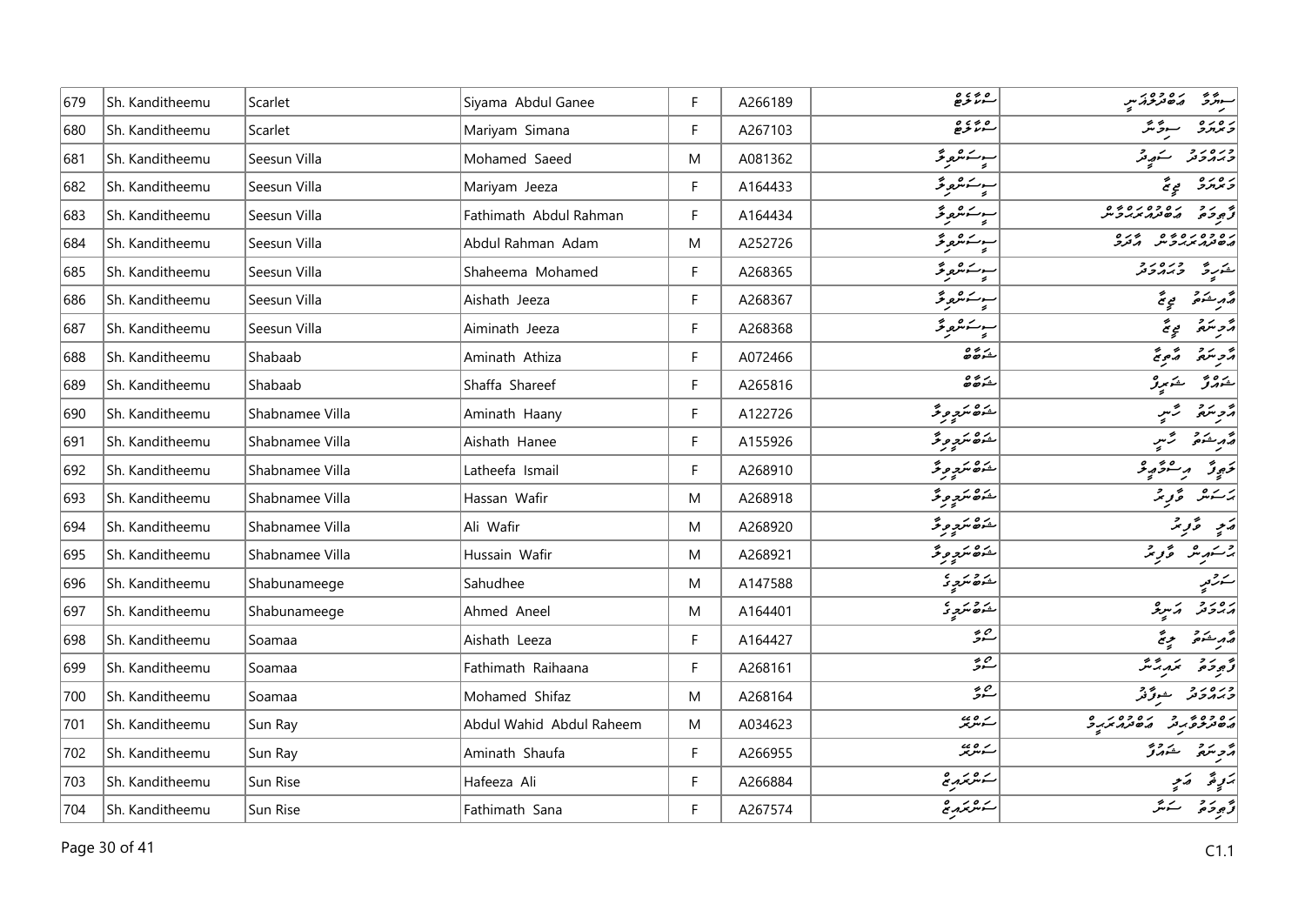| 679 | Sh. Kanditheemu | Scarlet | Siyama Abdul Ganee | F | A266189 | ސްކާލެޓް | ސިޔާމާ އަބްދުލްޣަނީ |
|---|---|---|---|---|---|---|---|
| 680 | Sh. Kanditheemu | Scarlet | Mariyam Simana | F | A267103 | ސްކާލެޓް | މަރިޔަމް ސިމާނާ |
| 681 | Sh. Kanditheemu | Seesun Villa | Mohamed Saeed | M | A081362 | ސީސަންވިލާ | މުޙައްމަދު ސަޢީދު |
| 682 | Sh. Kanditheemu | Seesun Villa | Mariyam Jeeza | F | A164433 | ސީސަންވިލާ | މަރިޔަމް ޖީޒާ |
| 683 | Sh. Kanditheemu | Seesun Villa | Fathimath Abdul Rahman | F | A164434 | ސީސަންވިލާ | ފާތިމަތު އަބްދުއްރަޙްމާން |
| 684 | Sh. Kanditheemu | Seesun Villa | Abdul Rahman Adam | M | A252726 | ސީސަންވިލާ | އަބްދުއްރަޙްމާން އާދަމް |
| 685 | Sh. Kanditheemu | Seesun Villa | Shaheema Mohamed | F | A268365 | ސީސަންވިލާ | ޝަހީމާ މުޙައްމަދު |
| 686 | Sh. Kanditheemu | Seesun Villa | Aishath Jeeza | F | A268367 | ސީސަންވިލާ | އައިޝަތު ޖީޒާ |
| 687 | Sh. Kanditheemu | Seesun Villa | Aiminath Jeeza | F | A268368 | ސީސަންވިލާ | އައިމިނަތު ޖީޒާ |
| 688 | Sh. Kanditheemu | Shabaab | Aminath Athiza | F | A072466 | ޝަބާބް | އާމިނަތު އަތިޒާ |
| 689 | Sh. Kanditheemu | Shabaab | Shaffa Shareef | F | A265816 | ޝަބާބް | ޝައްފާ ޝަރީފް |
| 690 | Sh. Kanditheemu | Shabnamee Villa | Aminath Haany | F | A122726 | ޝަބްނަމީވިލާ | އާމިނަތުހާނީ |
| 691 | Sh. Kanditheemu | Shabnamee Villa | Aishath Hanee | F | A155926 | ޝަބްނަމީވިލާ | އައިޝަތުހާނީ |
| 692 | Sh. Kanditheemu | Shabnamee Villa | Latheefa Ismail | F | A268910 | ޝަބްނަމީވިލާ | ލަތީފާ އިސްމާޢީލް |
| 693 | Sh. Kanditheemu | Shabnamee Villa | Hassan Wafir | M | A268918 | ޝަބްނަމީވިލާ | ޙަސަން ވާފިރު |
| 694 | Sh. Kanditheemu | Shabnamee Villa | Ali Wafir | M | A268920 | ޝަބްނަމީވިލާ | އަލީ ވާފިރު |
| 695 | Sh. Kanditheemu | Shabnamee Villa | Hussain Wafir | M | A268921 | ޝަބްނަމީވިލާ | ޙުސައިން ވާފިރު |
| 696 | Sh. Kanditheemu | Shabunameege | Sahudhee | M | A147588 | ޝަބުނަމީގެ | ސަހުދީ |
| 697 | Sh. Kanditheemu | Shabunameege | Ahmed Aneel | M | A164401 | ޝަބުނަމީގެ | އަޙްމަދު އަނީލް |
| 698 | Sh. Kanditheemu | Soamaa | Aishath Leeza | F | A164427 | ސޯމާ | އައިޝަތު ލީޒާ |
| 699 | Sh. Kanditheemu | Soamaa | Fathimath Raihaana | F | A268161 | ސޯމާ | ފާތިމަތު ރައިހާނާ |
| 700 | Sh. Kanditheemu | Soamaa | Mohamed Shifaz | M | A268164 | ސޯމާ | މުޙައްމަދު ޝިފާޒު |
| 701 | Sh. Kanditheemu | Sun Ray | Abdul Wahid Abdul Raheem | M | A034623 | ސަންރޭ | އަބްދުލްވާހިދު އަބްދުއްރަޙީމް |
| 702 | Sh. Kanditheemu | Sun Ray | Aminath Shaufa | F | A266955 | ސަންރޭ | އާމިނަތު ޝައުފާ |
| 703 | Sh. Kanditheemu | Sun Rise | Hafeeza Ali | F | A266884 | ސަންރައިޒް | ހަފީޒާ އަލީ |
| 704 | Sh. Kanditheemu | Sun Rise | Fathimath Sana | F | A267574 | ސަންރައިޒް | ފާތިމަތު ސަނާ |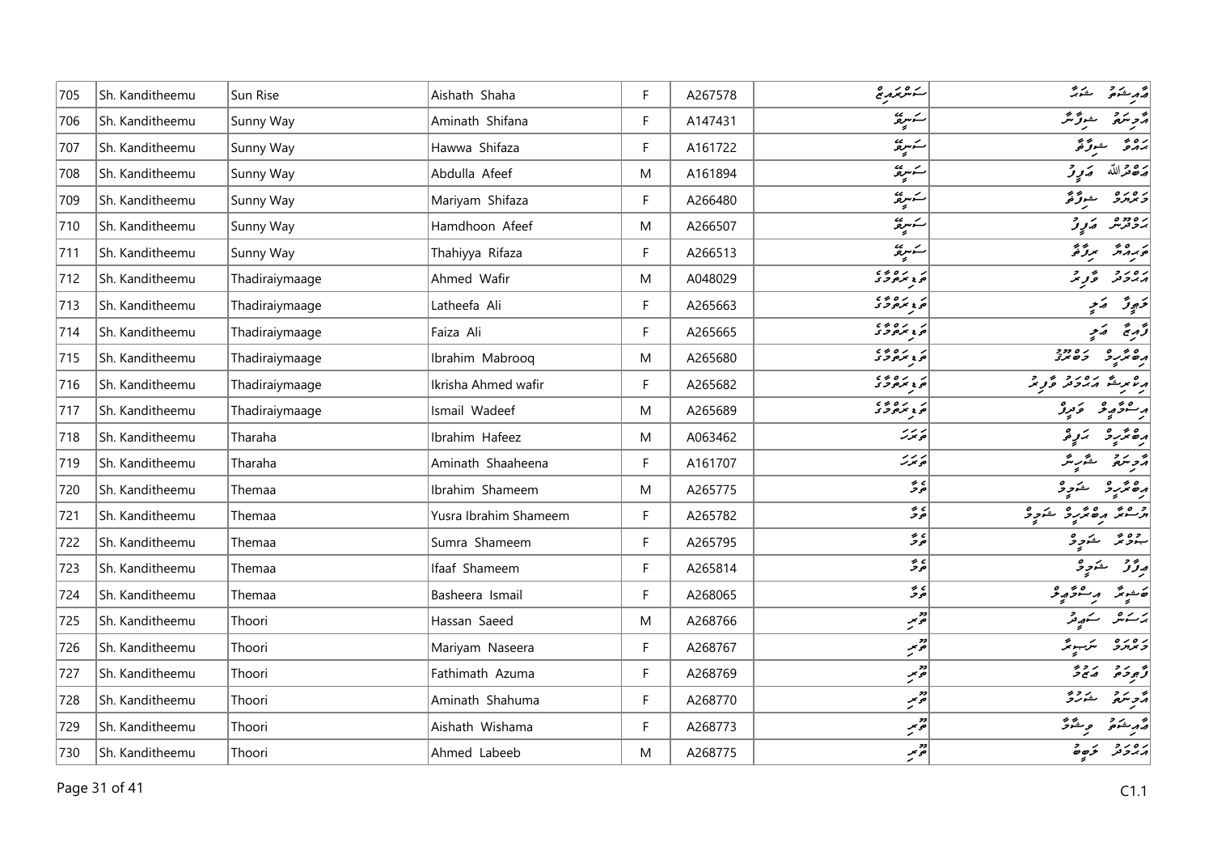| 705 | Sh. Kanditheemu | Sun Rise | Aishath Shaha | F | A267578 | سَىٰسْرَرَيْحْ | ﺃَمِرْشَوَمْ شَدَرٌ |
|---|---|---|---|---|---|---|---|
| 706 | Sh. Kanditheemu | Sunny Way | Aminath Shifana | F | A147431 | سَسِرِوٌ | ﺃَﺗِرِسَرَهْ شِوَرٌسَّر |
| 707 | Sh. Kanditheemu | Sunny Way | Hawwa Shifaza | F | A161722 | سَسِرِوٌ | بَرْهُوٌ شِوَرٌثٌ |
| 708 | Sh. Kanditheemu | Sunny Way | Abdulla Afeef | M | A161894 | سَسِرِوٌ | ﺃَﺻْﺣَﺮُ اللّٰه ﺃَمَوِرْ |
| 709 | Sh. Kanditheemu | Sunny Way | Mariyam Shifaza | F | A266480 | سَسِرِوٌ | وَبْرْمَرْوْ شِوَرٌثٌ |
| 710 | Sh. Kanditheemu | Sunny Way | Hamdhoon Afeef | M | A266507 | سَسِرِوٌ | بَرْوَرْسْ ﺃَمَوِرْ |
| 711 | Sh. Kanditheemu | Sunny Way | Thahiyya Rifaza | F | A266513 | سَسِرِوٌ | ﺣَبِرْﺃَﺩٌ بِرِوٌثٌ |
| 712 | Sh. Kanditheemu | Thadiraiymaage | Ahmed Wafir | M | A048029 | ﺣَﺒِرِمَرْﺣُوٌﺩٌ | ﺃَﺭْﺣَﺪْ وٌﺣِرْ |
| 713 | Sh. Kanditheemu | Thadiraiymaage | Latheefa Ali | F | A265663 | ﺣَﺒِرِمَرْﺣُوٌﺩٌ | ﺣَﺒِوٌ ﺃَﺣِ |
| 714 | Sh. Kanditheemu | Thadiraiymaage | Faiza Ali | F | A265665 | ﺣَﺒِرِمَرْﺣُوٌﺩٌ | ﻭٌﻣِﻊٌ ﺃَﺣِ |
| 715 | Sh. Kanditheemu | Thadiraiymaage | Ibrahim Mabrooq | M | A265680 | ﺣَﺒِرِمَرْﺣُوٌﺩٌ | ﺭِﺻِﺣَﺒِﺮِﻭْ ﺣَﺻِﺣَﺒِﺮْ |
| 716 | Sh. Kanditheemu | Thadiraiymaage | Ikrisha Ahmed wafir | F | A265682 | ﺣَﺒِرِمَرْﺣُوٌﺩٌ | ﺭِﻣْﺒِﺮِﺷٌ ﺃَﺭْﺣَﺪْ ﻭٌﺣِﺮْ |
| 717 | Sh. Kanditheemu | Thadiraiymaage | Ismail Wadeef | M | A265689 | ﺣَﺒِرِمَرْﺣُوٌﺩٌ | ﺭِﺳْﺣَﺒِﺮِﻭْ ﺣَﻣِﺮْ |
| 718 | Sh. Kanditheemu | Tharaha | Ibrahim Hafeez | M | A063462 | ﺣَﺒَﺮَ | ﺭِﺻِﺣَﺒِﺮِﻭْ ﺑَﻭِﻋْ |
| 719 | Sh. Kanditheemu | Tharaha | Aminath Shaaheena | F | A161707 | ﺣَﺒَﺮَ | ﺃَﺗِرِسَرَهْ شَرِرِسٌ |
| 720 | Sh. Kanditheemu | Themaa | Ibrahim Shameem | M | A265775 | ﺣُﻭٌ | ﺭِﺻِﺣَﺒِﺮِﻭْ شَوِرْ |
| 721 | Sh. Kanditheemu | Themaa | Yusra Ibrahim Shameem | F | A265782 | ﺣُﻭٌ | ﺗِﺳْﺒٌ ﺭِﺻِﺣَﺒِﺮِﻭْ شَوِرْ |
| 722 | Sh. Kanditheemu | Themaa | Sumra Shameem | F | A265795 | ﺣُﻭٌ | ﺳِﺣَﺒٌ شَوِرْ |
| 723 | Sh. Kanditheemu | Themaa | Ifaaf Shameem | F | A265814 | ﺣُﻭٌ | ﺭِﻭٌﺭْ شَوِرْ |
| 724 | Sh. Kanditheemu | Themaa | Basheera Ismail | F | A268065 | ﺣُﻭٌ | ﺣَﺸِﺒٌ ﺭِﺳْﺣَﺒِﺮِﻭْ |
| 725 | Sh. Kanditheemu | Thoori | Hassan Saeed | M | A268766 | ﺣُﺒِ | ﺑَﺳَﺳْ ﺳَﺣِﺮْ |
| 726 | Sh. Kanditheemu | Thoori | Mariyam Naseera | F | A268767 | ﺣُﺒِ | وَبْرْمَرْوْ ﺳَﺒِﺒٌ |
| 727 | Sh. Kanditheemu | Thoori | Fathimath Azuma | F | A268769 | ﺣُﺒِ | ﺭُﺣِﺣَﻭْ ﺃَﺣُﻭٌ |
| 728 | Sh. Kanditheemu | Thoori | Aminath Shahuma | F | A268770 | ﺣُﺒِ | ﺃَﺗِرِسَرَهْ شَرُﻭٌ |
| 729 | Sh. Kanditheemu | Thoori | Aishath Wishama | F | A268773 | ﺣُﺒِ | ﺃَمِرْشَوَمْ ﻭِﺷَﻭٌ |
| 730 | Sh. Kanditheemu | Thoori | Ahmed Labeeb | M | A268775 | ﺣُﺒِ | ﺃَﺭْﺣَﺪْ ﺣَﺻِﺣْ |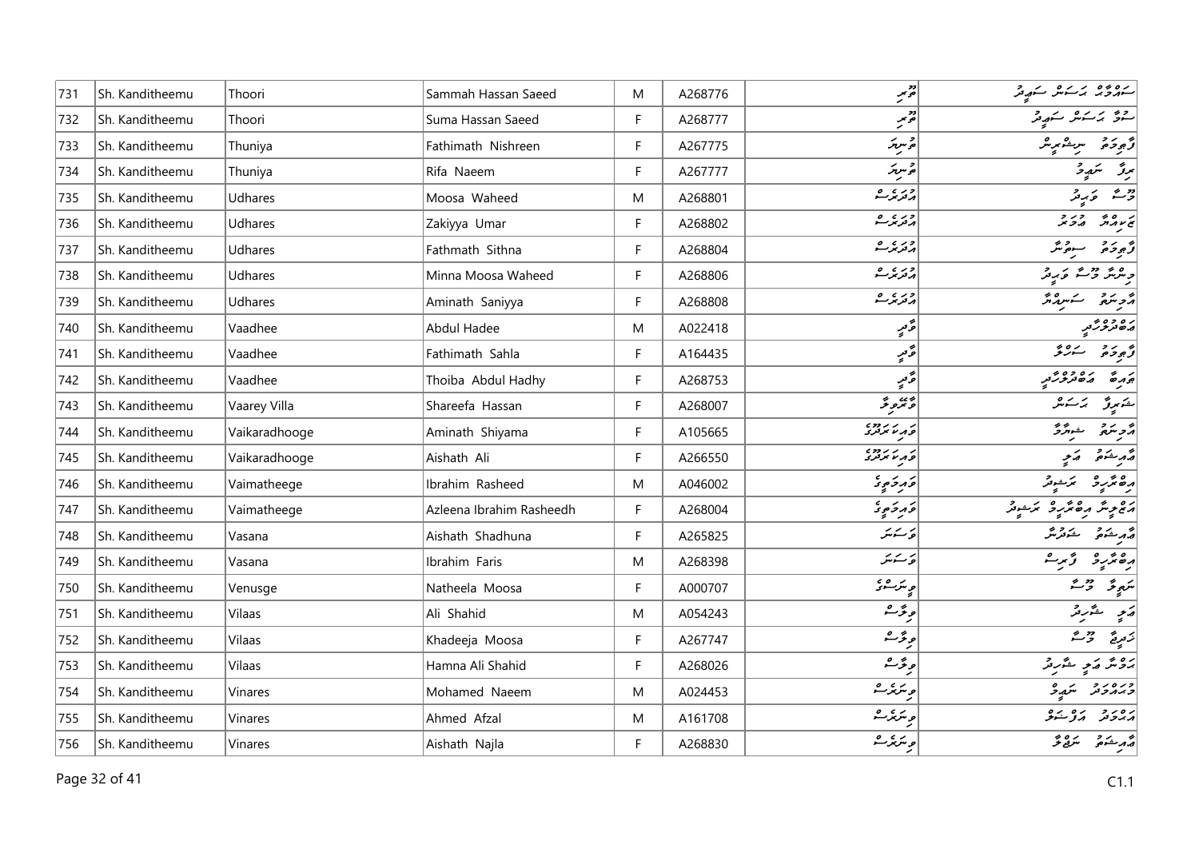| 731 | Sh. Kanditheemu | Thoori | Sammah Hassan Saeed | M | A268776 | ھُوَىر | سَەرْوُرُ بَرَسَوْرُ سَەرِوْرُ |
|---|---|---|---|---|---|---|---|
| 732 | Sh. Kanditheemu | Thoori | Suma Hassan Saeed | F | A268777 | ھُوَىر | سُوُّ بَرَسَوْرُ سَەرِوْرُ |
| 733 | Sh. Kanditheemu | Thuniya | Fathimath Nishreen | F | A267775 | ھُوَسِرَ | ژَّجِرَحْرُ سِرِشْوَبِرِيْرُ |
| 734 | Sh. Kanditheemu | Thuniya | Rifa Naeem | F | A267777 | ھُوَسِرَ | بِرِوُّ سَمِدِوْ |
| 735 | Sh. Kanditheemu | Udhares | Moosa Waheed | M | A268801 | رُتَرَیَرْ ے | وُٓسُو وَبِرِدْرُ |
| 736 | Sh. Kanditheemu | Udhares | Zakiyya Umar | F | A268802 | رُتَرَیَرْ ے | يَ بِرْدُهُ وُرْ وُ بِرُ |
| 737 | Sh. Kanditheemu | Udhares | Fathmath Sithna | F | A268804 | رُتَرَیَرْ ے | ژَّجِرَحْرُ سِرِهُوْسُرُ |
| 738 | Sh. Kanditheemu | Udhares | Minna Moosa Waheed | F | A268806 | رُتَرَیَرْ ے | وِیْتُرُ وُٓسُو وَبِرِدْرُ |
| 739 | Sh. Kanditheemu | Udhares | Aminath Saniyya | F | A268808 | رُتَرَیَرْ ے | رُّدِسَرَحْرُ سَسِرِدْرُ |
| 740 | Sh. Kanditheemu | Vaadhee | Abdul Hadee | M | A022418 | وَّرِ | رَەْتُرْتُرْ رُّبِرِ |
| 741 | Sh. Kanditheemu | Vaadhee | Fathimath Sahla | F | A164435 | وَّرِ | ژَّجِرَحْرُ سَرُدْرُ |
| 742 | Sh. Kanditheemu | Vaadhee | Thoiba Abdul Hadhy | F | A268753 | وَّرِ | جَرْهُ رَەْتُرْتُرْ رُّبِرِ |
| 743 | Sh. Kanditheemu | Vaarey Villa | Shareefa Hassan | F | A268007 | وُّتْرُوِرُّ | شَوَبِرِوُّ بَرَسَوْرُ |
| 744 | Sh. Kanditheemu | Vaikaradhooge | Aminath Shiyama | F | A105665 | وَرِ رَ بَرُدْرُ ي | رُّدِسَرَحْرُ شِبِرُّدُّ |
| 745 | Sh. Kanditheemu | Vaikaradhooge | Aishath Ali | F | A266550 | وَرِ رَ بَرُدْرُ ي | رُّبِرِشَوَحْرُ رَمِحِ |
| 746 | Sh. Kanditheemu | Vaimatheege | Ibrahim Rasheed | M | A046002 | وَرِحَرِي | رِهِ بُرُبِرِدْ بَرَشِوِدْرُ |
| 747 | Sh. Kanditheemu | Vaimatheege | Azleena Ibrahim Rasheedh | F | A268004 | وَرِحَرِي | رَيُّحِبِرِيُّ رِهِ بُرُبِرِدْ بَرَشِوِدْرُ |
| 748 | Sh. Kanditheemu | Vasana | Aishath Shadhuna | F | A265825 | وَسَوَسَرُ | رُّبِرِشَوَحْرُ شَوَدْرُسُرُ |
| 749 | Sh. Kanditheemu | Vasana | Ibrahim Faris | M | A268398 | وَسَوَسَرُ | رِهِ بُرُبِرِدْ وُّبِرِسُو |
| 750 | Sh. Kanditheemu | Venusge | Natheela Moosa | F | A000707 | وِسَرِسُوْي | سَرُهِوِرُ وُٓسُو |
| 751 | Sh. Kanditheemu | Vilaas | Ali Shahid | M | A054243 | وِوُّسُو | رَمِحِ شُوَّرِدْرُ |
| 752 | Sh. Kanditheemu | Vilaas | Khadeeja Moosa | F | A267747 | وِوُّسُو | زَمِرِيُّ وُٓسُو |
| 753 | Sh. Kanditheemu | Vilaas | Hamna Ali Shahid | F | A268026 | وِوُّسُو | بَرُدُسُرُ رَمِحِ شُوَّرِدْرُ |
| 754 | Sh. Kanditheemu | Vinares | Mohamed Naeem | M | A024453 | وِسَرِيَرْسُو | وُبَرُدْرُوَدْرُ سَمِدِوْ |
| 755 | Sh. Kanditheemu | Vinares | Ahmed Afzal | M | A161708 | وِسَرِيَرْسُو | رَبْرُوَدْرُ رَوْسَوْرُ |
| 756 | Sh. Kanditheemu | Vinares | Aishath Najla | F | A268830 | وِسَرِيَرْسُو | رُّبِرِشَوَحْرُ سَرَيُّ وُّ |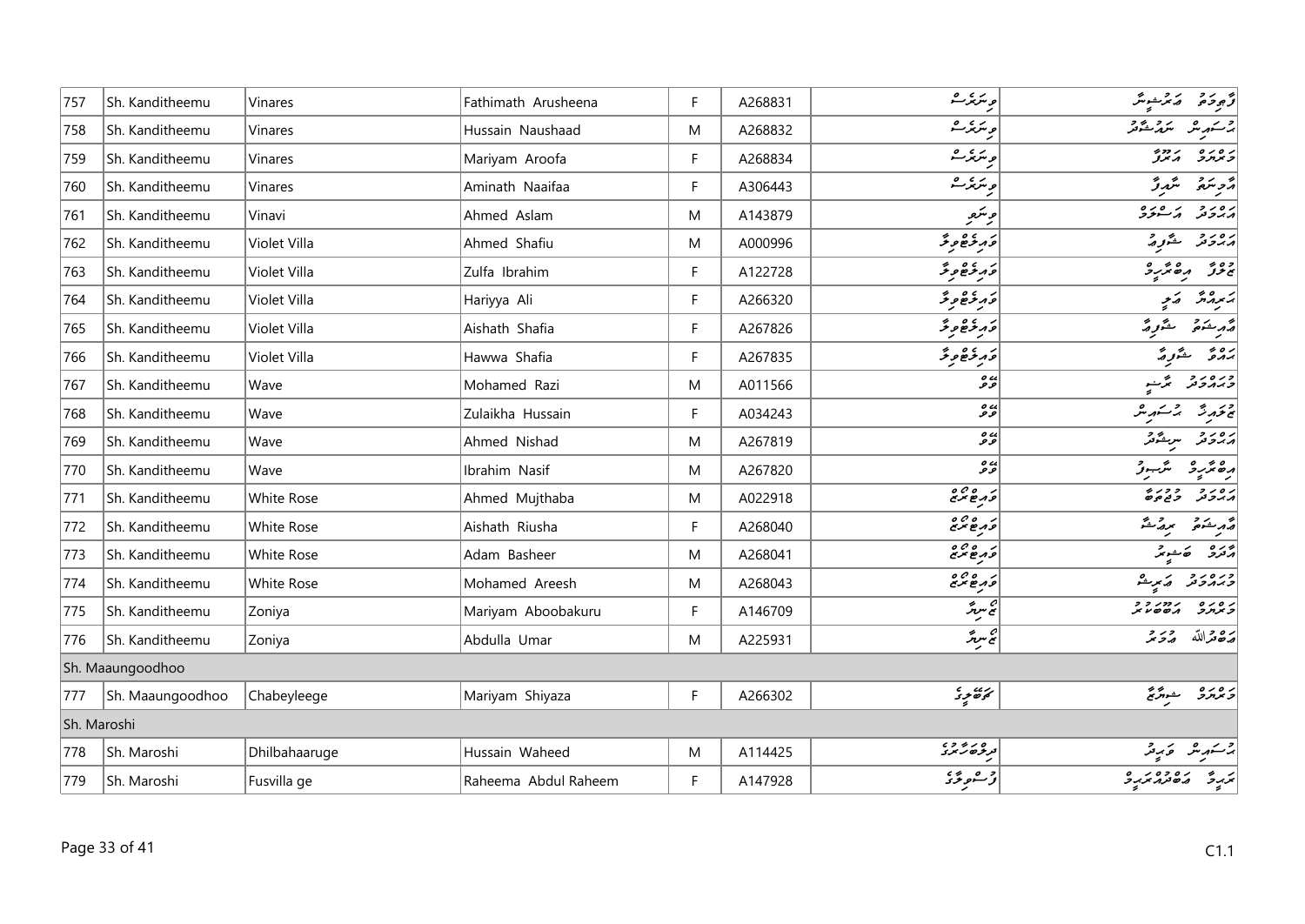| 757 | Sh. Kanditheemu | Vinares | Fathimath Arusheena | F | A268831 | ވިނަރެސް | ފާތިމަތު އަރުޝީނާ |
|---|---|---|---|---|---|---|---|
| 758 | Sh. Kanditheemu | Vinares | Hussain Naushaad | M | A268832 | ވިނަރެސް | ހުސައިން ނައުޝާދު |
| 759 | Sh. Kanditheemu | Vinares | Mariyam Aroofa | F | A268834 | ވިނަރެސް | މަރިޔަމް އަރޫފާ |
| 760 | Sh. Kanditheemu | Vinares | Aminath Naaifaa | F | A306443 | ވިނަރެސް | އާމިނަތު ނާއިފާ |
| 761 | Sh. Kanditheemu | Vinavi | Ahmed Aslam | M | A143879 | ވިނަވި | އަޙްމަދު އަސްލަމް |
| 762 | Sh. Kanditheemu | Violet Villa | Ahmed Shafiu | M | A000996 | ވައިލެޓްވިލާ | އަޙްމަދު ޝާފިޢު |
| 763 | Sh. Kanditheemu | Violet Villa | Zulfa Ibrahim | F | A122728 | ވައިލެޓްވިލާ | ޒުލްފާ އިބްރާހީމް |
| 764 | Sh. Kanditheemu | Violet Villa | Hariyya Ali | F | A266320 | ވައިލެޓްވިލާ | ހަރިއްޔާ އަލި |
| 765 | Sh. Kanditheemu | Violet Villa | Aishath Shafia | F | A267826 | ވައިލެޓްވިލާ | އާއިޝަތު ޝާފިޢާ |
| 766 | Sh. Kanditheemu | Violet Villa | Hawwa Shafia | F | A267835 | ވައިލެޓްވިލާ | ހައްވާ ޝާފިޢާ |
| 767 | Sh. Kanditheemu | Wave | Mohamed Razi | M | A011566 | ވޭވް | މުޙައްމަދު ރާޒީ |
| 768 | Sh. Kanditheemu | Wave | Zulaikha Hussain | F | A034243 | ވޭވް | ޒުލައިޚާ ހުސައިން |
| 769 | Sh. Kanditheemu | Wave | Ahmed Nishad | M | A267819 | ވޭވް | އަޙްމަދު ނިޝާދު |
| 770 | Sh. Kanditheemu | Wave | Ibrahim Nasif | M | A267820 | ވޭވް | އިބްރާހީމް ނާސިފު |
| 771 | Sh. Kanditheemu | White Rose | Ahmed Mujthaba | M | A022918 | ވައިޓްރޯޒް | އަޙްމަދު މުޖުތަބާ |
| 772 | Sh. Kanditheemu | White Rose | Aishath Riusha | F | A268040 | ވައިޓްރޯޒް | އާއިޝަތު ރިއުޝާ |
| 773 | Sh. Kanditheemu | White Rose | Adam Basheer | M | A268041 | ވައިޓްރޯޒް | އާދަމް ބަޝީރު |
| 774 | Sh. Kanditheemu | White Rose | Mohamed Areesh | M | A268043 | ވައިޓްރޯޒް | މުޙައްމަދު އަރީޝް |
| 775 | Sh. Kanditheemu | Zoniya | Mariyam Aboobakuru | F | A146709 | ޒޯނިޔާ | މަރިޔަމް އަބޫބަކުރު |
| 776 | Sh. Kanditheemu | Zoniya | Abdulla Umar | M | A225931 | ޒޯނިޔާ | އަބްދުاللہ އުމަރު |
| Sh. Maaungoodhoo | | | | | | | |
| 777 | Sh. Maaungoodhoo | Chabeyleege | Mariyam Shiyaza | F | A266302 | ޗަބޭލީގެ | މަރިޔަމް ޝިޔާޒާ |
| Sh. Maroshi | | | | | | | |
| 778 | Sh. Maroshi | Dhilbahaaruge | Hussain Waheed | M | A114425 | ދިލްބަހާރުގެ | ހުސައިން ވަޙީދު |
| 779 | Sh. Maroshi | Fusvilla ge | Raheema Abdul Raheem | F | A147928 | ފުސްވިލާގެ | ރަޙީމާ އަބްދުއްރަޙީމް |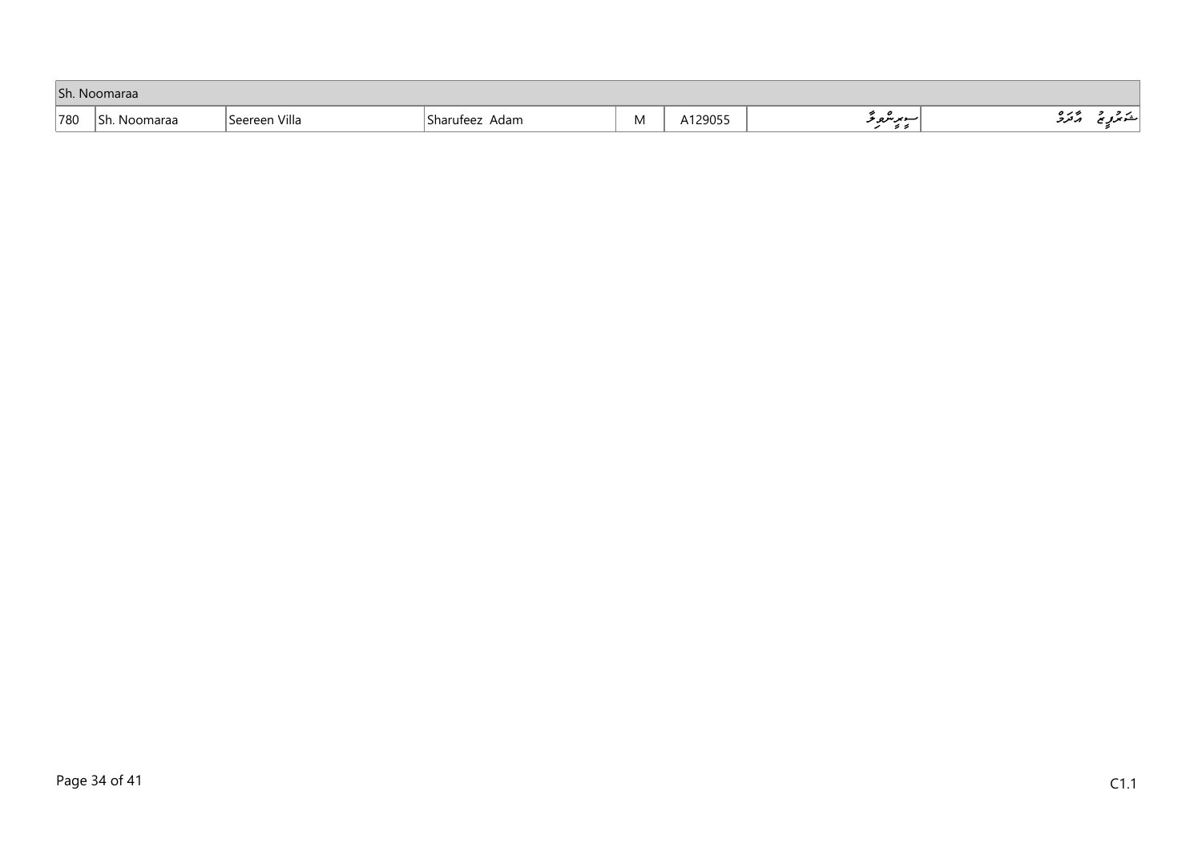| Sh. Noomaraa | | | | | | | |
|---|---|---|---|---|---|---|---|
| 780 | Sh. Noomaraa | Seereen Villa | Sharufeez Adam | M | A129055 | ސިރީންވިލާ | ޝަރުފީޒް އާދަމް |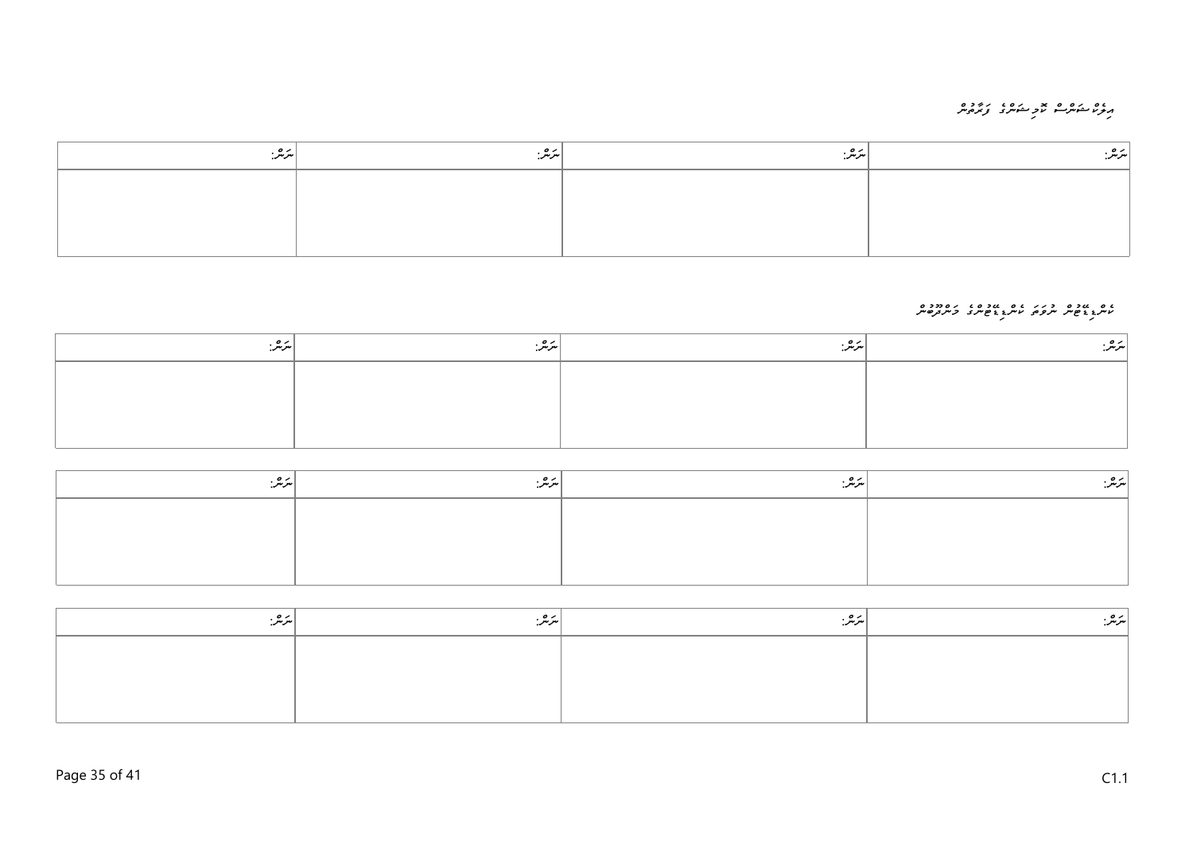# ޢިލްމީ ސަރަހައްދު ކޮމިޓީގެ މެންބަރުން

| ނަން: | ނަން: | ނަން: | ނަން: |
|---|---|---|---|
| | | | |

## ކުންފުނީގެ ނުވަތަ ކޯޕަރޭޓިވްގެ ވަރުދާރުން

| ނަން: | ނަން: | ނަން: | ނަން: |
|---|---|---|---|
| | | | |

| ނަން: | ނަން: | ނަން: | ނަން: |
|---|---|---|---|
| | | | |

| ނަން: | ނަން: | ނަން: | ނަން: |
|---|---|---|---|
| | | | |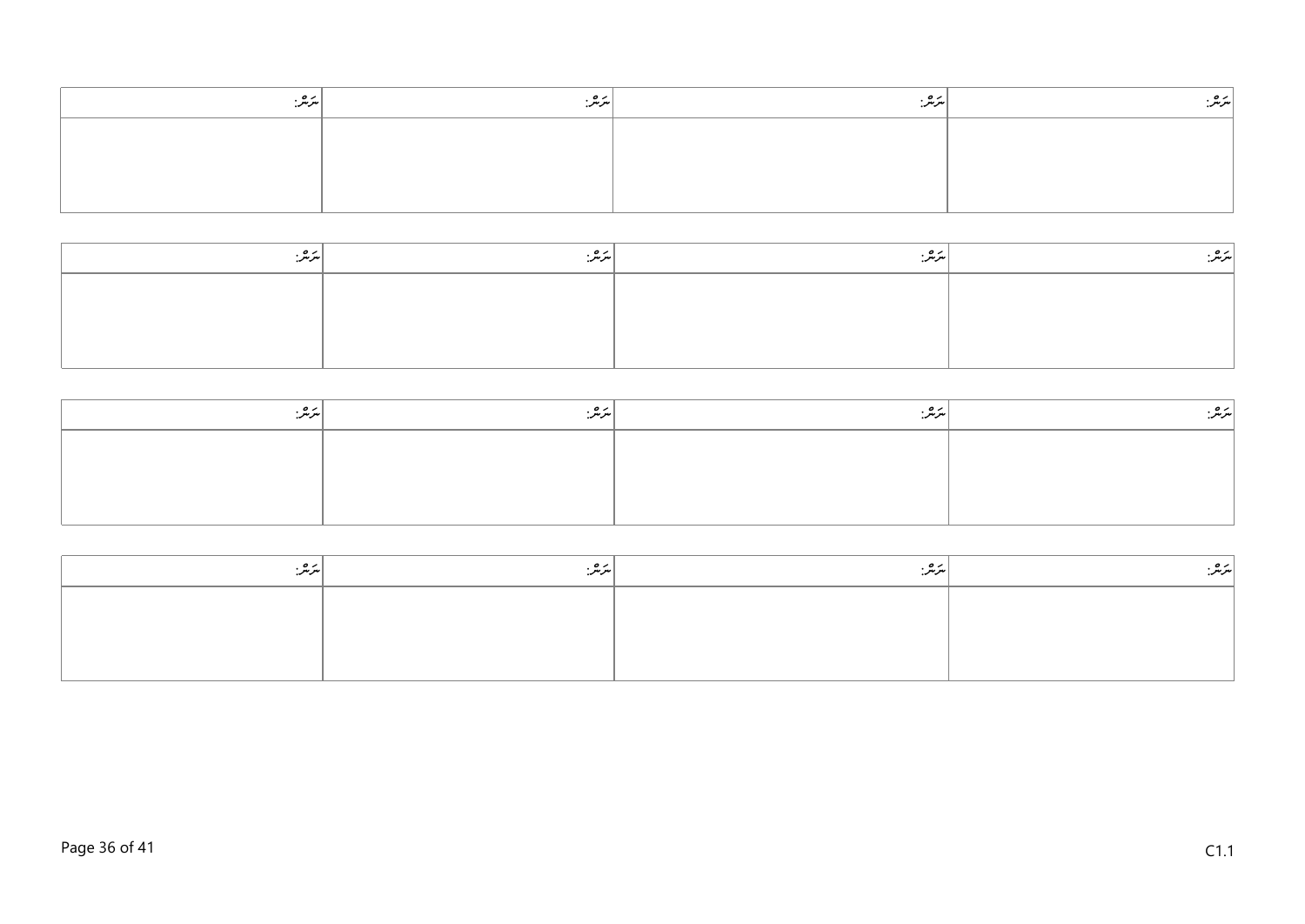| ނަރުތި: | ނަރުތި: | ނަރުތި: | ނަރުތި: |
|---|---|---|---|
| | | | |

| ނަރުތި: | ނަރުތި: | ނަރުތި: | ނަރުތި: |
|---|---|---|---|
| | | | |

| ނަރުތި: | ނަރުތި: | ނަރުތި: | ނަރުތި: |
|---|---|---|---|
| | | | |

| ނަރުތި: | ނަރުތި: | ނަރުތި: | ނަރުތި: |
|---|---|---|---|
| | | | |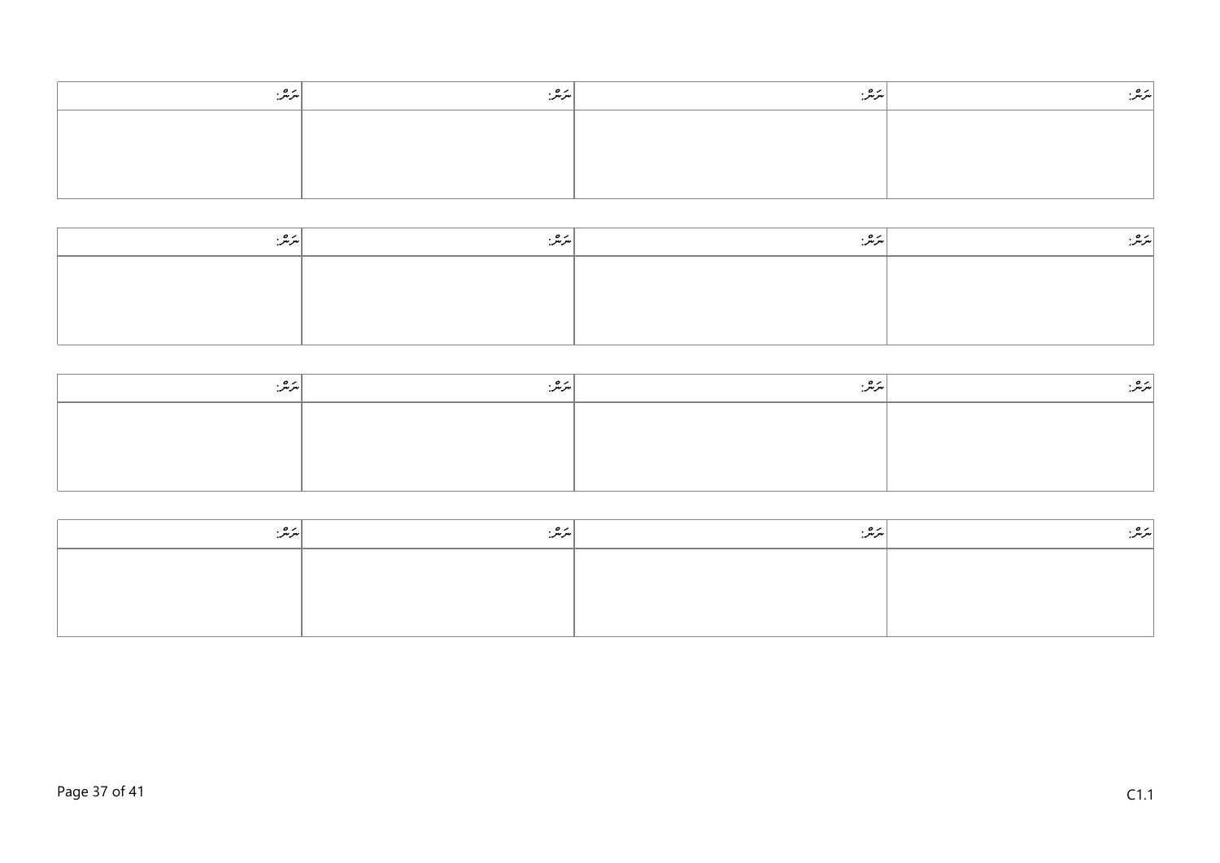| ނަންބަރު: | ނަންބަރު: | ނަންބަރު: | ނަންބަރު: |
|---|---|---|---|
| | | | |

| ނަންބަރު: | ނަންބަރު: | ނަންބަރު: | ނަންބަރު: |
|---|---|---|---|
| | | | |

| ނަންބަރު: | ނަންބަރު: | ނަންބަރު: | ނަންބަރު: |
|---|---|---|---|
| | | | |

| ނަންބަރު: | ނަންބަރު: | ނަންބަރު: | ނަންބަރު: |
|---|---|---|---|
| | | | |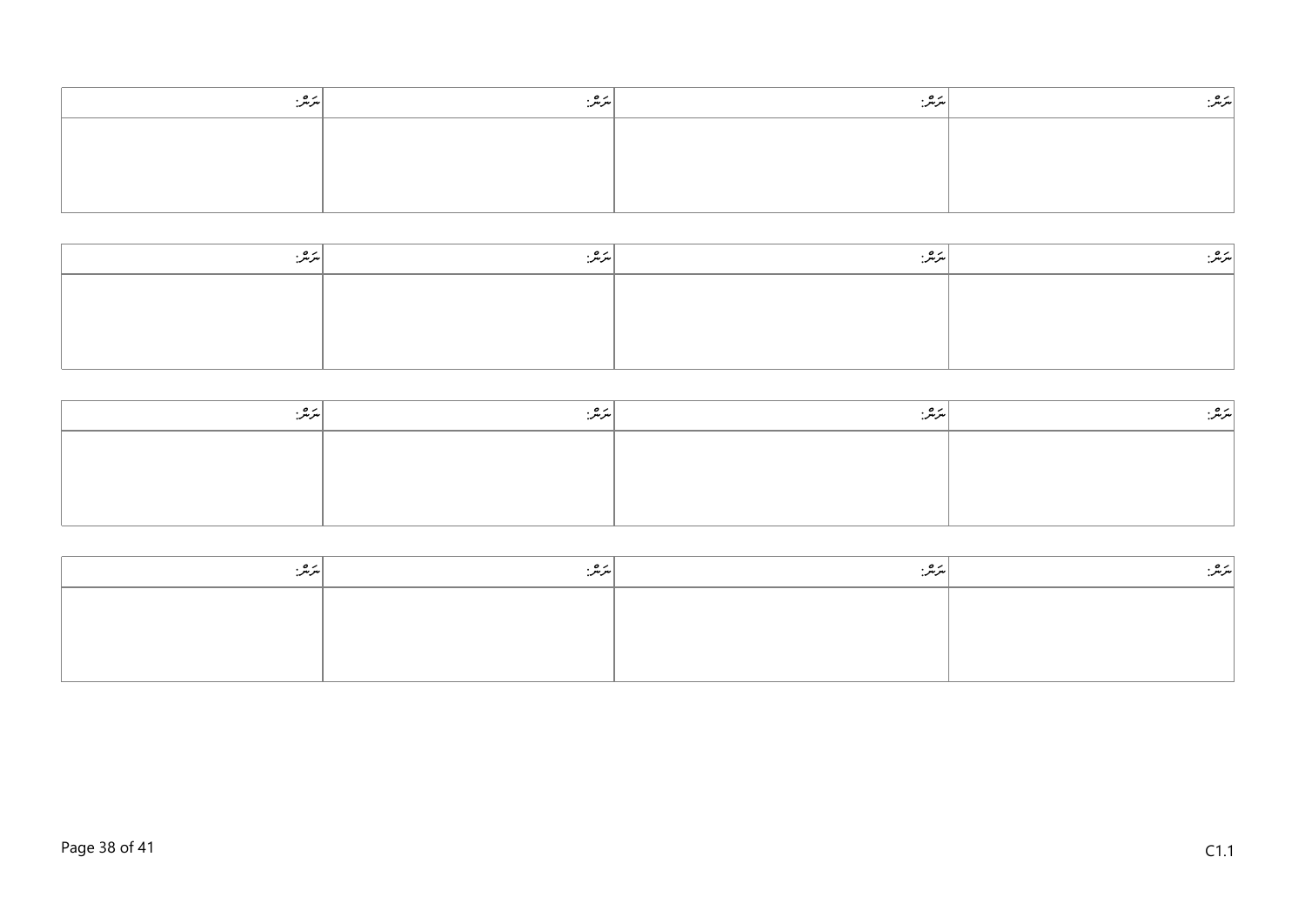| ނަރަށް: | ނަރަށް: | ނަރަށް: | ނަރަށް: |
|---|---|---|---|
| | | | |

| ނަރަށް: | ނަރަށް: | ނަރަށް: | ނަރަށް: |
|---|---|---|---|
| | | | |

| ނަރަށް: | ނަރަށް: | ނަރަށް: | ނަރަށް: |
|---|---|---|---|
| | | | |

| ނަރަށް: | ނަރަށް: | ނަރަށް: | ނަރަށް: |
|---|---|---|---|
| | | | |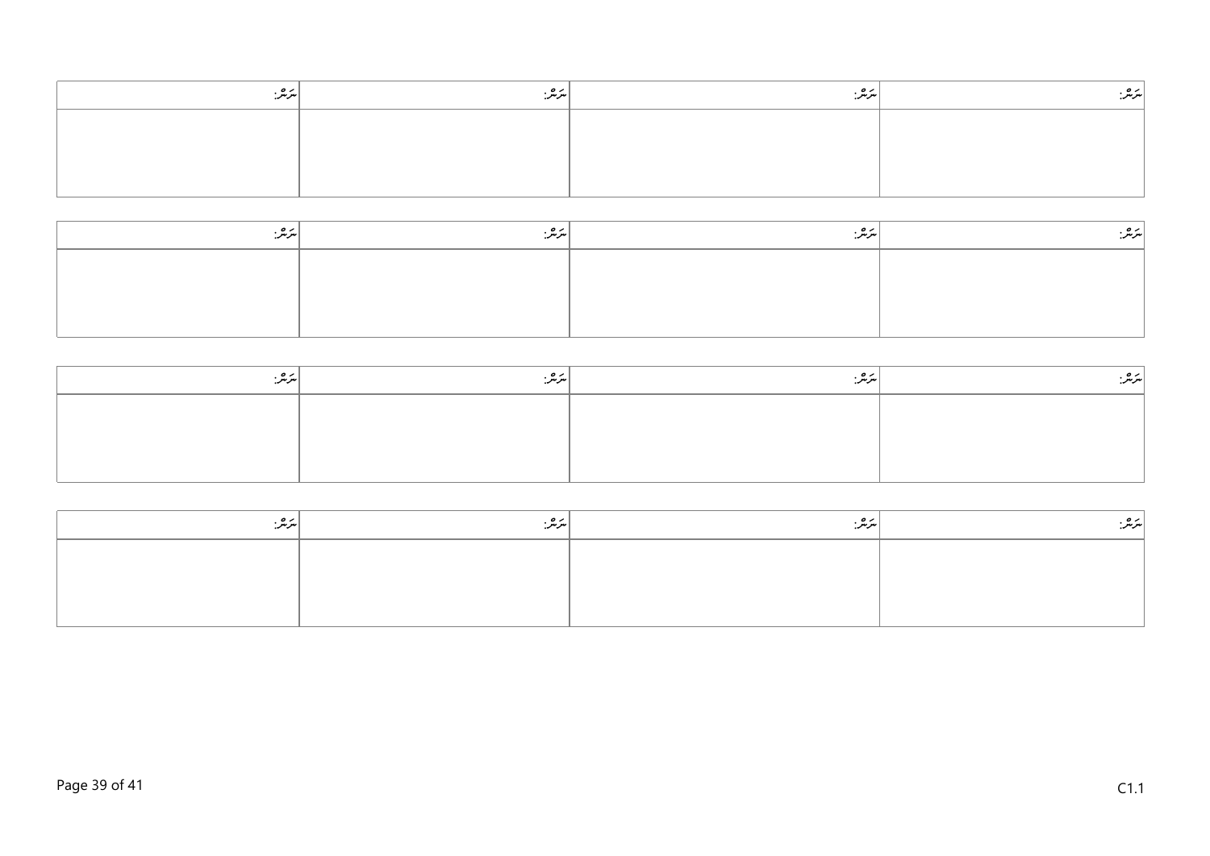| ނަރުދ: | ނަރުދ: | ނަރުދ: | ނަރުދ: |
| --- | --- | --- | --- |
| | | | |

| ނަރުދ: | ނަރުދ: | ނަރުދ: | ނަރުދ: |
| --- | --- | --- | --- |
| | | | |

| ނަރުދ: | ނަރުދ: | ނަރުދ: | ނަރުދ: |
| --- | --- | --- | --- |
| | | | |

| ނަރުދ: | ނަރުދ: | ނަރުދ: | ނަރުދ: |
| --- | --- | --- | --- |
| | | | |

C1.1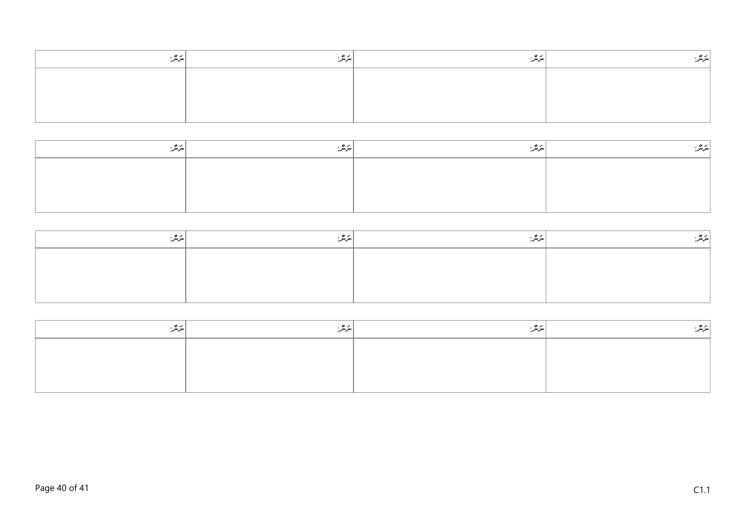| ނަންބަރ: | ނަންބަރ: | ނަންބަރ: | ނަންބަރ: |
|---|---|---|---|
| | | | |

| ނަންބަރ: | ނަންބަރ: | ނަންބަރ: | ނަންބަރ: |
|---|---|---|---|
| | | | |

| ނަންބަރ: | ނަންބަރ: | ނަންބަރ: | ނަންބަރ: |
|---|---|---|---|
| | | | |

| ނަންބަރ: | ނަންބަރ: | ނަންބަރ: | ނަންބަރ: |
|---|---|---|---|
| | | | |

C1.1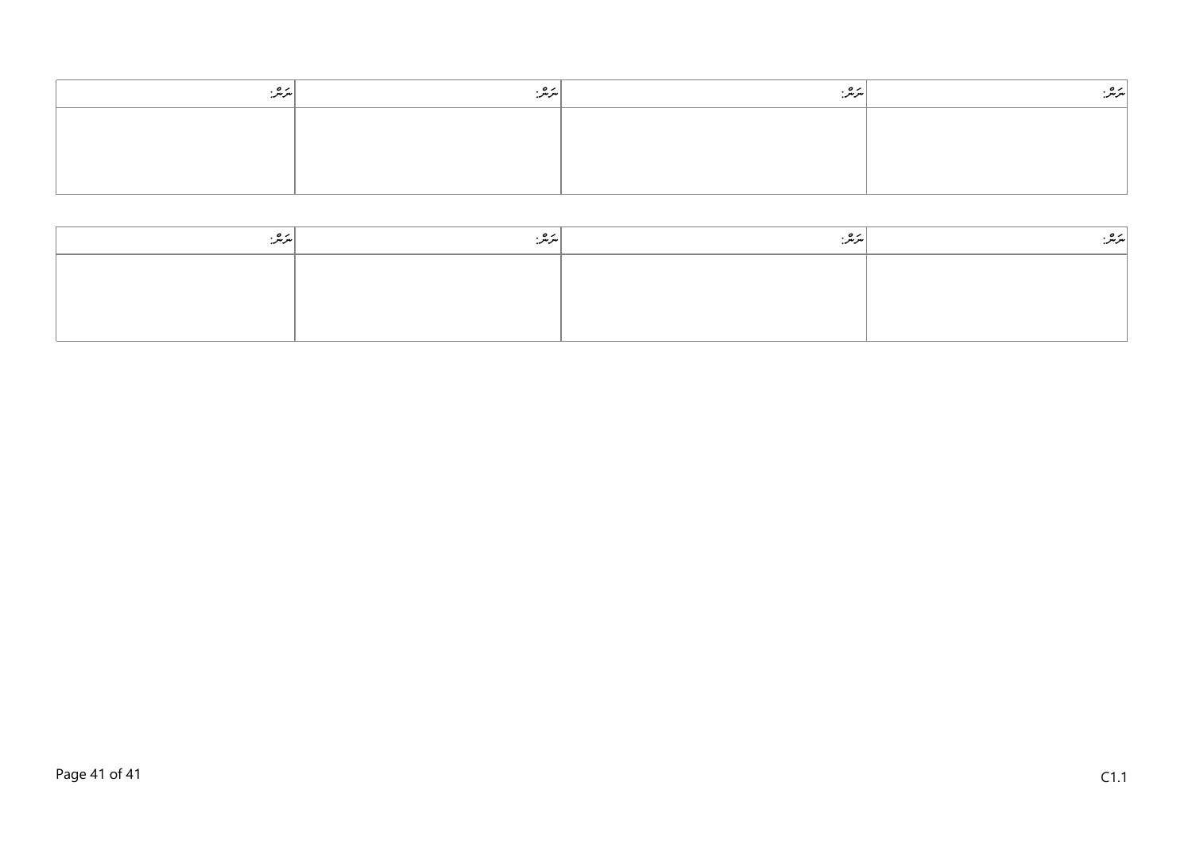| ނަންބަރު: | ނަންބަރު: | ނަންބަރު: | ނަންބަރު: |
| --- | --- | --- | --- |
| | | | |

| ނަންބަރު: | ނަންބަރު: | ނަންބަރު: | ނަންބަރު: |
| --- | --- | --- | --- |
| | | | |

C1.1